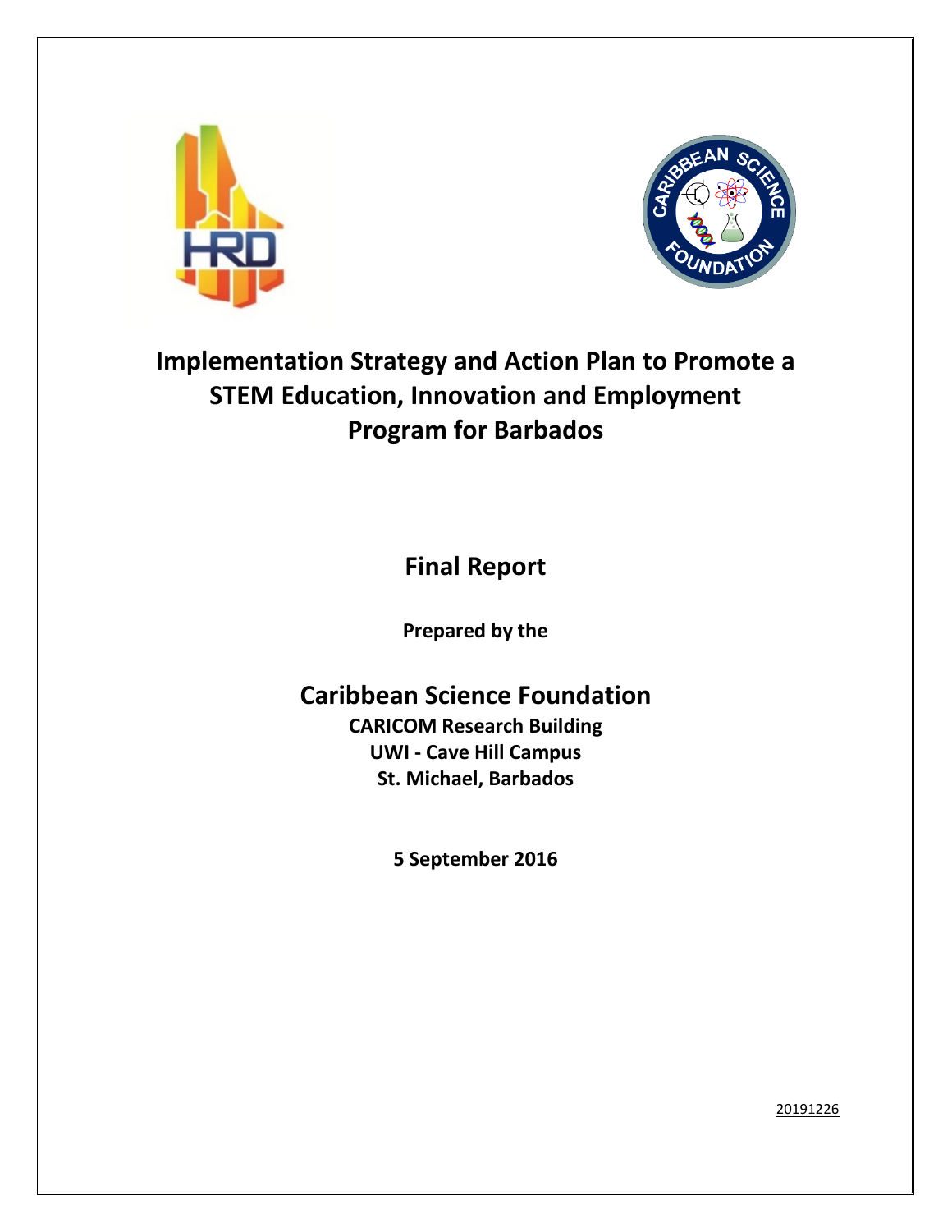# Implementation Strategy and Action Plan to Promote a STEM Education, Innovation and Employment Program for Barbados

## Final Report

**Prepared by the**

## Caribbean Science Foundation

**CARICOM Research Building**
**UWI - Cave Hill Campus**
**St. Michael, Barbados**

**5 September 2016**

20191226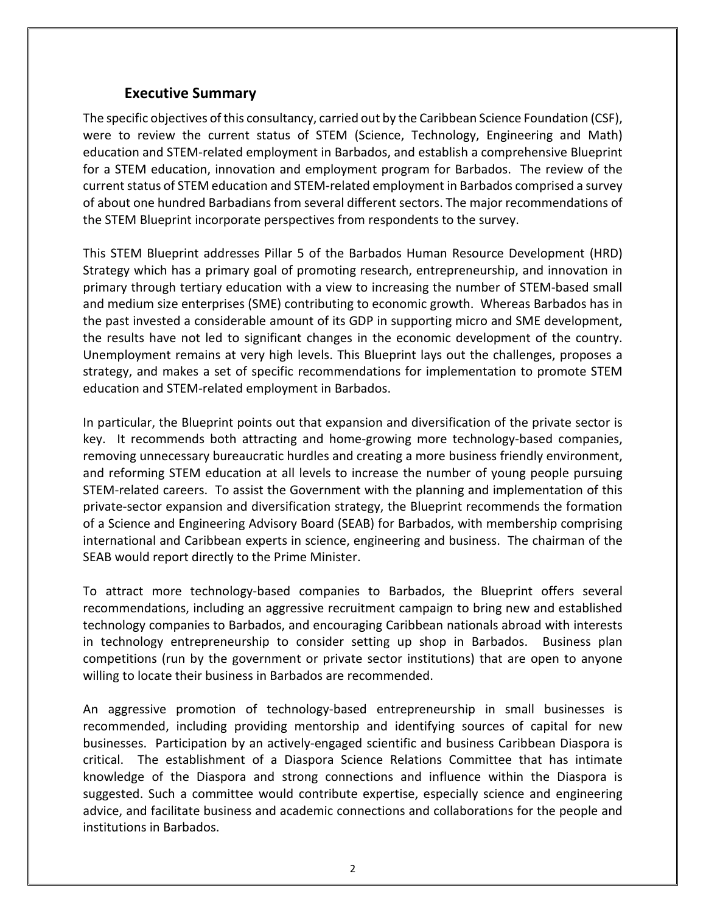## Executive Summary

The specific objectives of this consultancy, carried out by the Caribbean Science Foundation (CSF), were to review the current status of STEM (Science, Technology, Engineering and Math) education and STEM-related employment in Barbados, and establish a comprehensive Blueprint for a STEM education, innovation and employment program for Barbados. The review of the current status of STEM education and STEM-related employment in Barbados comprised a survey of about one hundred Barbadians from several different sectors. The major recommendations of the STEM Blueprint incorporate perspectives from respondents to the survey.

This STEM Blueprint addresses Pillar 5 of the Barbados Human Resource Development (HRD) Strategy which has a primary goal of promoting research, entrepreneurship, and innovation in primary through tertiary education with a view to increasing the number of STEM-based small and medium size enterprises (SME) contributing to economic growth. Whereas Barbados has in the past invested a considerable amount of its GDP in supporting micro and SME development, the results have not led to significant changes in the economic development of the country. Unemployment remains at very high levels. This Blueprint lays out the challenges, proposes a strategy, and makes a set of specific recommendations for implementation to promote STEM education and STEM-related employment in Barbados.

In particular, the Blueprint points out that expansion and diversification of the private sector is key. It recommends both attracting and home-growing more technology-based companies, removing unnecessary bureaucratic hurdles and creating a more business friendly environment, and reforming STEM education at all levels to increase the number of young people pursuing STEM-related careers. To assist the Government with the planning and implementation of this private-sector expansion and diversification strategy, the Blueprint recommends the formation of a Science and Engineering Advisory Board (SEAB) for Barbados, with membership comprising international and Caribbean experts in science, engineering and business. The chairman of the SEAB would report directly to the Prime Minister.

To attract more technology-based companies to Barbados, the Blueprint offers several recommendations, including an aggressive recruitment campaign to bring new and established technology companies to Barbados, and encouraging Caribbean nationals abroad with interests in technology entrepreneurship to consider setting up shop in Barbados. Business plan competitions (run by the government or private sector institutions) that are open to anyone willing to locate their business in Barbados are recommended.

An aggressive promotion of technology-based entrepreneurship in small businesses is recommended, including providing mentorship and identifying sources of capital for new businesses. Participation by an actively-engaged scientific and business Caribbean Diaspora is critical. The establishment of a Diaspora Science Relations Committee that has intimate knowledge of the Diaspora and strong connections and influence within the Diaspora is suggested. Such a committee would contribute expertise, especially science and engineering advice, and facilitate business and academic connections and collaborations for the people and institutions in Barbados.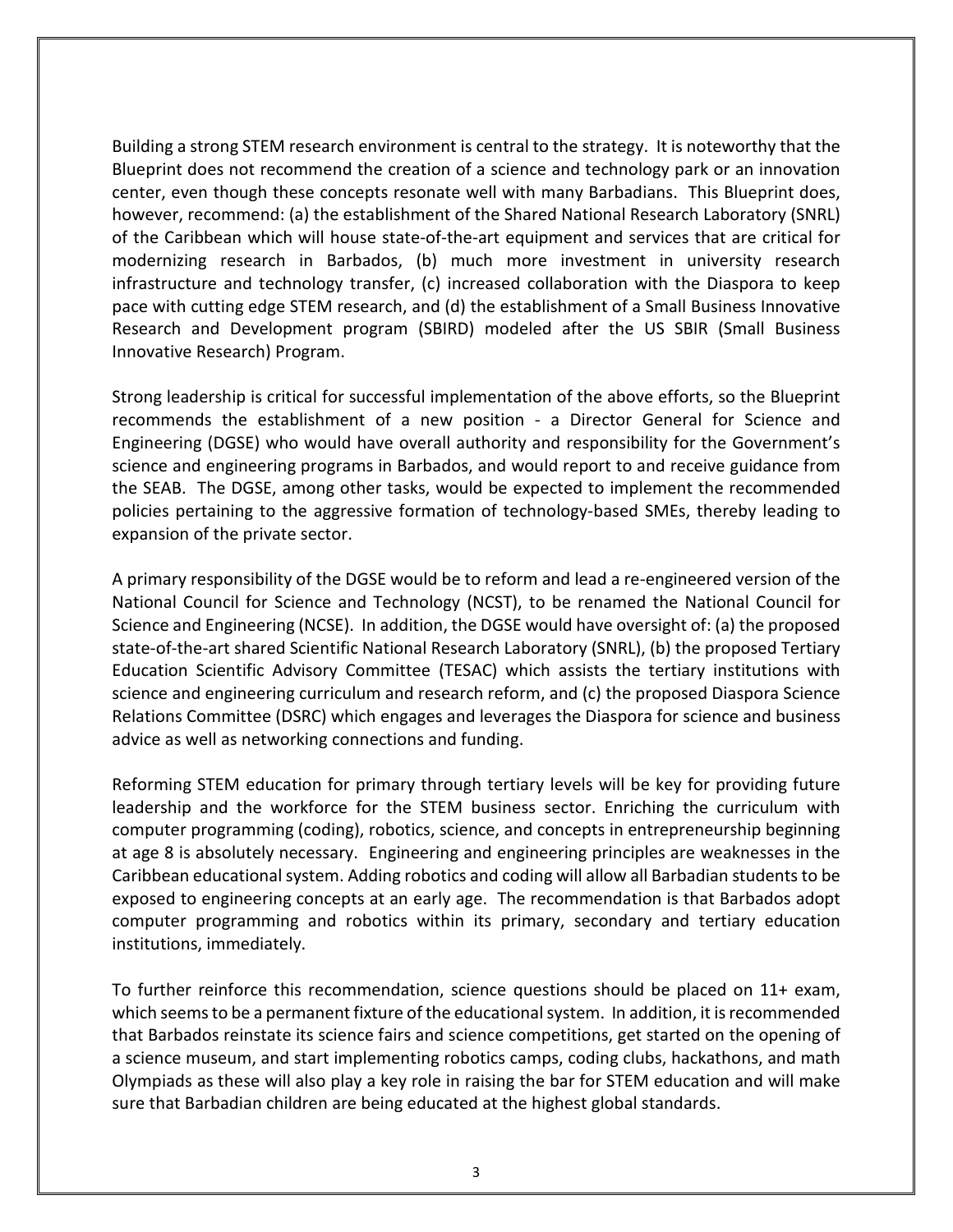Building a strong STEM research environment is central to the strategy. It is noteworthy that the Blueprint does not recommend the creation of a science and technology park or an innovation center, even though these concepts resonate well with many Barbadians. This Blueprint does, however, recommend: (a) the establishment of the Shared National Research Laboratory (SNRL) of the Caribbean which will house state-of-the-art equipment and services that are critical for modernizing research in Barbados, (b) much more investment in university research infrastructure and technology transfer, (c) increased collaboration with the Diaspora to keep pace with cutting edge STEM research, and (d) the establishment of a Small Business Innovative Research and Development program (SBIRD) modeled after the US SBIR (Small Business Innovative Research) Program.

Strong leadership is critical for successful implementation of the above efforts, so the Blueprint recommends the establishment of a new position - a Director General for Science and Engineering (DGSE) who would have overall authority and responsibility for the Government's science and engineering programs in Barbados, and would report to and receive guidance from the SEAB. The DGSE, among other tasks, would be expected to implement the recommended policies pertaining to the aggressive formation of technology-based SMEs, thereby leading to expansion of the private sector.

A primary responsibility of the DGSE would be to reform and lead a re-engineered version of the National Council for Science and Technology (NCST), to be renamed the National Council for Science and Engineering (NCSE). In addition, the DGSE would have oversight of: (a) the proposed state-of-the-art shared Scientific National Research Laboratory (SNRL), (b) the proposed Tertiary Education Scientific Advisory Committee (TESAC) which assists the tertiary institutions with science and engineering curriculum and research reform, and (c) the proposed Diaspora Science Relations Committee (DSRC) which engages and leverages the Diaspora for science and business advice as well as networking connections and funding.

Reforming STEM education for primary through tertiary levels will be key for providing future leadership and the workforce for the STEM business sector. Enriching the curriculum with computer programming (coding), robotics, science, and concepts in entrepreneurship beginning at age 8 is absolutely necessary. Engineering and engineering principles are weaknesses in the Caribbean educational system. Adding robotics and coding will allow all Barbadian students to be exposed to engineering concepts at an early age. The recommendation is that Barbados adopt computer programming and robotics within its primary, secondary and tertiary education institutions, immediately.

To further reinforce this recommendation, science questions should be placed on 11+ exam, which seems to be a permanent fixture of the educational system. In addition, it is recommended that Barbados reinstate its science fairs and science competitions, get started on the opening of a science museum, and start implementing robotics camps, coding clubs, hackathons, and math Olympiads as these will also play a key role in raising the bar for STEM education and will make sure that Barbadian children are being educated at the highest global standards.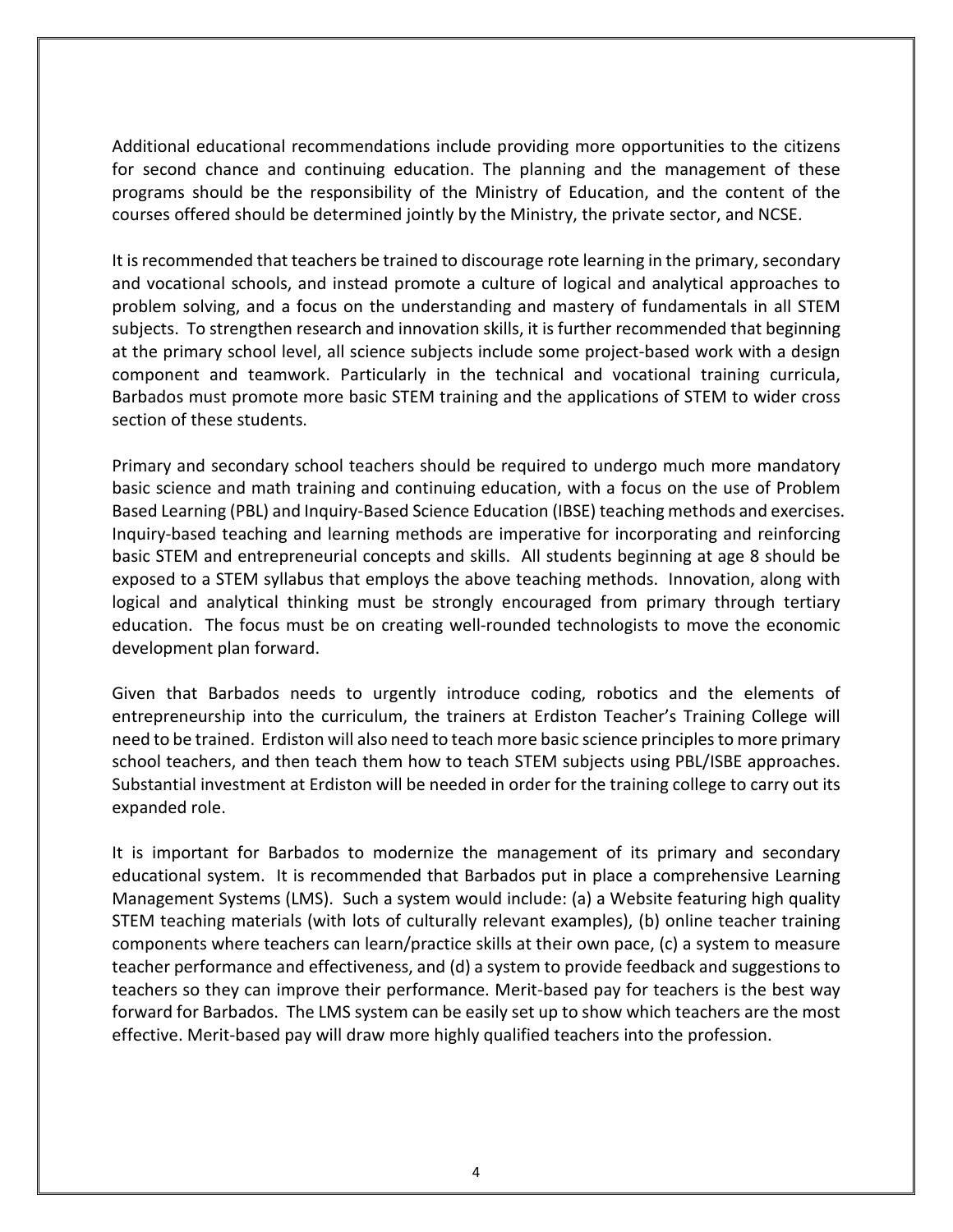Additional educational recommendations include providing more opportunities to the citizens for second chance and continuing education. The planning and the management of these programs should be the responsibility of the Ministry of Education, and the content of the courses offered should be determined jointly by the Ministry, the private sector, and NCSE.

It is recommended that teachers be trained to discourage rote learning in the primary, secondary and vocational schools, and instead promote a culture of logical and analytical approaches to problem solving, and a focus on the understanding and mastery of fundamentals in all STEM subjects. To strengthen research and innovation skills, it is further recommended that beginning at the primary school level, all science subjects include some project-based work with a design component and teamwork. Particularly in the technical and vocational training curricula, Barbados must promote more basic STEM training and the applications of STEM to wider cross section of these students.

Primary and secondary school teachers should be required to undergo much more mandatory basic science and math training and continuing education, with a focus on the use of Problem Based Learning (PBL) and Inquiry-Based Science Education (IBSE) teaching methods and exercises. Inquiry-based teaching and learning methods are imperative for incorporating and reinforcing basic STEM and entrepreneurial concepts and skills. All students beginning at age 8 should be exposed to a STEM syllabus that employs the above teaching methods. Innovation, along with logical and analytical thinking must be strongly encouraged from primary through tertiary education. The focus must be on creating well-rounded technologists to move the economic development plan forward.

Given that Barbados needs to urgently introduce coding, robotics and the elements of entrepreneurship into the curriculum, the trainers at Erdiston Teacher's Training College will need to be trained. Erdiston will also need to teach more basic science principles to more primary school teachers, and then teach them how to teach STEM subjects using PBL/ISBE approaches. Substantial investment at Erdiston will be needed in order for the training college to carry out its expanded role.

It is important for Barbados to modernize the management of its primary and secondary educational system. It is recommended that Barbados put in place a comprehensive Learning Management Systems (LMS). Such a system would include: (a) a Website featuring high quality STEM teaching materials (with lots of culturally relevant examples), (b) online teacher training components where teachers can learn/practice skills at their own pace, (c) a system to measure teacher performance and effectiveness, and (d) a system to provide feedback and suggestions to teachers so they can improve their performance. Merit-based pay for teachers is the best way forward for Barbados. The LMS system can be easily set up to show which teachers are the most effective. Merit-based pay will draw more highly qualified teachers into the profession.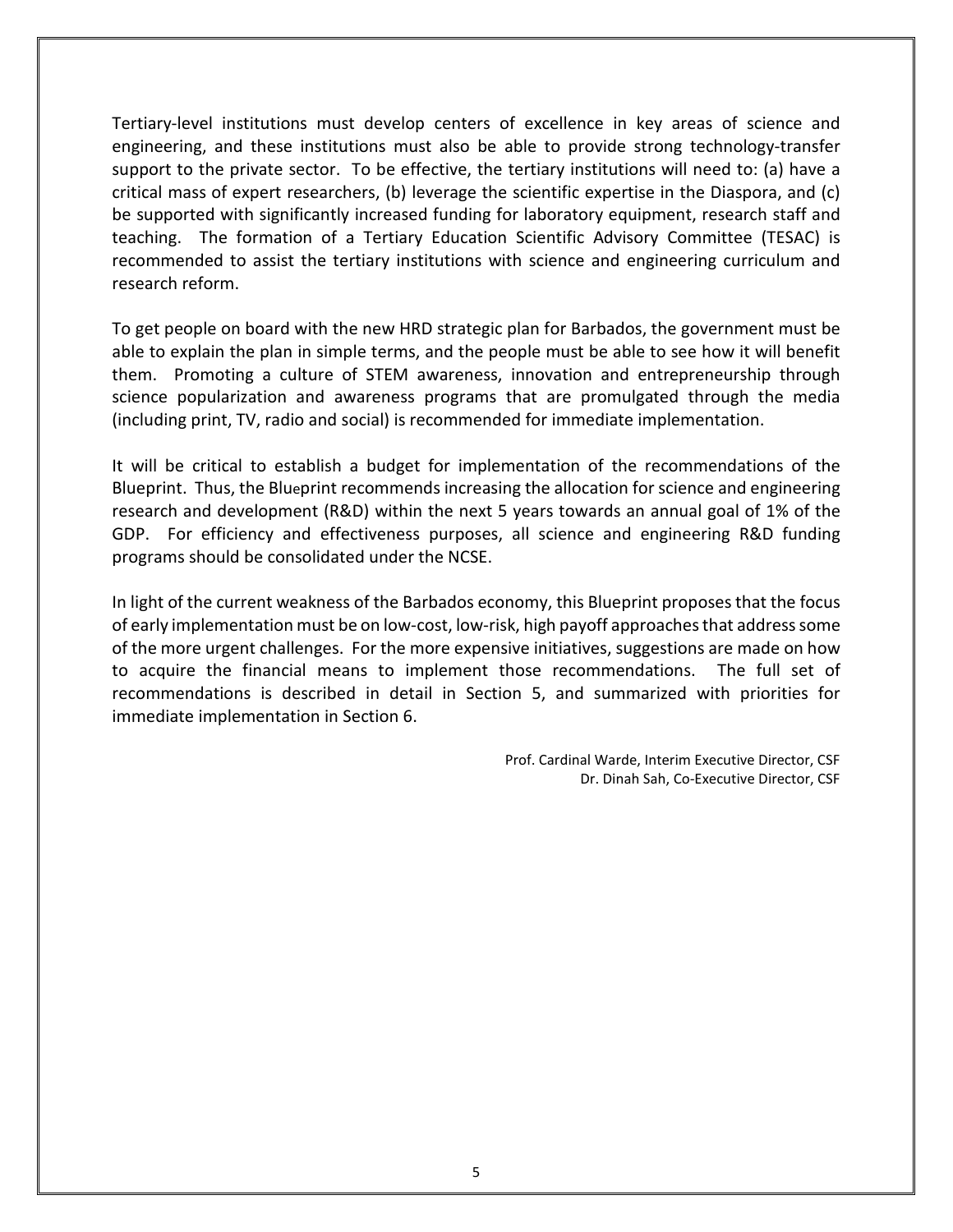Tertiary-level institutions must develop centers of excellence in key areas of science and engineering, and these institutions must also be able to provide strong technology-transfer support to the private sector. To be effective, the tertiary institutions will need to: (a) have a critical mass of expert researchers, (b) leverage the scientific expertise in the Diaspora, and (c) be supported with significantly increased funding for laboratory equipment, research staff and teaching. The formation of a Tertiary Education Scientific Advisory Committee (TESAC) is recommended to assist the tertiary institutions with science and engineering curriculum and research reform.

To get people on board with the new HRD strategic plan for Barbados, the government must be able to explain the plan in simple terms, and the people must be able to see how it will benefit them. Promoting a culture of STEM awareness, innovation and entrepreneurship through science popularization and awareness programs that are promulgated through the media (including print, TV, radio and social) is recommended for immediate implementation.

It will be critical to establish a budget for implementation of the recommendations of the Blueprint. Thus, the Blueprint recommends increasing the allocation for science and engineering research and development (R&D) within the next 5 years towards an annual goal of 1% of the GDP. For efficiency and effectiveness purposes, all science and engineering R&D funding programs should be consolidated under the NCSE.

In light of the current weakness of the Barbados economy, this Blueprint proposes that the focus of early implementation must be on low-cost, low-risk, high payoff approaches that address some of the more urgent challenges. For the more expensive initiatives, suggestions are made on how to acquire the financial means to implement those recommendations. The full set of recommendations is described in detail in Section 5, and summarized with priorities for immediate implementation in Section 6.

Prof. Cardinal Warde, Interim Executive Director, CSF
Dr. Dinah Sah, Co-Executive Director, CSF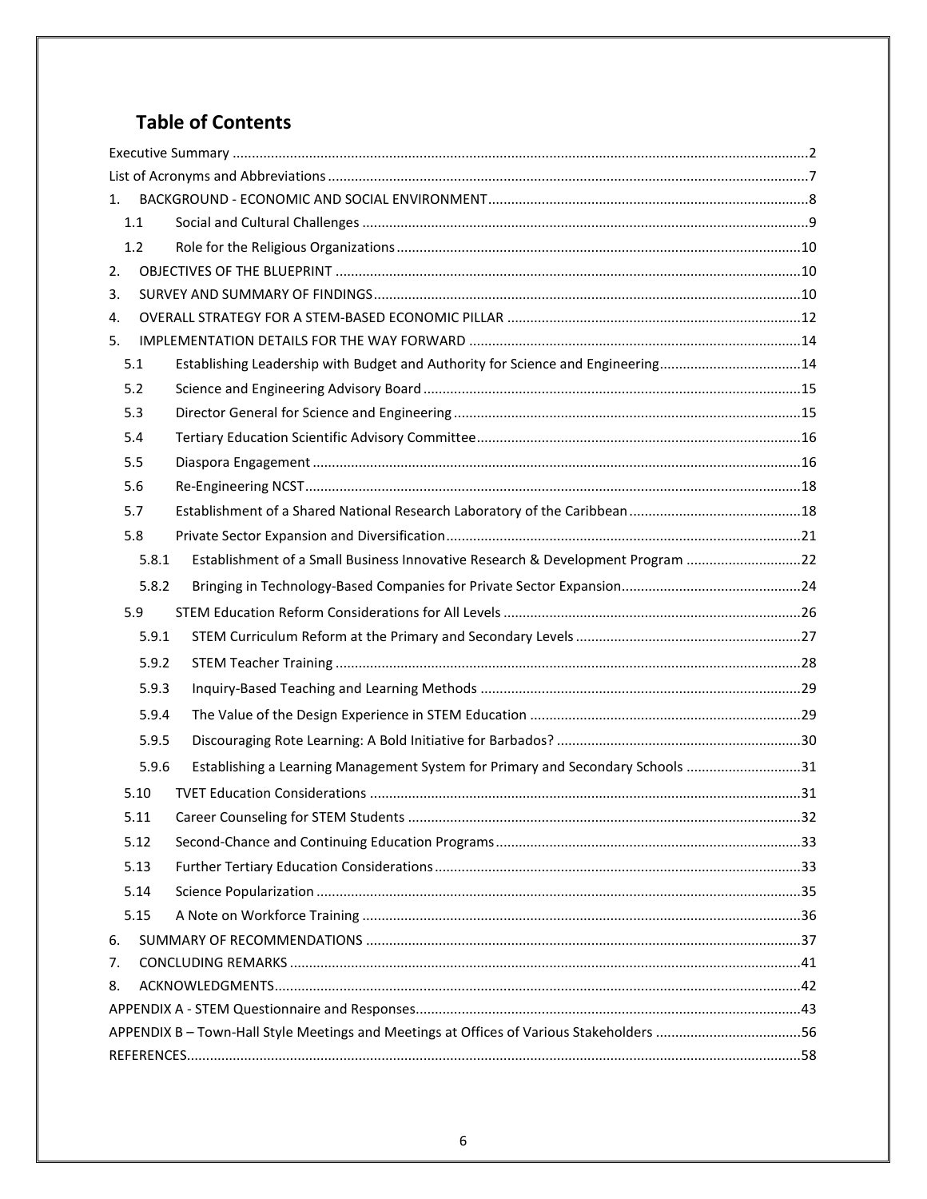## Table of Contents

Executive Summary ..... 2
List of Acronyms and Abbreviations ..... 7
1. BACKGROUND - ECONOMIC AND SOCIAL ENVIRONMENT ..... 8
   - 1.1 Social and Cultural Challenges ..... 9
   - 1.2 Role for the Religious Organizations ..... 10
2. OBJECTIVES OF THE BLUEPRINT ..... 10
3. SURVEY AND SUMMARY OF FINDINGS ..... 10
4. OVERALL STRATEGY FOR A STEM-BASED ECONOMIC PILLAR ..... 12
5. IMPLEMENTATION DETAILS FOR THE WAY FORWARD ..... 14
   - 5.1 Establishing Leadership with Budget and Authority for Science and Engineering ..... 14
   - 5.2 Science and Engineering Advisory Board ..... 15
   - 5.3 Director General for Science and Engineering ..... 15
   - 5.4 Tertiary Education Scientific Advisory Committee ..... 16
   - 5.5 Diaspora Engagement ..... 16
   - 5.6 Re-Engineering NCST ..... 18
   - 5.7 Establishment of a Shared National Research Laboratory of the Caribbean ..... 18
   - 5.8 Private Sector Expansion and Diversification ..... 21
     - 5.8.1 Establishment of a Small Business Innovative Research & Development Program ..... 22
     - 5.8.2 Bringing in Technology-Based Companies for Private Sector Expansion ..... 24
   - 5.9 STEM Education Reform Considerations for All Levels ..... 26
     - 5.9.1 STEM Curriculum Reform at the Primary and Secondary Levels ..... 27
     - 5.9.2 STEM Teacher Training ..... 28
     - 5.9.3 Inquiry-Based Teaching and Learning Methods ..... 29
     - 5.9.4 The Value of the Design Experience in STEM Education ..... 29
     - 5.9.5 Discouraging Rote Learning: A Bold Initiative for Barbados? ..... 30
     - 5.9.6 Establishing a Learning Management System for Primary and Secondary Schools ..... 31
   - 5.10 TVET Education Considerations ..... 31
   - 5.11 Career Counseling for STEM Students ..... 32
   - 5.12 Second-Chance and Continuing Education Programs ..... 33
   - 5.13 Further Tertiary Education Considerations ..... 33
   - 5.14 Science Popularization ..... 35
   - 5.15 A Note on Workforce Training ..... 36
6. SUMMARY OF RECOMMENDATIONS ..... 37
7. CONCLUDING REMARKS ..... 41
8. ACKNOWLEDGMENTS ..... 42

APPENDIX A - STEM Questionnaire and Responses ..... 43
APPENDIX B – Town-Hall Style Meetings and Meetings at Offices of Various Stakeholders ..... 56
REFERENCES ..... 58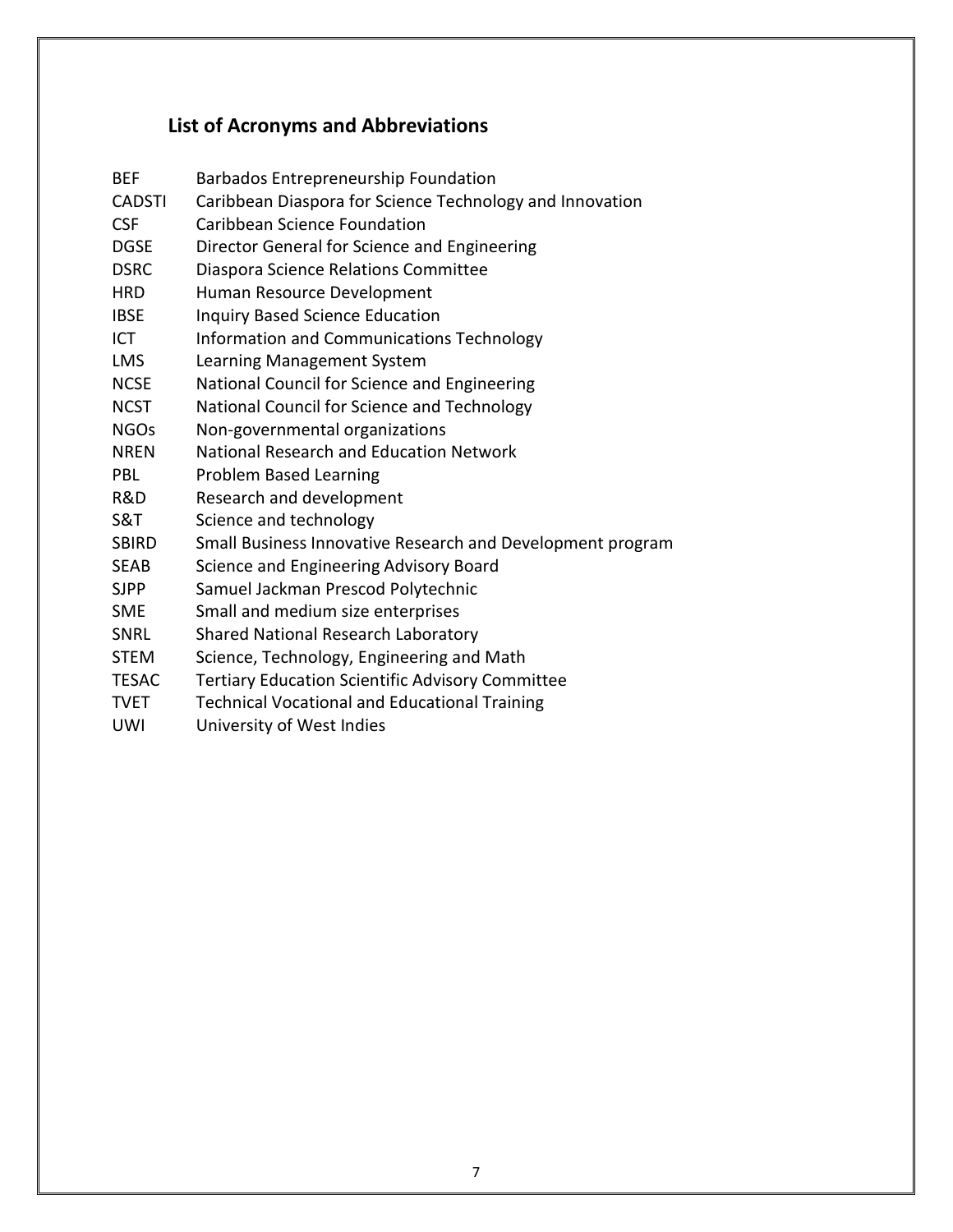## List of Acronyms and Abbreviations

| | |
|---|---|
| BEF | Barbados Entrepreneurship Foundation |
| CADSTI | Caribbean Diaspora for Science Technology and Innovation |
| CSF | Caribbean Science Foundation |
| DGSE | Director General for Science and Engineering |
| DSRC | Diaspora Science Relations Committee |
| HRD | Human Resource Development |
| IBSE | Inquiry Based Science Education |
| ICT | Information and Communications Technology |
| LMS | Learning Management System |
| NCSE | National Council for Science and Engineering |
| NCST | National Council for Science and Technology |
| NGOs | Non-governmental organizations |
| NREN | National Research and Education Network |
| PBL | Problem Based Learning |
| R&D | Research and development |
| S&T | Science and technology |
| SBIRD | Small Business Innovative Research and Development program |
| SEAB | Science and Engineering Advisory Board |
| SJPP | Samuel Jackman Prescod Polytechnic |
| SME | Small and medium size enterprises |
| SNRL | Shared National Research Laboratory |
| STEM | Science, Technology, Engineering and Math |
| TESAC | Tertiary Education Scientific Advisory Committee |
| TVET | Technical Vocational and Educational Training |
| UWI | University of West Indies |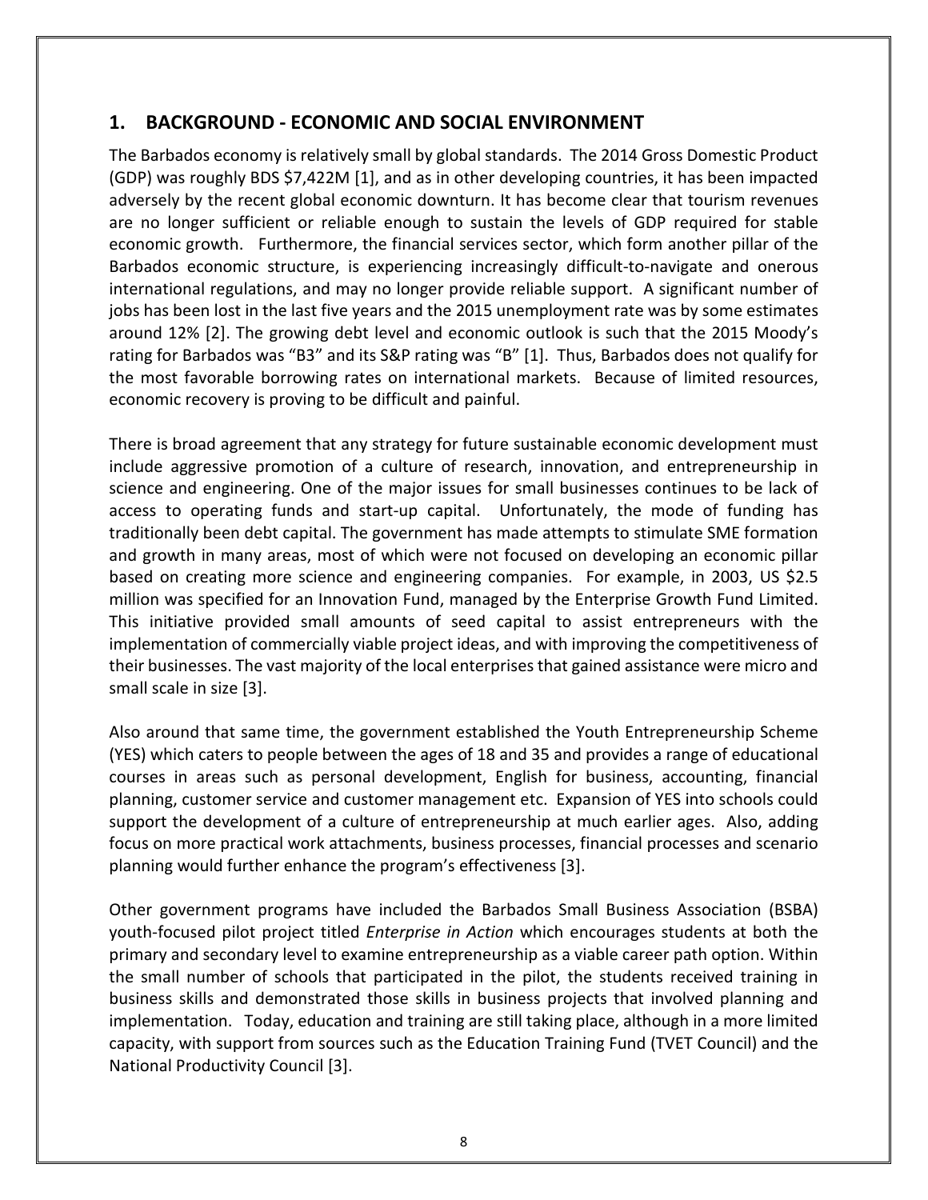## 1. BACKGROUND - ECONOMIC AND SOCIAL ENVIRONMENT

The Barbados economy is relatively small by global standards. The 2014 Gross Domestic Product (GDP) was roughly BDS $7,422M [1], and as in other developing countries, it has been impacted adversely by the recent global economic downturn. It has become clear that tourism revenues are no longer sufficient or reliable enough to sustain the levels of GDP required for stable economic growth. Furthermore, the financial services sector, which form another pillar of the Barbados economic structure, is experiencing increasingly difficult-to-navigate and onerous international regulations, and may no longer provide reliable support. A significant number of jobs has been lost in the last five years and the 2015 unemployment rate was by some estimates around 12% [2]. The growing debt level and economic outlook is such that the 2015 Moody's rating for Barbados was "B3" and its S&P rating was "B" [1]. Thus, Barbados does not qualify for the most favorable borrowing rates on international markets. Because of limited resources, economic recovery is proving to be difficult and painful.

There is broad agreement that any strategy for future sustainable economic development must include aggressive promotion of a culture of research, innovation, and entrepreneurship in science and engineering. One of the major issues for small businesses continues to be lack of access to operating funds and start-up capital. Unfortunately, the mode of funding has traditionally been debt capital. The government has made attempts to stimulate SME formation and growth in many areas, most of which were not focused on developing an economic pillar based on creating more science and engineering companies. For example, in 2003, US $2.5 million was specified for an Innovation Fund, managed by the Enterprise Growth Fund Limited. This initiative provided small amounts of seed capital to assist entrepreneurs with the implementation of commercially viable project ideas, and with improving the competitiveness of their businesses. The vast majority of the local enterprises that gained assistance were micro and small scale in size [3].

Also around that same time, the government established the Youth Entrepreneurship Scheme (YES) which caters to people between the ages of 18 and 35 and provides a range of educational courses in areas such as personal development, English for business, accounting, financial planning, customer service and customer management etc. Expansion of YES into schools could support the development of a culture of entrepreneurship at much earlier ages. Also, adding focus on more practical work attachments, business processes, financial processes and scenario planning would further enhance the program's effectiveness [3].

Other government programs have included the Barbados Small Business Association (BSBA) youth-focused pilot project titled *Enterprise in Action* which encourages students at both the primary and secondary level to examine entrepreneurship as a viable career path option. Within the small number of schools that participated in the pilot, the students received training in business skills and demonstrated those skills in business projects that involved planning and implementation. Today, education and training are still taking place, although in a more limited capacity, with support from sources such as the Education Training Fund (TVET Council) and the National Productivity Council [3].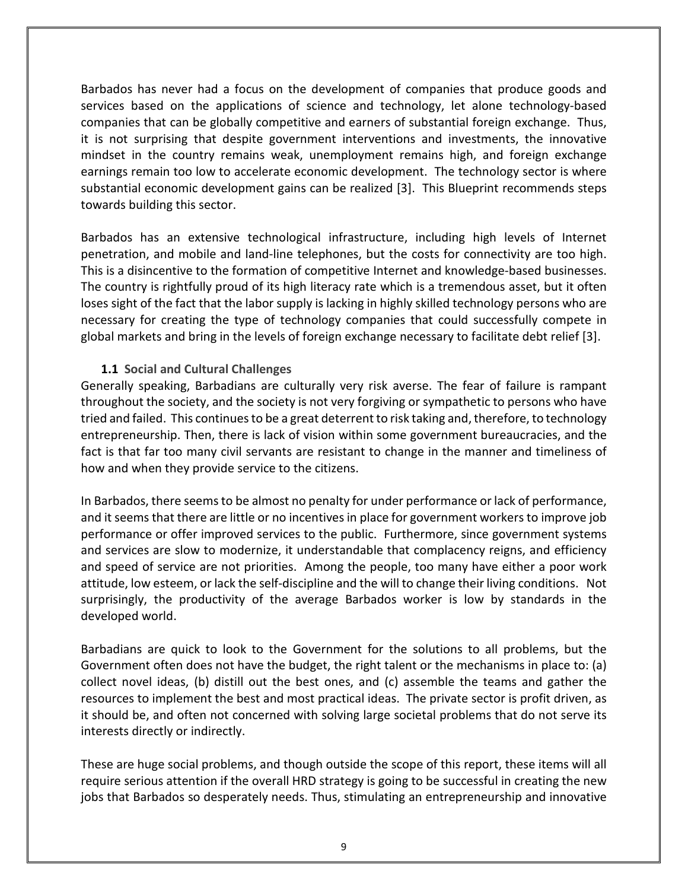Barbados has never had a focus on the development of companies that produce goods and services based on the applications of science and technology, let alone technology-based companies that can be globally competitive and earners of substantial foreign exchange. Thus, it is not surprising that despite government interventions and investments, the innovative mindset in the country remains weak, unemployment remains high, and foreign exchange earnings remain too low to accelerate economic development. The technology sector is where substantial economic development gains can be realized [3]. This Blueprint recommends steps towards building this sector.

Barbados has an extensive technological infrastructure, including high levels of Internet penetration, and mobile and land-line telephones, but the costs for connectivity are too high. This is a disincentive to the formation of competitive Internet and knowledge-based businesses. The country is rightfully proud of its high literacy rate which is a tremendous asset, but it often loses sight of the fact that the labor supply is lacking in highly skilled technology persons who are necessary for creating the type of technology companies that could successfully compete in global markets and bring in the levels of foreign exchange necessary to facilitate debt relief [3].

### 1.1 Social and Cultural Challenges

Generally speaking, Barbadians are culturally very risk averse. The fear of failure is rampant throughout the society, and the society is not very forgiving or sympathetic to persons who have tried and failed. This continues to be a great deterrent to risk taking and, therefore, to technology entrepreneurship. Then, there is lack of vision within some government bureaucracies, and the fact is that far too many civil servants are resistant to change in the manner and timeliness of how and when they provide service to the citizens.

In Barbados, there seems to be almost no penalty for under performance or lack of performance, and it seems that there are little or no incentives in place for government workers to improve job performance or offer improved services to the public. Furthermore, since government systems and services are slow to modernize, it understandable that complacency reigns, and efficiency and speed of service are not priorities. Among the people, too many have either a poor work attitude, low esteem, or lack the self-discipline and the will to change their living conditions. Not surprisingly, the productivity of the average Barbados worker is low by standards in the developed world.

Barbadians are quick to look to the Government for the solutions to all problems, but the Government often does not have the budget, the right talent or the mechanisms in place to: (a) collect novel ideas, (b) distill out the best ones, and (c) assemble the teams and gather the resources to implement the best and most practical ideas. The private sector is profit driven, as it should be, and often not concerned with solving large societal problems that do not serve its interests directly or indirectly.

These are huge social problems, and though outside the scope of this report, these items will all require serious attention if the overall HRD strategy is going to be successful in creating the new jobs that Barbados so desperately needs. Thus, stimulating an entrepreneurship and innovative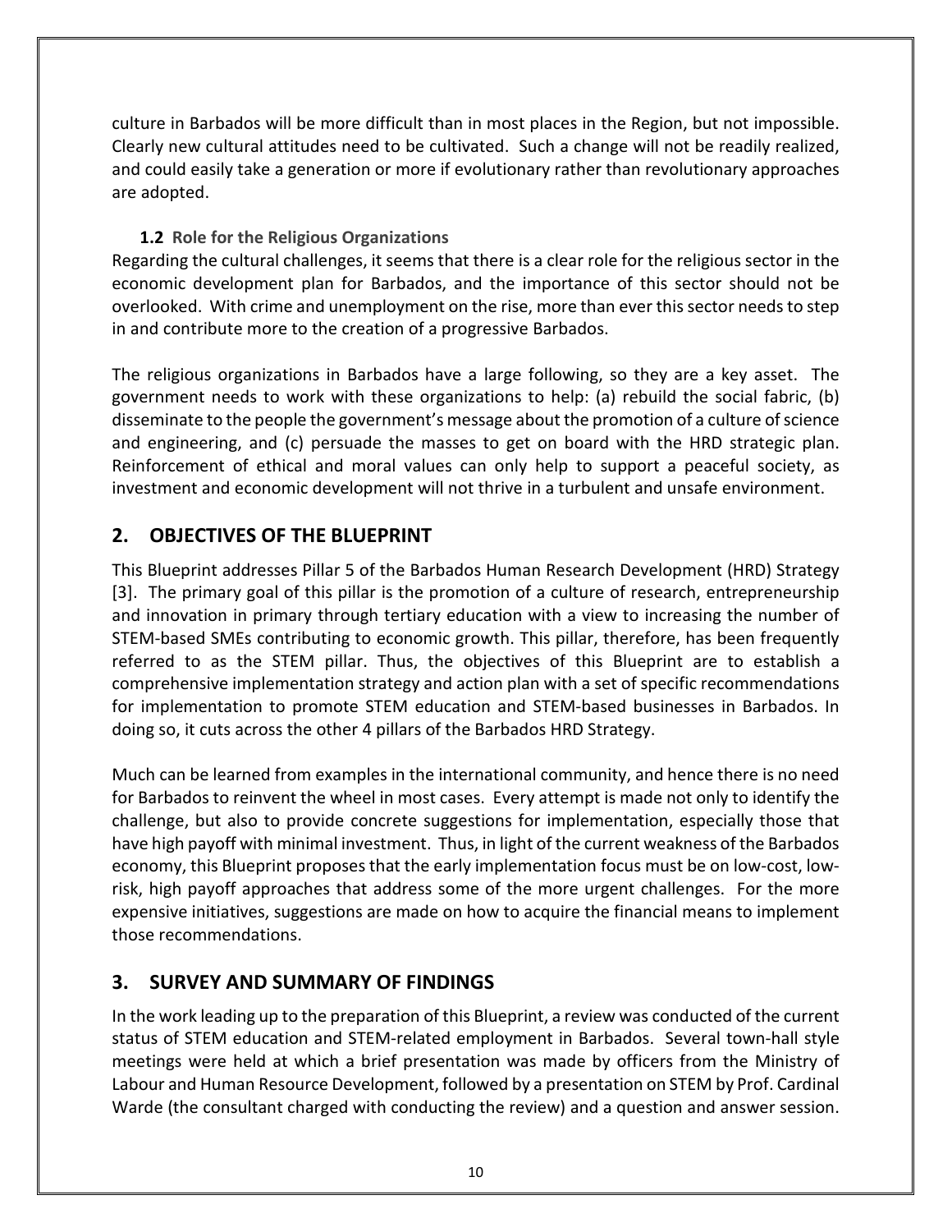culture in Barbados will be more difficult than in most places in the Region, but not impossible. Clearly new cultural attitudes need to be cultivated. Such a change will not be readily realized, and could easily take a generation or more if evolutionary rather than revolutionary approaches are adopted.

### 1.2 Role for the Religious Organizations

Regarding the cultural challenges, it seems that there is a clear role for the religious sector in the economic development plan for Barbados, and the importance of this sector should not be overlooked. With crime and unemployment on the rise, more than ever this sector needs to step in and contribute more to the creation of a progressive Barbados.

The religious organizations in Barbados have a large following, so they are a key asset. The government needs to work with these organizations to help: (a) rebuild the social fabric, (b) disseminate to the people the government's message about the promotion of a culture of science and engineering, and (c) persuade the masses to get on board with the HRD strategic plan. Reinforcement of ethical and moral values can only help to support a peaceful society, as investment and economic development will not thrive in a turbulent and unsafe environment.

## 2. OBJECTIVES OF THE BLUEPRINT

This Blueprint addresses Pillar 5 of the Barbados Human Research Development (HRD) Strategy [3]. The primary goal of this pillar is the promotion of a culture of research, entrepreneurship and innovation in primary through tertiary education with a view to increasing the number of STEM-based SMEs contributing to economic growth. This pillar, therefore, has been frequently referred to as the STEM pillar. Thus, the objectives of this Blueprint are to establish a comprehensive implementation strategy and action plan with a set of specific recommendations for implementation to promote STEM education and STEM-based businesses in Barbados. In doing so, it cuts across the other 4 pillars of the Barbados HRD Strategy.

Much can be learned from examples in the international community, and hence there is no need for Barbados to reinvent the wheel in most cases. Every attempt is made not only to identify the challenge, but also to provide concrete suggestions for implementation, especially those that have high payoff with minimal investment. Thus, in light of the current weakness of the Barbados economy, this Blueprint proposes that the early implementation focus must be on low-cost, low-risk, high payoff approaches that address some of the more urgent challenges. For the more expensive initiatives, suggestions are made on how to acquire the financial means to implement those recommendations.

## 3. SURVEY AND SUMMARY OF FINDINGS

In the work leading up to the preparation of this Blueprint, a review was conducted of the current status of STEM education and STEM-related employment in Barbados. Several town-hall style meetings were held at which a brief presentation was made by officers from the Ministry of Labour and Human Resource Development, followed by a presentation on STEM by Prof. Cardinal Warde (the consultant charged with conducting the review) and a question and answer session.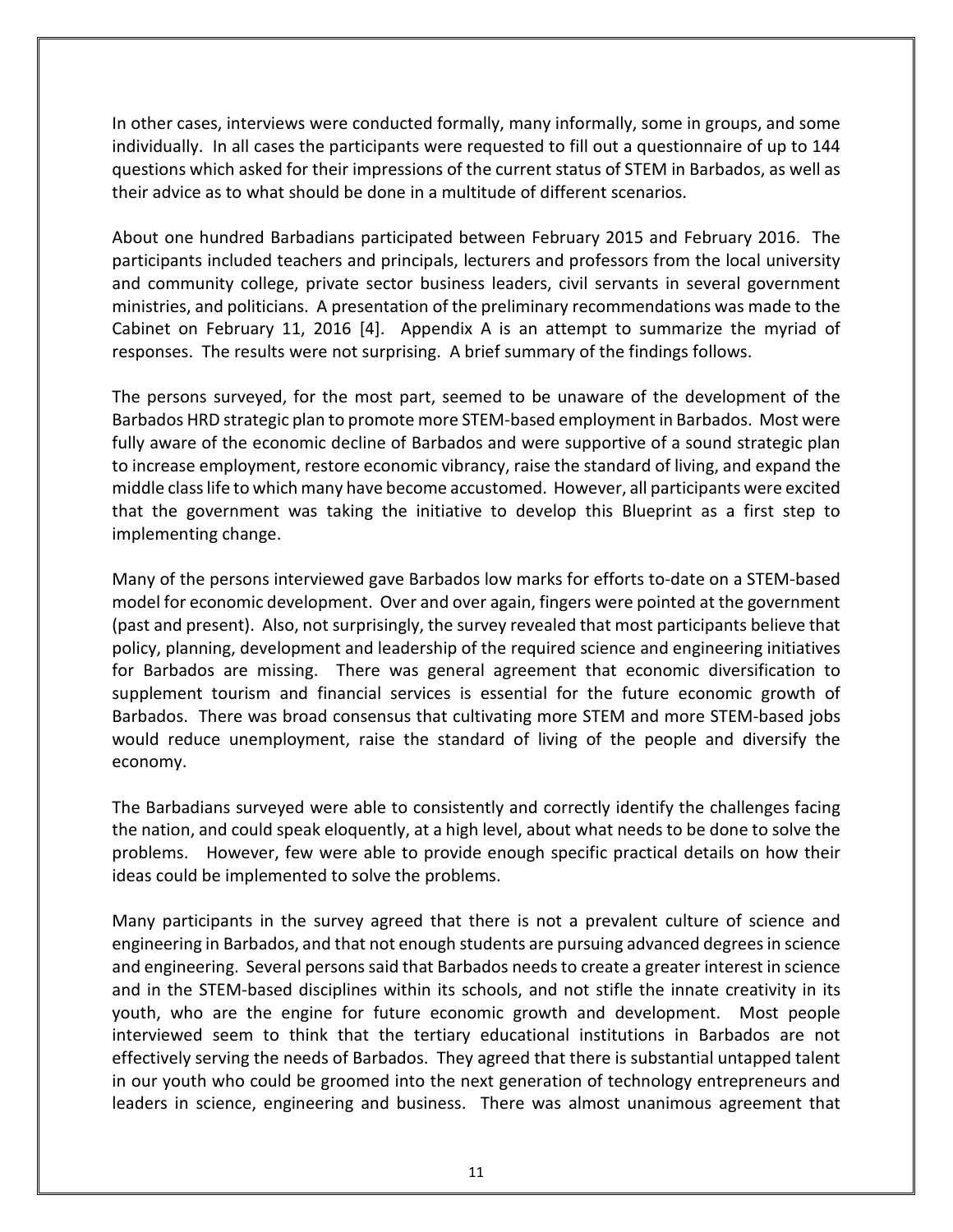In other cases, interviews were conducted formally, many informally, some in groups, and some individually. In all cases the participants were requested to fill out a questionnaire of up to 144 questions which asked for their impressions of the current status of STEM in Barbados, as well as their advice as to what should be done in a multitude of different scenarios.

About one hundred Barbadians participated between February 2015 and February 2016. The participants included teachers and principals, lecturers and professors from the local university and community college, private sector business leaders, civil servants in several government ministries, and politicians. A presentation of the preliminary recommendations was made to the Cabinet on February 11, 2016 [4]. Appendix A is an attempt to summarize the myriad of responses. The results were not surprising. A brief summary of the findings follows.

The persons surveyed, for the most part, seemed to be unaware of the development of the Barbados HRD strategic plan to promote more STEM-based employment in Barbados. Most were fully aware of the economic decline of Barbados and were supportive of a sound strategic plan to increase employment, restore economic vibrancy, raise the standard of living, and expand the middle class life to which many have become accustomed. However, all participants were excited that the government was taking the initiative to develop this Blueprint as a first step to implementing change.

Many of the persons interviewed gave Barbados low marks for efforts to-date on a STEM-based model for economic development. Over and over again, fingers were pointed at the government (past and present). Also, not surprisingly, the survey revealed that most participants believe that policy, planning, development and leadership of the required science and engineering initiatives for Barbados are missing. There was general agreement that economic diversification to supplement tourism and financial services is essential for the future economic growth of Barbados. There was broad consensus that cultivating more STEM and more STEM-based jobs would reduce unemployment, raise the standard of living of the people and diversify the economy.

The Barbadians surveyed were able to consistently and correctly identify the challenges facing the nation, and could speak eloquently, at a high level, about what needs to be done to solve the problems. However, few were able to provide enough specific practical details on how their ideas could be implemented to solve the problems.

Many participants in the survey agreed that there is not a prevalent culture of science and engineering in Barbados, and that not enough students are pursuing advanced degrees in science and engineering. Several persons said that Barbados needs to create a greater interest in science and in the STEM-based disciplines within its schools, and not stifle the innate creativity in its youth, who are the engine for future economic growth and development. Most people interviewed seem to think that the tertiary educational institutions in Barbados are not effectively serving the needs of Barbados. They agreed that there is substantial untapped talent in our youth who could be groomed into the next generation of technology entrepreneurs and leaders in science, engineering and business. There was almost unanimous agreement that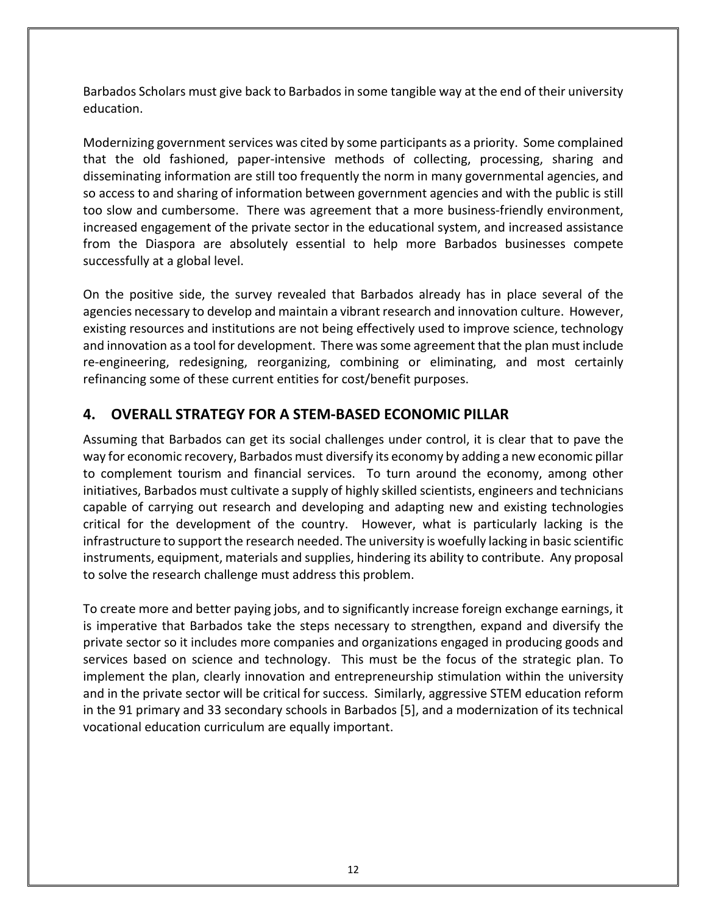Barbados Scholars must give back to Barbados in some tangible way at the end of their university education.

Modernizing government services was cited by some participants as a priority. Some complained that the old fashioned, paper-intensive methods of collecting, processing, sharing and disseminating information are still too frequently the norm in many governmental agencies, and so access to and sharing of information between government agencies and with the public is still too slow and cumbersome. There was agreement that a more business-friendly environment, increased engagement of the private sector in the educational system, and increased assistance from the Diaspora are absolutely essential to help more Barbados businesses compete successfully at a global level.

On the positive side, the survey revealed that Barbados already has in place several of the agencies necessary to develop and maintain a vibrant research and innovation culture. However, existing resources and institutions are not being effectively used to improve science, technology and innovation as a tool for development. There was some agreement that the plan must include re-engineering, redesigning, reorganizing, combining or eliminating, and most certainly refinancing some of these current entities for cost/benefit purposes.

## 4. OVERALL STRATEGY FOR A STEM-BASED ECONOMIC PILLAR

Assuming that Barbados can get its social challenges under control, it is clear that to pave the way for economic recovery, Barbados must diversify its economy by adding a new economic pillar to complement tourism and financial services. To turn around the economy, among other initiatives, Barbados must cultivate a supply of highly skilled scientists, engineers and technicians capable of carrying out research and developing and adapting new and existing technologies critical for the development of the country. However, what is particularly lacking is the infrastructure to support the research needed. The university is woefully lacking in basic scientific instruments, equipment, materials and supplies, hindering its ability to contribute. Any proposal to solve the research challenge must address this problem.

To create more and better paying jobs, and to significantly increase foreign exchange earnings, it is imperative that Barbados take the steps necessary to strengthen, expand and diversify the private sector so it includes more companies and organizations engaged in producing goods and services based on science and technology. This must be the focus of the strategic plan. To implement the plan, clearly innovation and entrepreneurship stimulation within the university and in the private sector will be critical for success. Similarly, aggressive STEM education reform in the 91 primary and 33 secondary schools in Barbados [5], and a modernization of its technical vocational education curriculum are equally important.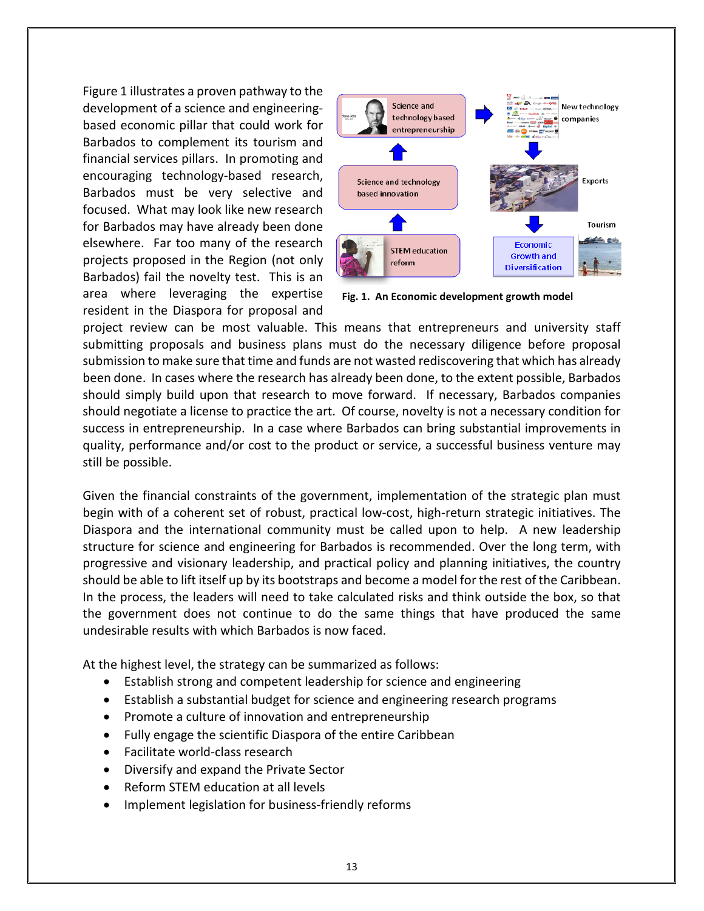Figure 1 illustrates a proven pathway to the development of a science and engineering-based economic pillar that could work for Barbados to complement its tourism and financial services pillars. In promoting and encouraging technology-based research, Barbados must be very selective and focused. What may look like new research for Barbados may have already been done elsewhere. Far too many of the research projects proposed in the Region (not only Barbados) fail the novelty test. This is an area where leveraging the expertise resident in the Diaspora for proposal and project review can be most valuable. This means that entrepreneurs and university staff submitting proposals and business plans must do the necessary diligence before proposal submission to make sure that time and funds are not wasted rediscovering that which has already been done. In cases where the research has already been done, to the extent possible, Barbados should simply build upon that research to move forward. If necessary, Barbados companies should negotiate a license to practice the art. Of course, novelty is not a necessary condition for success in entrepreneurship. In a case where Barbados can bring substantial improvements in quality, performance and/or cost to the product or service, a successful business venture may still be possible.

**Fig. 1. An Economic development growth model**

Given the financial constraints of the government, implementation of the strategic plan must begin with of a coherent set of robust, practical low-cost, high-return strategic initiatives. The Diaspora and the international community must be called upon to help. A new leadership structure for science and engineering for Barbados is recommended. Over the long term, with progressive and visionary leadership, and practical policy and planning initiatives, the country should be able to lift itself up by its bootstraps and become a model for the rest of the Caribbean. In the process, the leaders will need to take calculated risks and think outside the box, so that the government does not continue to do the same things that have produced the same undesirable results with which Barbados is now faced.

At the highest level, the strategy can be summarized as follows:

- Establish strong and competent leadership for science and engineering
- Establish a substantial budget for science and engineering research programs
- Promote a culture of innovation and entrepreneurship
- Fully engage the scientific Diaspora of the entire Caribbean
- Facilitate world-class research
- Diversify and expand the Private Sector
- Reform STEM education at all levels
- Implement legislation for business-friendly reforms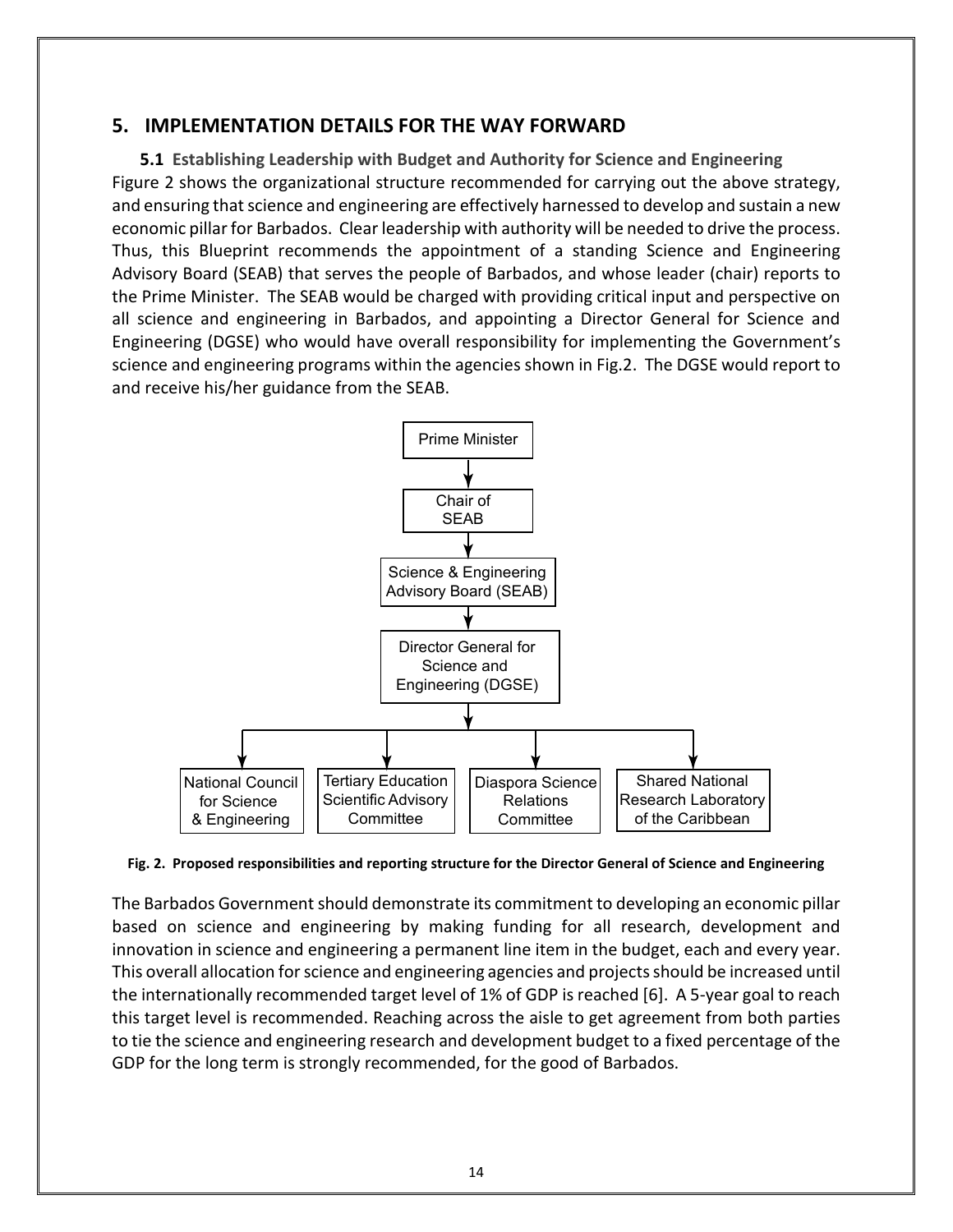# 5. IMPLEMENTATION DETAILS FOR THE WAY FORWARD

## 5.1 Establishing Leadership with Budget and Authority for Science and Engineering

Figure 2 shows the organizational structure recommended for carrying out the above strategy, and ensuring that science and engineering are effectively harnessed to develop and sustain a new economic pillar for Barbados. Clear leadership with authority will be needed to drive the process. Thus, this Blueprint recommends the appointment of a standing Science and Engineering Advisory Board (SEAB) that serves the people of Barbados, and whose leader (chair) reports to the Prime Minister. The SEAB would be charged with providing critical input and perspective on all science and engineering in Barbados, and appointing a Director General for Science and Engineering (DGSE) who would have overall responsibility for implementing the Government's science and engineering programs within the agencies shown in Fig.2. The DGSE would report to and receive his/her guidance from the SEAB.

Prime Minister → Chair of SEAB → Science & Engineering Advisory Board (SEAB) → Director General for Science and Engineering (DGSE) → National Council for Science & Engineering; Tertiary Education Scientific Advisory Committee; Diaspora Science Relations Committee; Shared National Research Laboratory of the Caribbean

**Fig. 2. Proposed responsibilities and reporting structure for the Director General of Science and Engineering**

The Barbados Government should demonstrate its commitment to developing an economic pillar based on science and engineering by making funding for all research, development and innovation in science and engineering a permanent line item in the budget, each and every year. This overall allocation for science and engineering agencies and projects should be increased until the internationally recommended target level of 1% of GDP is reached [6]. A 5-year goal to reach this target level is recommended. Reaching across the aisle to get agreement from both parties to tie the science and engineering research and development budget to a fixed percentage of the GDP for the long term is strongly recommended, for the good of Barbados.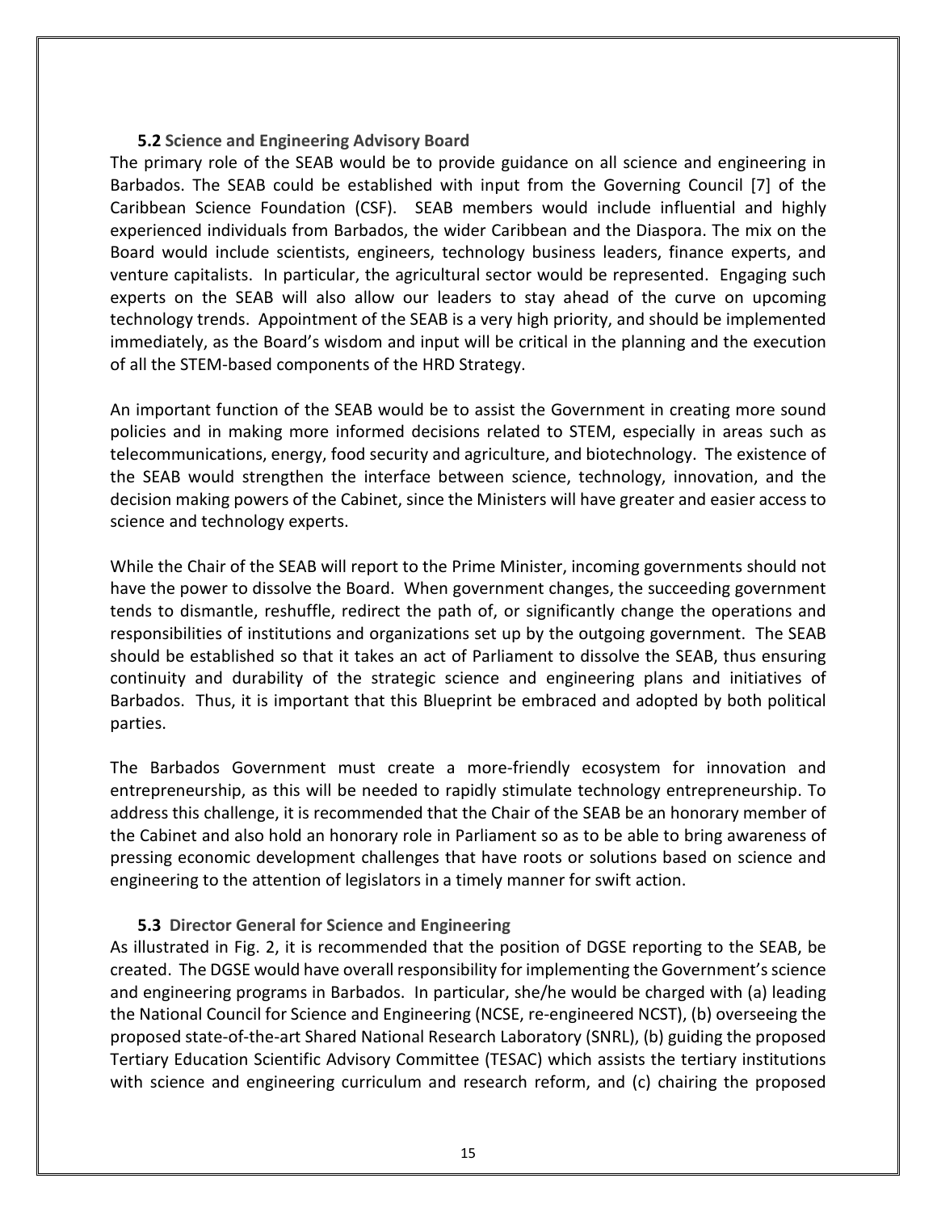### 5.2 Science and Engineering Advisory Board

The primary role of the SEAB would be to provide guidance on all science and engineering in Barbados. The SEAB could be established with input from the Governing Council [7] of the Caribbean Science Foundation (CSF). SEAB members would include influential and highly experienced individuals from Barbados, the wider Caribbean and the Diaspora. The mix on the Board would include scientists, engineers, technology business leaders, finance experts, and venture capitalists. In particular, the agricultural sector would be represented. Engaging such experts on the SEAB will also allow our leaders to stay ahead of the curve on upcoming technology trends. Appointment of the SEAB is a very high priority, and should be implemented immediately, as the Board's wisdom and input will be critical in the planning and the execution of all the STEM-based components of the HRD Strategy.

An important function of the SEAB would be to assist the Government in creating more sound policies and in making more informed decisions related to STEM, especially in areas such as telecommunications, energy, food security and agriculture, and biotechnology. The existence of the SEAB would strengthen the interface between science, technology, innovation, and the decision making powers of the Cabinet, since the Ministers will have greater and easier access to science and technology experts.

While the Chair of the SEAB will report to the Prime Minister, incoming governments should not have the power to dissolve the Board. When government changes, the succeeding government tends to dismantle, reshuffle, redirect the path of, or significantly change the operations and responsibilities of institutions and organizations set up by the outgoing government. The SEAB should be established so that it takes an act of Parliament to dissolve the SEAB, thus ensuring continuity and durability of the strategic science and engineering plans and initiatives of Barbados. Thus, it is important that this Blueprint be embraced and adopted by both political parties.

The Barbados Government must create a more-friendly ecosystem for innovation and entrepreneurship, as this will be needed to rapidly stimulate technology entrepreneurship. To address this challenge, it is recommended that the Chair of the SEAB be an honorary member of the Cabinet and also hold an honorary role in Parliament so as to be able to bring awareness of pressing economic development challenges that have roots or solutions based on science and engineering to the attention of legislators in a timely manner for swift action.

### 5.3 Director General for Science and Engineering

As illustrated in Fig. 2, it is recommended that the position of DGSE reporting to the SEAB, be created. The DGSE would have overall responsibility for implementing the Government's science and engineering programs in Barbados. In particular, she/he would be charged with (a) leading the National Council for Science and Engineering (NCSE, re-engineered NCST), (b) overseeing the proposed state-of-the-art Shared National Research Laboratory (SNRL), (b) guiding the proposed Tertiary Education Scientific Advisory Committee (TESAC) which assists the tertiary institutions with science and engineering curriculum and research reform, and (c) chairing the proposed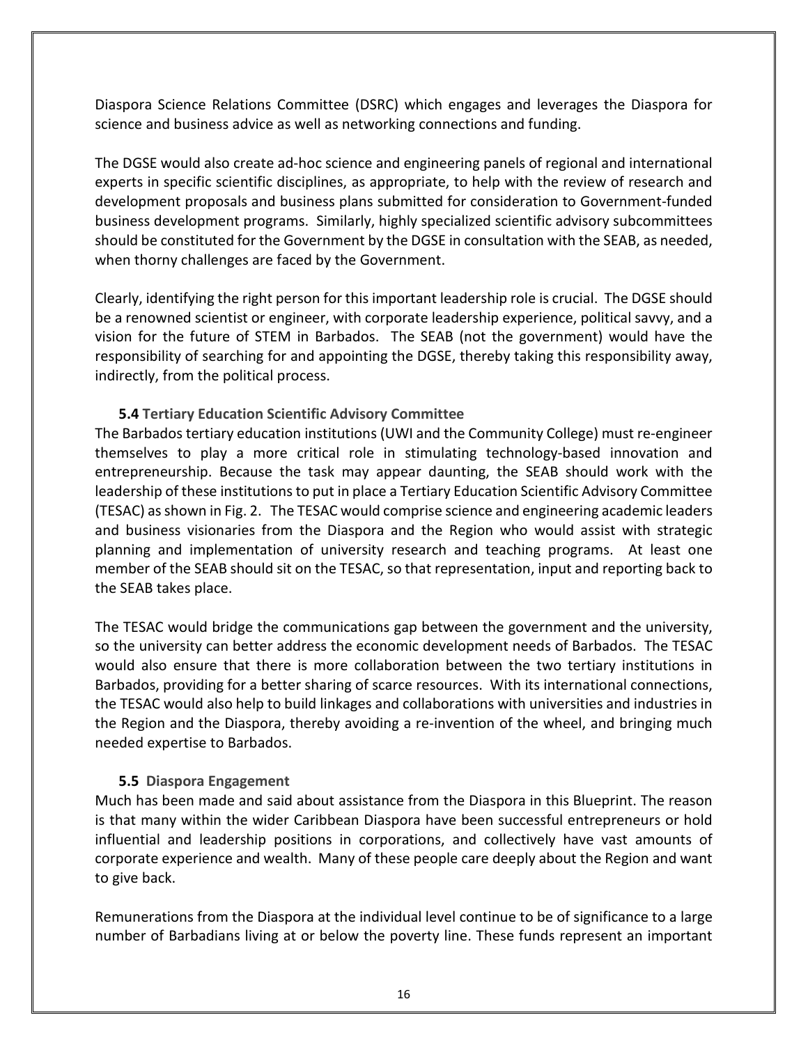Diaspora Science Relations Committee (DSRC) which engages and leverages the Diaspora for science and business advice as well as networking connections and funding.

The DGSE would also create ad-hoc science and engineering panels of regional and international experts in specific scientific disciplines, as appropriate, to help with the review of research and development proposals and business plans submitted for consideration to Government-funded business development programs. Similarly, highly specialized scientific advisory subcommittees should be constituted for the Government by the DGSE in consultation with the SEAB, as needed, when thorny challenges are faced by the Government.

Clearly, identifying the right person for this important leadership role is crucial. The DGSE should be a renowned scientist or engineer, with corporate leadership experience, political savvy, and a vision for the future of STEM in Barbados. The SEAB (not the government) would have the responsibility of searching for and appointing the DGSE, thereby taking this responsibility away, indirectly, from the political process.

### 5.4 Tertiary Education Scientific Advisory Committee

The Barbados tertiary education institutions (UWI and the Community College) must re-engineer themselves to play a more critical role in stimulating technology-based innovation and entrepreneurship. Because the task may appear daunting, the SEAB should work with the leadership of these institutions to put in place a Tertiary Education Scientific Advisory Committee (TESAC) as shown in Fig. 2. The TESAC would comprise science and engineering academic leaders and business visionaries from the Diaspora and the Region who would assist with strategic planning and implementation of university research and teaching programs. At least one member of the SEAB should sit on the TESAC, so that representation, input and reporting back to the SEAB takes place.

The TESAC would bridge the communications gap between the government and the university, so the university can better address the economic development needs of Barbados. The TESAC would also ensure that there is more collaboration between the two tertiary institutions in Barbados, providing for a better sharing of scarce resources. With its international connections, the TESAC would also help to build linkages and collaborations with universities and industries in the Region and the Diaspora, thereby avoiding a re-invention of the wheel, and bringing much needed expertise to Barbados.

### 5.5 Diaspora Engagement

Much has been made and said about assistance from the Diaspora in this Blueprint. The reason is that many within the wider Caribbean Diaspora have been successful entrepreneurs or hold influential and leadership positions in corporations, and collectively have vast amounts of corporate experience and wealth. Many of these people care deeply about the Region and want to give back.

Remunerations from the Diaspora at the individual level continue to be of significance to a large number of Barbadians living at or below the poverty line. These funds represent an important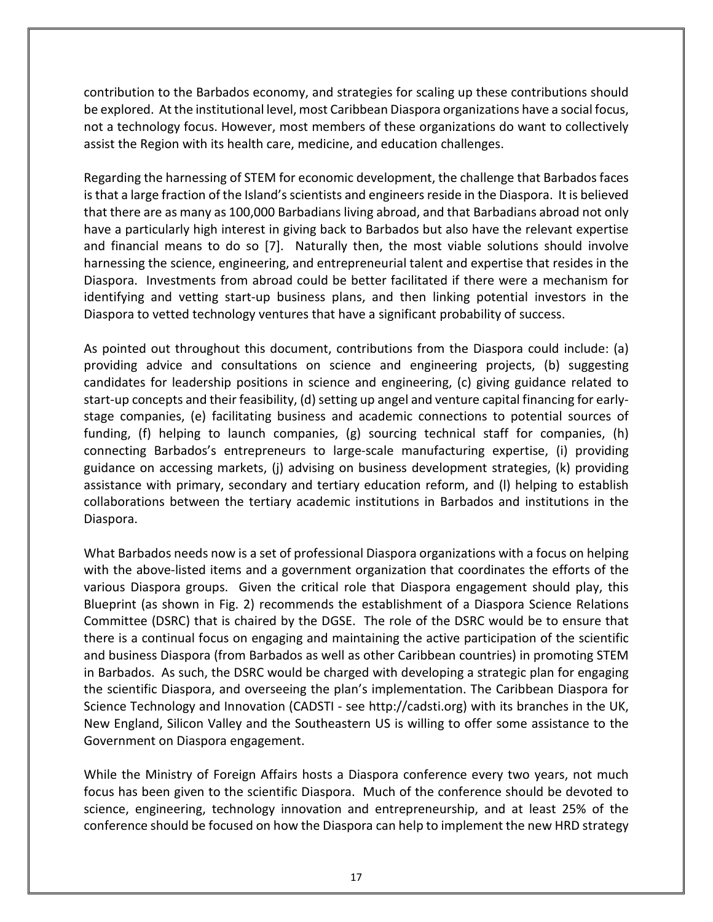contribution to the Barbados economy, and strategies for scaling up these contributions should be explored. At the institutional level, most Caribbean Diaspora organizations have a social focus, not a technology focus. However, most members of these organizations do want to collectively assist the Region with its health care, medicine, and education challenges.

Regarding the harnessing of STEM for economic development, the challenge that Barbados faces is that a large fraction of the Island's scientists and engineers reside in the Diaspora. It is believed that there are as many as 100,000 Barbadians living abroad, and that Barbadians abroad not only have a particularly high interest in giving back to Barbados but also have the relevant expertise and financial means to do so [7]. Naturally then, the most viable solutions should involve harnessing the science, engineering, and entrepreneurial talent and expertise that resides in the Diaspora. Investments from abroad could be better facilitated if there were a mechanism for identifying and vetting start-up business plans, and then linking potential investors in the Diaspora to vetted technology ventures that have a significant probability of success.

As pointed out throughout this document, contributions from the Diaspora could include: (a) providing advice and consultations on science and engineering projects, (b) suggesting candidates for leadership positions in science and engineering, (c) giving guidance related to start-up concepts and their feasibility, (d) setting up angel and venture capital financing for early-stage companies, (e) facilitating business and academic connections to potential sources of funding, (f) helping to launch companies, (g) sourcing technical staff for companies, (h) connecting Barbados's entrepreneurs to large-scale manufacturing expertise, (i) providing guidance on accessing markets, (j) advising on business development strategies, (k) providing assistance with primary, secondary and tertiary education reform, and (l) helping to establish collaborations between the tertiary academic institutions in Barbados and institutions in the Diaspora.

What Barbados needs now is a set of professional Diaspora organizations with a focus on helping with the above-listed items and a government organization that coordinates the efforts of the various Diaspora groups. Given the critical role that Diaspora engagement should play, this Blueprint (as shown in Fig. 2) recommends the establishment of a Diaspora Science Relations Committee (DSRC) that is chaired by the DGSE. The role of the DSRC would be to ensure that there is a continual focus on engaging and maintaining the active participation of the scientific and business Diaspora (from Barbados as well as other Caribbean countries) in promoting STEM in Barbados. As such, the DSRC would be charged with developing a strategic plan for engaging the scientific Diaspora, and overseeing the plan's implementation. The Caribbean Diaspora for Science Technology and Innovation (CADSTI - see http://cadsti.org) with its branches in the UK, New England, Silicon Valley and the Southeastern US is willing to offer some assistance to the Government on Diaspora engagement.

While the Ministry of Foreign Affairs hosts a Diaspora conference every two years, not much focus has been given to the scientific Diaspora. Much of the conference should be devoted to science, engineering, technology innovation and entrepreneurship, and at least 25% of the conference should be focused on how the Diaspora can help to implement the new HRD strategy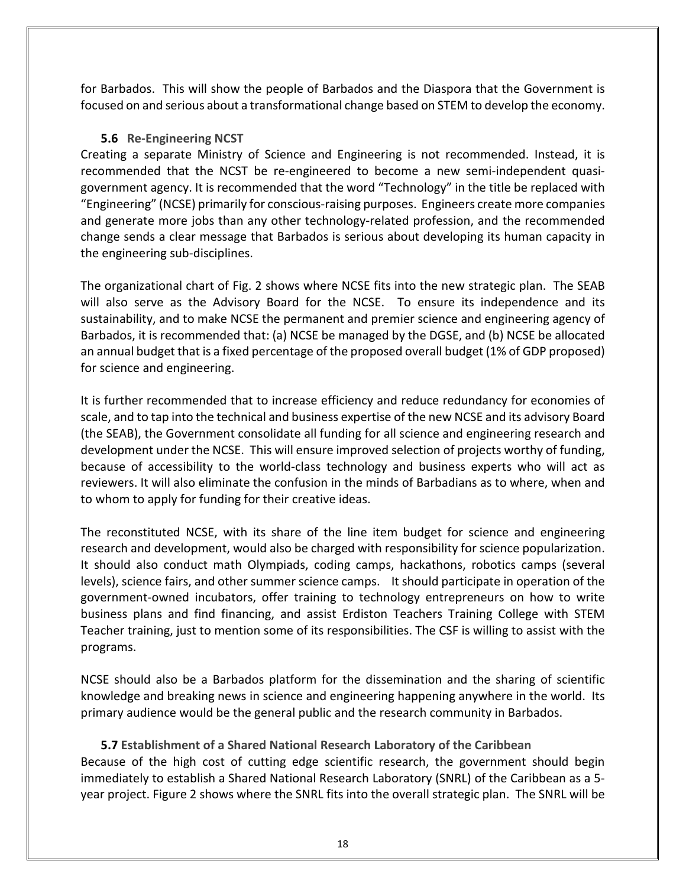for Barbados. This will show the people of Barbados and the Diaspora that the Government is focused on and serious about a transformational change based on STEM to develop the economy.

### 5.6 Re-Engineering NCST

Creating a separate Ministry of Science and Engineering is not recommended. Instead, it is recommended that the NCST be re-engineered to become a new semi-independent quasi-government agency. It is recommended that the word "Technology" in the title be replaced with "Engineering" (NCSE) primarily for conscious-raising purposes. Engineers create more companies and generate more jobs than any other technology-related profession, and the recommended change sends a clear message that Barbados is serious about developing its human capacity in the engineering sub-disciplines.

The organizational chart of Fig. 2 shows where NCSE fits into the new strategic plan. The SEAB will also serve as the Advisory Board for the NCSE. To ensure its independence and its sustainability, and to make NCSE the permanent and premier science and engineering agency of Barbados, it is recommended that: (a) NCSE be managed by the DGSE, and (b) NCSE be allocated an annual budget that is a fixed percentage of the proposed overall budget (1% of GDP proposed) for science and engineering.

It is further recommended that to increase efficiency and reduce redundancy for economies of scale, and to tap into the technical and business expertise of the new NCSE and its advisory Board (the SEAB), the Government consolidate all funding for all science and engineering research and development under the NCSE. This will ensure improved selection of projects worthy of funding, because of accessibility to the world-class technology and business experts who will act as reviewers. It will also eliminate the confusion in the minds of Barbadians as to where, when and to whom to apply for funding for their creative ideas.

The reconstituted NCSE, with its share of the line item budget for science and engineering research and development, would also be charged with responsibility for science popularization. It should also conduct math Olympiads, coding camps, hackathons, robotics camps (several levels), science fairs, and other summer science camps. It should participate in operation of the government-owned incubators, offer training to technology entrepreneurs on how to write business plans and find financing, and assist Erdiston Teachers Training College with STEM Teacher training, just to mention some of its responsibilities. The CSF is willing to assist with the programs.

NCSE should also be a Barbados platform for the dissemination and the sharing of scientific knowledge and breaking news in science and engineering happening anywhere in the world. Its primary audience would be the general public and the research community in Barbados.

### 5.7 Establishment of a Shared National Research Laboratory of the Caribbean

Because of the high cost of cutting edge scientific research, the government should begin immediately to establish a Shared National Research Laboratory (SNRL) of the Caribbean as a 5-year project. Figure 2 shows where the SNRL fits into the overall strategic plan. The SNRL will be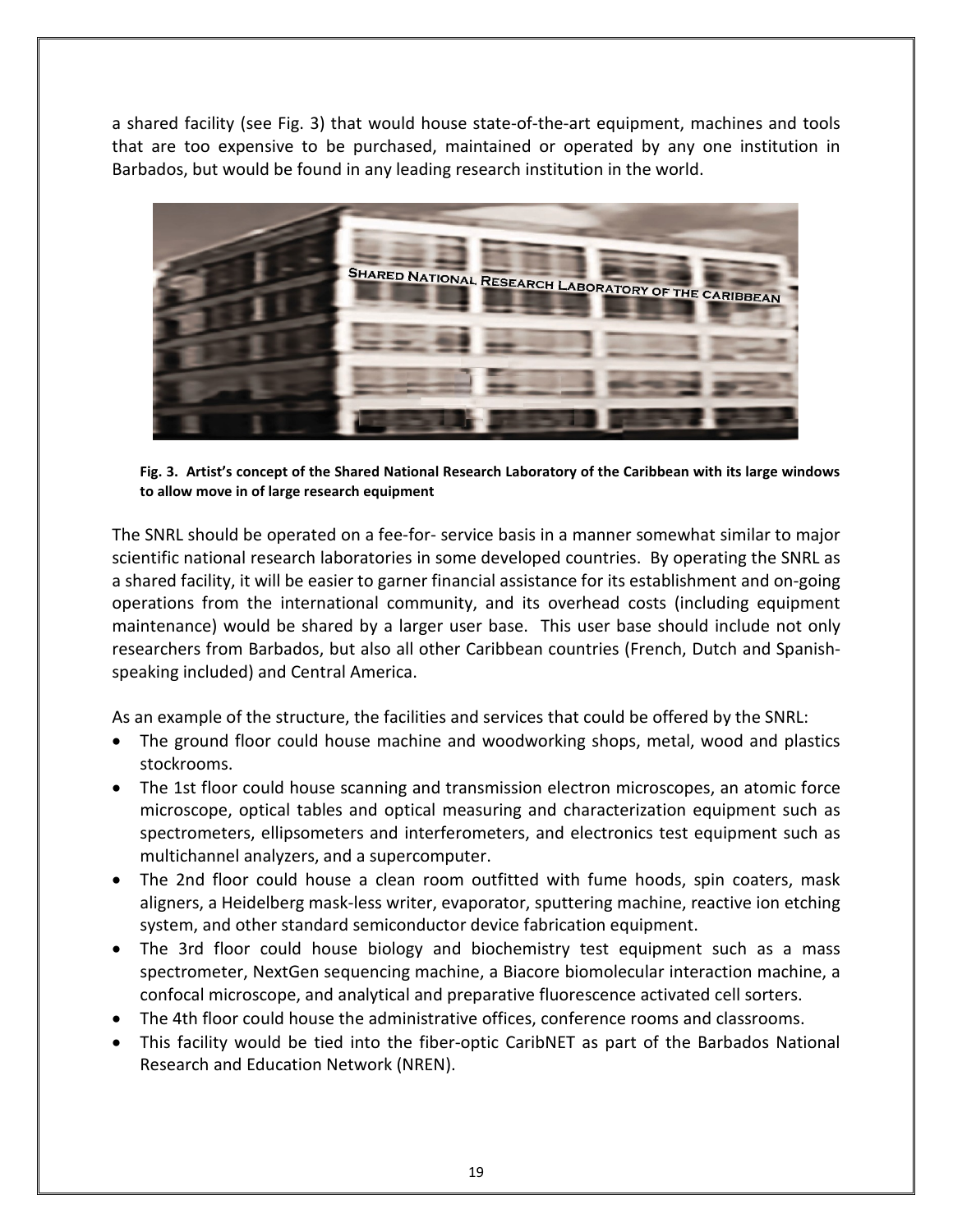a shared facility (see Fig. 3) that would house state-of-the-art equipment, machines and tools that are too expensive to be purchased, maintained or operated by any one institution in Barbados, but would be found in any leading research institution in the world.

**Fig. 3. Artist's concept of the Shared National Research Laboratory of the Caribbean with its large windows to allow move in of large research equipment**

The SNRL should be operated on a fee-for- service basis in a manner somewhat similar to major scientific national research laboratories in some developed countries. By operating the SNRL as a shared facility, it will be easier to garner financial assistance for its establishment and on-going operations from the international community, and its overhead costs (including equipment maintenance) would be shared by a larger user base. This user base should include not only researchers from Barbados, but also all other Caribbean countries (French, Dutch and Spanish-speaking included) and Central America.

As an example of the structure, the facilities and services that could be offered by the SNRL:

- The ground floor could house machine and woodworking shops, metal, wood and plastics stockrooms.
- The 1st floor could house scanning and transmission electron microscopes, an atomic force microscope, optical tables and optical measuring and characterization equipment such as spectrometers, ellipsometers and interferometers, and electronics test equipment such as multichannel analyzers, and a supercomputer.
- The 2nd floor could house a clean room outfitted with fume hoods, spin coaters, mask aligners, a Heidelberg mask-less writer, evaporator, sputtering machine, reactive ion etching system, and other standard semiconductor device fabrication equipment.
- The 3rd floor could house biology and biochemistry test equipment such as a mass spectrometer, NextGen sequencing machine, a Biacore biomolecular interaction machine, a confocal microscope, and analytical and preparative fluorescence activated cell sorters.
- The 4th floor could house the administrative offices, conference rooms and classrooms.
- This facility would be tied into the fiber-optic CaribNET as part of the Barbados National Research and Education Network (NREN).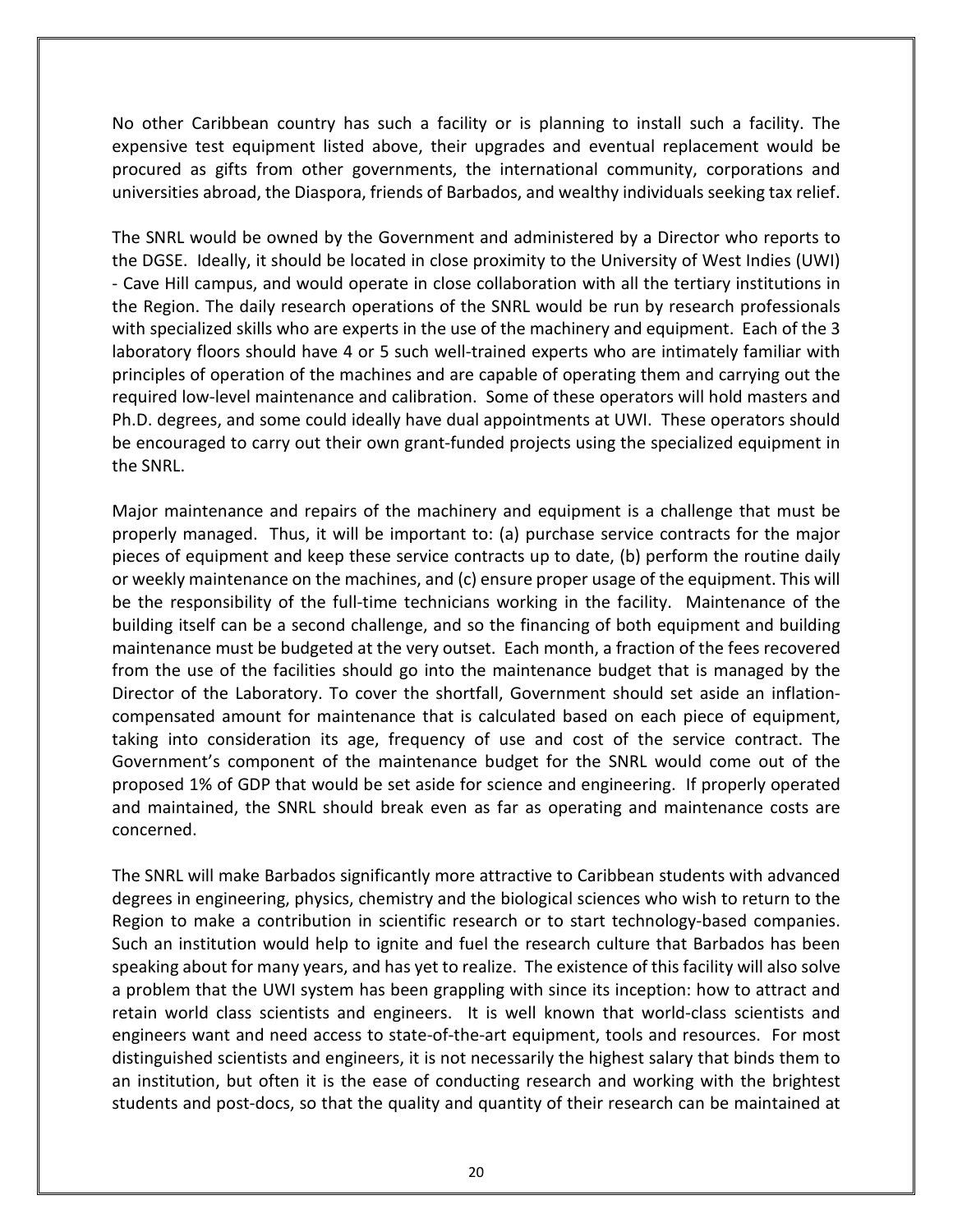No other Caribbean country has such a facility or is planning to install such a facility. The expensive test equipment listed above, their upgrades and eventual replacement would be procured as gifts from other governments, the international community, corporations and universities abroad, the Diaspora, friends of Barbados, and wealthy individuals seeking tax relief.

The SNRL would be owned by the Government and administered by a Director who reports to the DGSE. Ideally, it should be located in close proximity to the University of West Indies (UWI) - Cave Hill campus, and would operate in close collaboration with all the tertiary institutions in the Region. The daily research operations of the SNRL would be run by research professionals with specialized skills who are experts in the use of the machinery and equipment. Each of the 3 laboratory floors should have 4 or 5 such well-trained experts who are intimately familiar with principles of operation of the machines and are capable of operating them and carrying out the required low-level maintenance and calibration. Some of these operators will hold masters and Ph.D. degrees, and some could ideally have dual appointments at UWI. These operators should be encouraged to carry out their own grant-funded projects using the specialized equipment in the SNRL.

Major maintenance and repairs of the machinery and equipment is a challenge that must be properly managed. Thus, it will be important to: (a) purchase service contracts for the major pieces of equipment and keep these service contracts up to date, (b) perform the routine daily or weekly maintenance on the machines, and (c) ensure proper usage of the equipment. This will be the responsibility of the full-time technicians working in the facility. Maintenance of the building itself can be a second challenge, and so the financing of both equipment and building maintenance must be budgeted at the very outset. Each month, a fraction of the fees recovered from the use of the facilities should go into the maintenance budget that is managed by the Director of the Laboratory. To cover the shortfall, Government should set aside an inflation-compensated amount for maintenance that is calculated based on each piece of equipment, taking into consideration its age, frequency of use and cost of the service contract. The Government's component of the maintenance budget for the SNRL would come out of the proposed 1% of GDP that would be set aside for science and engineering. If properly operated and maintained, the SNRL should break even as far as operating and maintenance costs are concerned.

The SNRL will make Barbados significantly more attractive to Caribbean students with advanced degrees in engineering, physics, chemistry and the biological sciences who wish to return to the Region to make a contribution in scientific research or to start technology-based companies. Such an institution would help to ignite and fuel the research culture that Barbados has been speaking about for many years, and has yet to realize. The existence of this facility will also solve a problem that the UWI system has been grappling with since its inception: how to attract and retain world class scientists and engineers. It is well known that world-class scientists and engineers want and need access to state-of-the-art equipment, tools and resources. For most distinguished scientists and engineers, it is not necessarily the highest salary that binds them to an institution, but often it is the ease of conducting research and working with the brightest students and post-docs, so that the quality and quantity of their research can be maintained at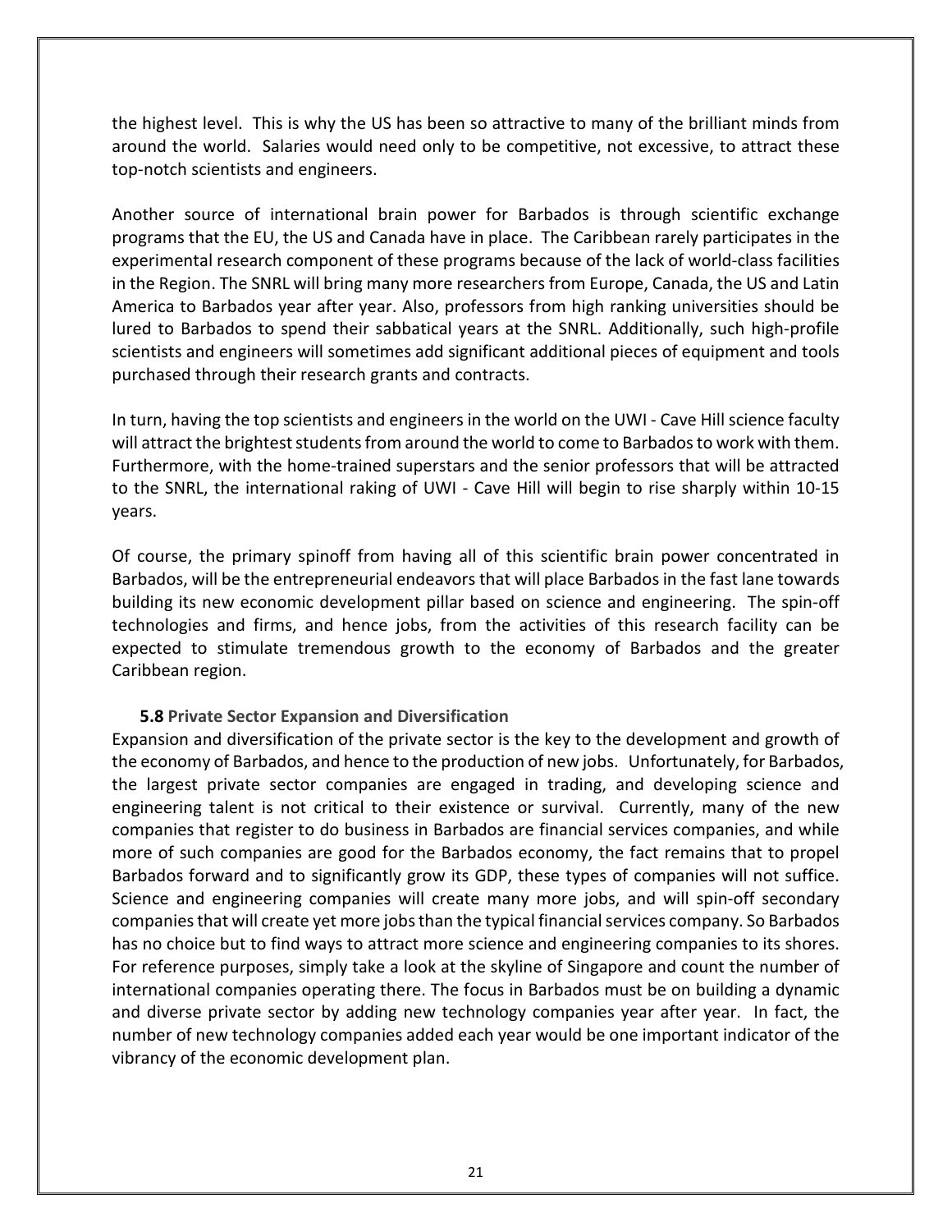the highest level. This is why the US has been so attractive to many of the brilliant minds from around the world. Salaries would need only to be competitive, not excessive, to attract these top-notch scientists and engineers.

Another source of international brain power for Barbados is through scientific exchange programs that the EU, the US and Canada have in place. The Caribbean rarely participates in the experimental research component of these programs because of the lack of world-class facilities in the Region. The SNRL will bring many more researchers from Europe, Canada, the US and Latin America to Barbados year after year. Also, professors from high ranking universities should be lured to Barbados to spend their sabbatical years at the SNRL. Additionally, such high-profile scientists and engineers will sometimes add significant additional pieces of equipment and tools purchased through their research grants and contracts.

In turn, having the top scientists and engineers in the world on the UWI - Cave Hill science faculty will attract the brightest students from around the world to come to Barbados to work with them. Furthermore, with the home-trained superstars and the senior professors that will be attracted to the SNRL, the international raking of UWI - Cave Hill will begin to rise sharply within 10-15 years.

Of course, the primary spinoff from having all of this scientific brain power concentrated in Barbados, will be the entrepreneurial endeavors that will place Barbados in the fast lane towards building its new economic development pillar based on science and engineering. The spin-off technologies and firms, and hence jobs, from the activities of this research facility can be expected to stimulate tremendous growth to the economy of Barbados and the greater Caribbean region.

### 5.8 Private Sector Expansion and Diversification

Expansion and diversification of the private sector is the key to the development and growth of the economy of Barbados, and hence to the production of new jobs. Unfortunately, for Barbados, the largest private sector companies are engaged in trading, and developing science and engineering talent is not critical to their existence or survival. Currently, many of the new companies that register to do business in Barbados are financial services companies, and while more of such companies are good for the Barbados economy, the fact remains that to propel Barbados forward and to significantly grow its GDP, these types of companies will not suffice. Science and engineering companies will create many more jobs, and will spin-off secondary companies that will create yet more jobs than the typical financial services company. So Barbados has no choice but to find ways to attract more science and engineering companies to its shores. For reference purposes, simply take a look at the skyline of Singapore and count the number of international companies operating there. The focus in Barbados must be on building a dynamic and diverse private sector by adding new technology companies year after year. In fact, the number of new technology companies added each year would be one important indicator of the vibrancy of the economic development plan.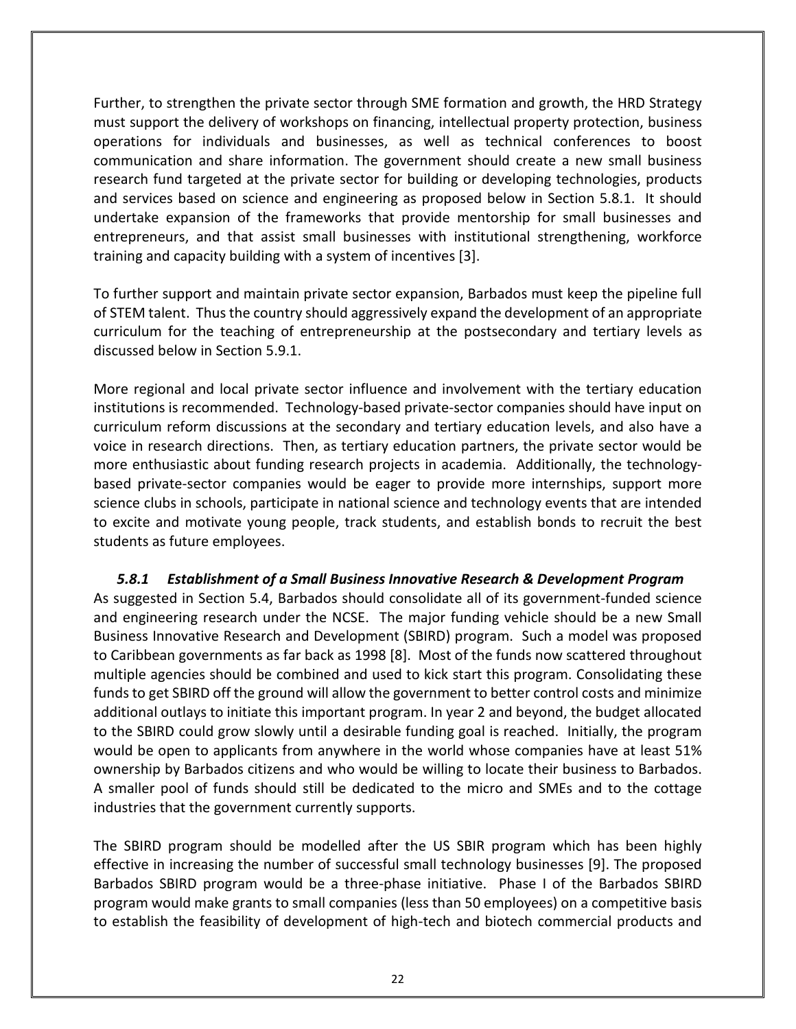Further, to strengthen the private sector through SME formation and growth, the HRD Strategy must support the delivery of workshops on financing, intellectual property protection, business operations for individuals and businesses, as well as technical conferences to boost communication and share information. The government should create a new small business research fund targeted at the private sector for building or developing technologies, products and services based on science and engineering as proposed below in Section 5.8.1. It should undertake expansion of the frameworks that provide mentorship for small businesses and entrepreneurs, and that assist small businesses with institutional strengthening, workforce training and capacity building with a system of incentives [3].

To further support and maintain private sector expansion, Barbados must keep the pipeline full of STEM talent. Thus the country should aggressively expand the development of an appropriate curriculum for the teaching of entrepreneurship at the postsecondary and tertiary levels as discussed below in Section 5.9.1.

More regional and local private sector influence and involvement with the tertiary education institutions is recommended. Technology-based private-sector companies should have input on curriculum reform discussions at the secondary and tertiary education levels, and also have a voice in research directions. Then, as tertiary education partners, the private sector would be more enthusiastic about funding research projects in academia. Additionally, the technology-based private-sector companies would be eager to provide more internships, support more science clubs in schools, participate in national science and technology events that are intended to excite and motivate young people, track students, and establish bonds to recruit the best students as future employees.

### *5.8.1 Establishment of a Small Business Innovative Research & Development Program*

As suggested in Section 5.4, Barbados should consolidate all of its government-funded science and engineering research under the NCSE. The major funding vehicle should be a new Small Business Innovative Research and Development (SBIRD) program. Such a model was proposed to Caribbean governments as far back as 1998 [8]. Most of the funds now scattered throughout multiple agencies should be combined and used to kick start this program. Consolidating these funds to get SBIRD off the ground will allow the government to better control costs and minimize additional outlays to initiate this important program. In year 2 and beyond, the budget allocated to the SBIRD could grow slowly until a desirable funding goal is reached. Initially, the program would be open to applicants from anywhere in the world whose companies have at least 51% ownership by Barbados citizens and who would be willing to locate their business to Barbados. A smaller pool of funds should still be dedicated to the micro and SMEs and to the cottage industries that the government currently supports.

The SBIRD program should be modelled after the US SBIR program which has been highly effective in increasing the number of successful small technology businesses [9]. The proposed Barbados SBIRD program would be a three-phase initiative. Phase I of the Barbados SBIRD program would make grants to small companies (less than 50 employees) on a competitive basis to establish the feasibility of development of high-tech and biotech commercial products and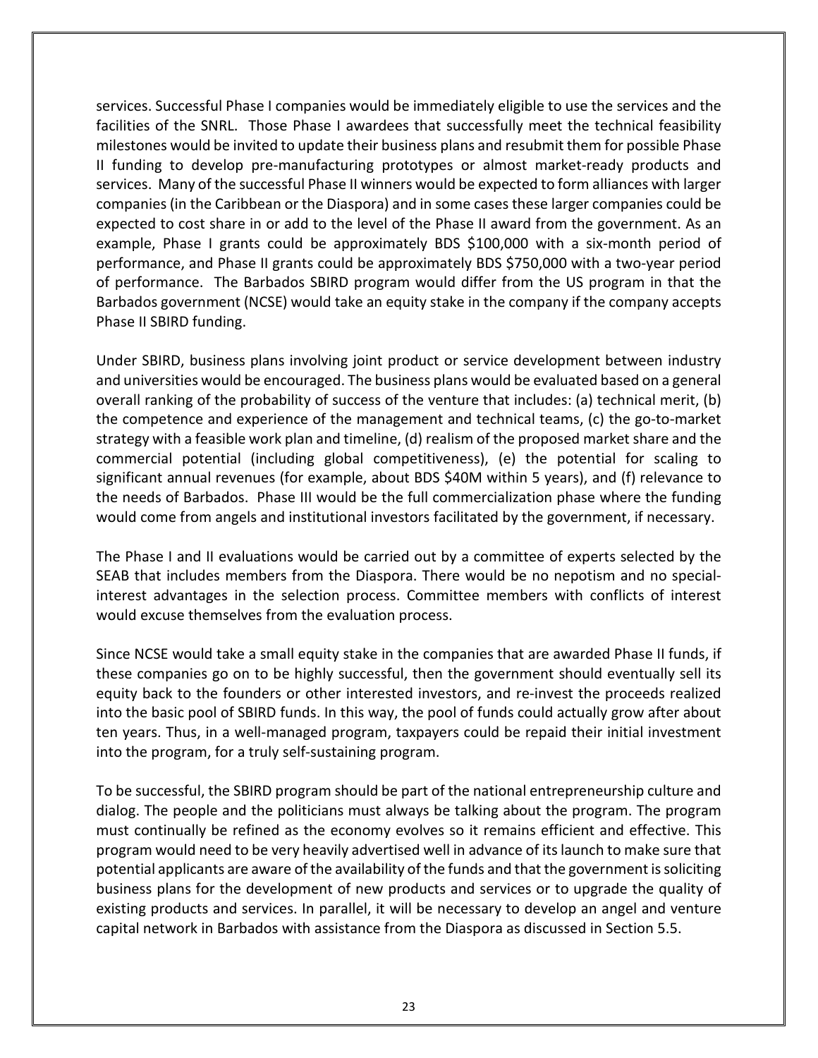services. Successful Phase I companies would be immediately eligible to use the services and the facilities of the SNRL. Those Phase I awardees that successfully meet the technical feasibility milestones would be invited to update their business plans and resubmit them for possible Phase II funding to develop pre-manufacturing prototypes or almost market-ready products and services. Many of the successful Phase II winners would be expected to form alliances with larger companies (in the Caribbean or the Diaspora) and in some cases these larger companies could be expected to cost share in or add to the level of the Phase II award from the government. As an example, Phase I grants could be approximately BDS $100,000 with a six-month period of performance, and Phase II grants could be approximately BDS $750,000 with a two-year period of performance. The Barbados SBIRD program would differ from the US program in that the Barbados government (NCSE) would take an equity stake in the company if the company accepts Phase II SBIRD funding.

Under SBIRD, business plans involving joint product or service development between industry and universities would be encouraged. The business plans would be evaluated based on a general overall ranking of the probability of success of the venture that includes: (a) technical merit, (b) the competence and experience of the management and technical teams, (c) the go-to-market strategy with a feasible work plan and timeline, (d) realism of the proposed market share and the commercial potential (including global competitiveness), (e) the potential for scaling to significant annual revenues (for example, about BDS $40M within 5 years), and (f) relevance to the needs of Barbados. Phase III would be the full commercialization phase where the funding would come from angels and institutional investors facilitated by the government, if necessary.

The Phase I and II evaluations would be carried out by a committee of experts selected by the SEAB that includes members from the Diaspora. There would be no nepotism and no special-interest advantages in the selection process. Committee members with conflicts of interest would excuse themselves from the evaluation process.

Since NCSE would take a small equity stake in the companies that are awarded Phase II funds, if these companies go on to be highly successful, then the government should eventually sell its equity back to the founders or other interested investors, and re-invest the proceeds realized into the basic pool of SBIRD funds. In this way, the pool of funds could actually grow after about ten years. Thus, in a well-managed program, taxpayers could be repaid their initial investment into the program, for a truly self-sustaining program.

To be successful, the SBIRD program should be part of the national entrepreneurship culture and dialog. The people and the politicians must always be talking about the program. The program must continually be refined as the economy evolves so it remains efficient and effective. This program would need to be very heavily advertised well in advance of its launch to make sure that potential applicants are aware of the availability of the funds and that the government is soliciting business plans for the development of new products and services or to upgrade the quality of existing products and services. In parallel, it will be necessary to develop an angel and venture capital network in Barbados with assistance from the Diaspora as discussed in Section 5.5.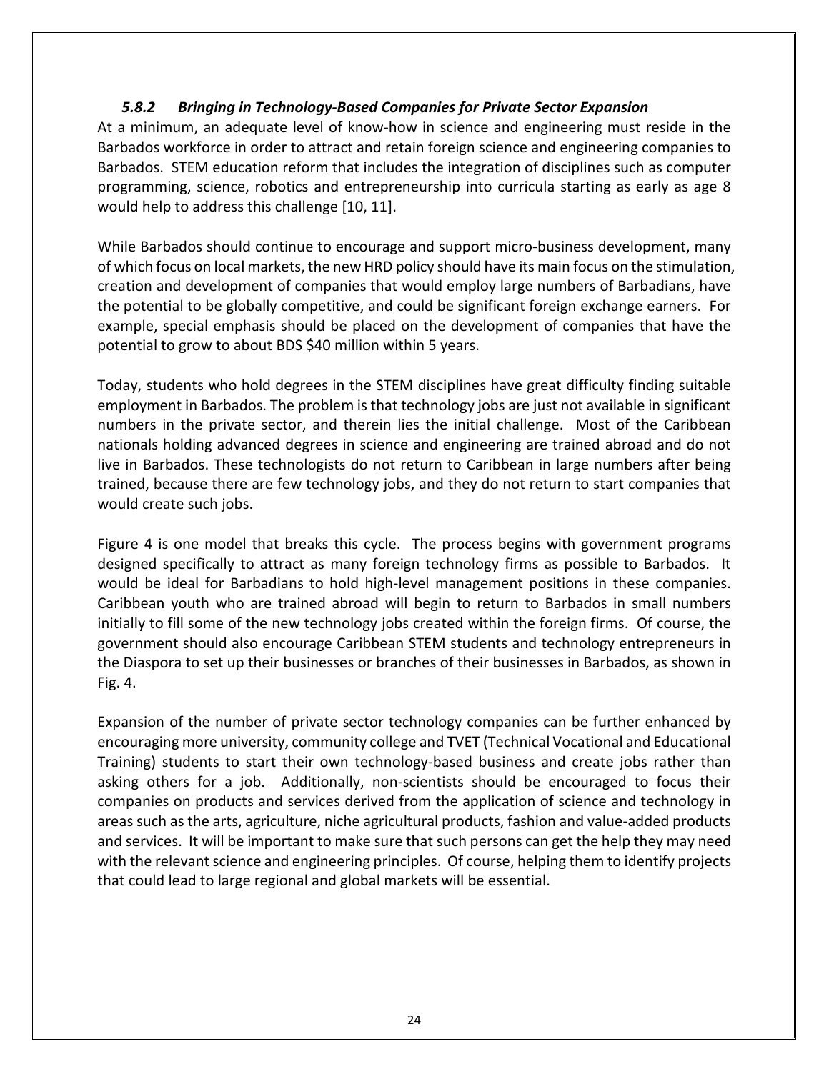### *5.8.2 Bringing in Technology-Based Companies for Private Sector Expansion*

At a minimum, an adequate level of know-how in science and engineering must reside in the Barbados workforce in order to attract and retain foreign science and engineering companies to Barbados. STEM education reform that includes the integration of disciplines such as computer programming, science, robotics and entrepreneurship into curricula starting as early as age 8 would help to address this challenge [10, 11].

While Barbados should continue to encourage and support micro-business development, many of which focus on local markets, the new HRD policy should have its main focus on the stimulation, creation and development of companies that would employ large numbers of Barbadians, have the potential to be globally competitive, and could be significant foreign exchange earners. For example, special emphasis should be placed on the development of companies that have the potential to grow to about BDS $40 million within 5 years.

Today, students who hold degrees in the STEM disciplines have great difficulty finding suitable employment in Barbados. The problem is that technology jobs are just not available in significant numbers in the private sector, and therein lies the initial challenge. Most of the Caribbean nationals holding advanced degrees in science and engineering are trained abroad and do not live in Barbados. These technologists do not return to Caribbean in large numbers after being trained, because there are few technology jobs, and they do not return to start companies that would create such jobs.

Figure 4 is one model that breaks this cycle. The process begins with government programs designed specifically to attract as many foreign technology firms as possible to Barbados. It would be ideal for Barbadians to hold high-level management positions in these companies. Caribbean youth who are trained abroad will begin to return to Barbados in small numbers initially to fill some of the new technology jobs created within the foreign firms. Of course, the government should also encourage Caribbean STEM students and technology entrepreneurs in the Diaspora to set up their businesses or branches of their businesses in Barbados, as shown in Fig. 4.

Expansion of the number of private sector technology companies can be further enhanced by encouraging more university, community college and TVET (Technical Vocational and Educational Training) students to start their own technology-based business and create jobs rather than asking others for a job. Additionally, non-scientists should be encouraged to focus their companies on products and services derived from the application of science and technology in areas such as the arts, agriculture, niche agricultural products, fashion and value-added products and services. It will be important to make sure that such persons can get the help they may need with the relevant science and engineering principles. Of course, helping them to identify projects that could lead to large regional and global markets will be essential.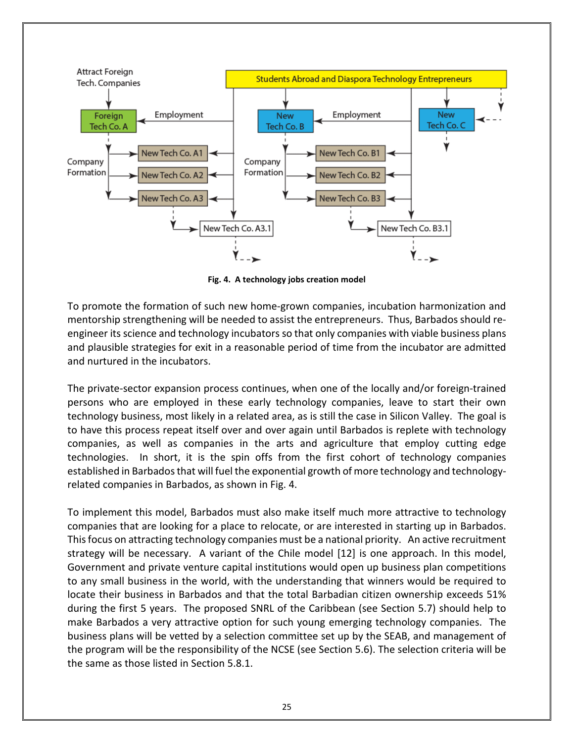Fig. 4. A technology jobs creation model

To promote the formation of such new home-grown companies, incubation harmonization and mentorship strengthening will be needed to assist the entrepreneurs. Thus, Barbados should re-engineer its science and technology incubators so that only companies with viable business plans and plausible strategies for exit in a reasonable period of time from the incubator are admitted and nurtured in the incubators.

The private-sector expansion process continues, when one of the locally and/or foreign-trained persons who are employed in these early technology companies, leave to start their own technology business, most likely in a related area, as is still the case in Silicon Valley. The goal is to have this process repeat itself over and over again until Barbados is replete with technology companies, as well as companies in the arts and agriculture that employ cutting edge technologies. In short, it is the spin offs from the first cohort of technology companies established in Barbados that will fuel the exponential growth of more technology and technology-related companies in Barbados, as shown in Fig. 4.

To implement this model, Barbados must also make itself much more attractive to technology companies that are looking for a place to relocate, or are interested in starting up in Barbados. This focus on attracting technology companies must be a national priority. An active recruitment strategy will be necessary. A variant of the Chile model [12] is one approach. In this model, Government and private venture capital institutions would open up business plan competitions to any small business in the world, with the understanding that winners would be required to locate their business in Barbados and that the total Barbadian citizen ownership exceeds 51% during the first 5 years. The proposed SNRL of the Caribbean (see Section 5.7) should help to make Barbados a very attractive option for such young emerging technology companies. The business plans will be vetted by a selection committee set up by the SEAB, and management of the program will be the responsibility of the NCSE (see Section 5.6). The selection criteria will be the same as those listed in Section 5.8.1.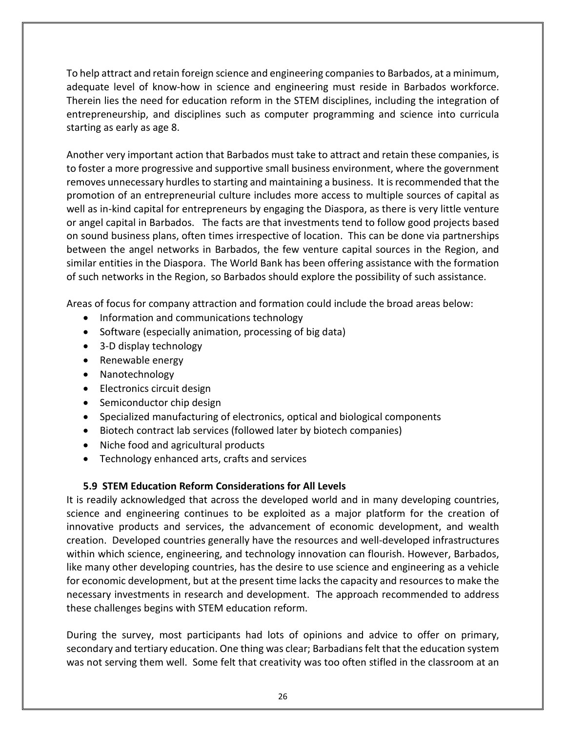To help attract and retain foreign science and engineering companies to Barbados, at a minimum, adequate level of know-how in science and engineering must reside in Barbados workforce. Therein lies the need for education reform in the STEM disciplines, including the integration of entrepreneurship, and disciplines such as computer programming and science into curricula starting as early as age 8.

Another very important action that Barbados must take to attract and retain these companies, is to foster a more progressive and supportive small business environment, where the government removes unnecessary hurdles to starting and maintaining a business. It is recommended that the promotion of an entrepreneurial culture includes more access to multiple sources of capital as well as in-kind capital for entrepreneurs by engaging the Diaspora, as there is very little venture or angel capital in Barbados. The facts are that investments tend to follow good projects based on sound business plans, often times irrespective of location. This can be done via partnerships between the angel networks in Barbados, the few venture capital sources in the Region, and similar entities in the Diaspora. The World Bank has been offering assistance with the formation of such networks in the Region, so Barbados should explore the possibility of such assistance.

Areas of focus for company attraction and formation could include the broad areas below:

- Information and communications technology
- Software (especially animation, processing of big data)
- 3-D display technology
- Renewable energy
- Nanotechnology
- Electronics circuit design
- Semiconductor chip design
- Specialized manufacturing of electronics, optical and biological components
- Biotech contract lab services (followed later by biotech companies)
- Niche food and agricultural products
- Technology enhanced arts, crafts and services

### 5.9 STEM Education Reform Considerations for All Levels

It is readily acknowledged that across the developed world and in many developing countries, science and engineering continues to be exploited as a major platform for the creation of innovative products and services, the advancement of economic development, and wealth creation. Developed countries generally have the resources and well-developed infrastructures within which science, engineering, and technology innovation can flourish. However, Barbados, like many other developing countries, has the desire to use science and engineering as a vehicle for economic development, but at the present time lacks the capacity and resources to make the necessary investments in research and development. The approach recommended to address these challenges begins with STEM education reform.

During the survey, most participants had lots of opinions and advice to offer on primary, secondary and tertiary education. One thing was clear; Barbadians felt that the education system was not serving them well. Some felt that creativity was too often stifled in the classroom at an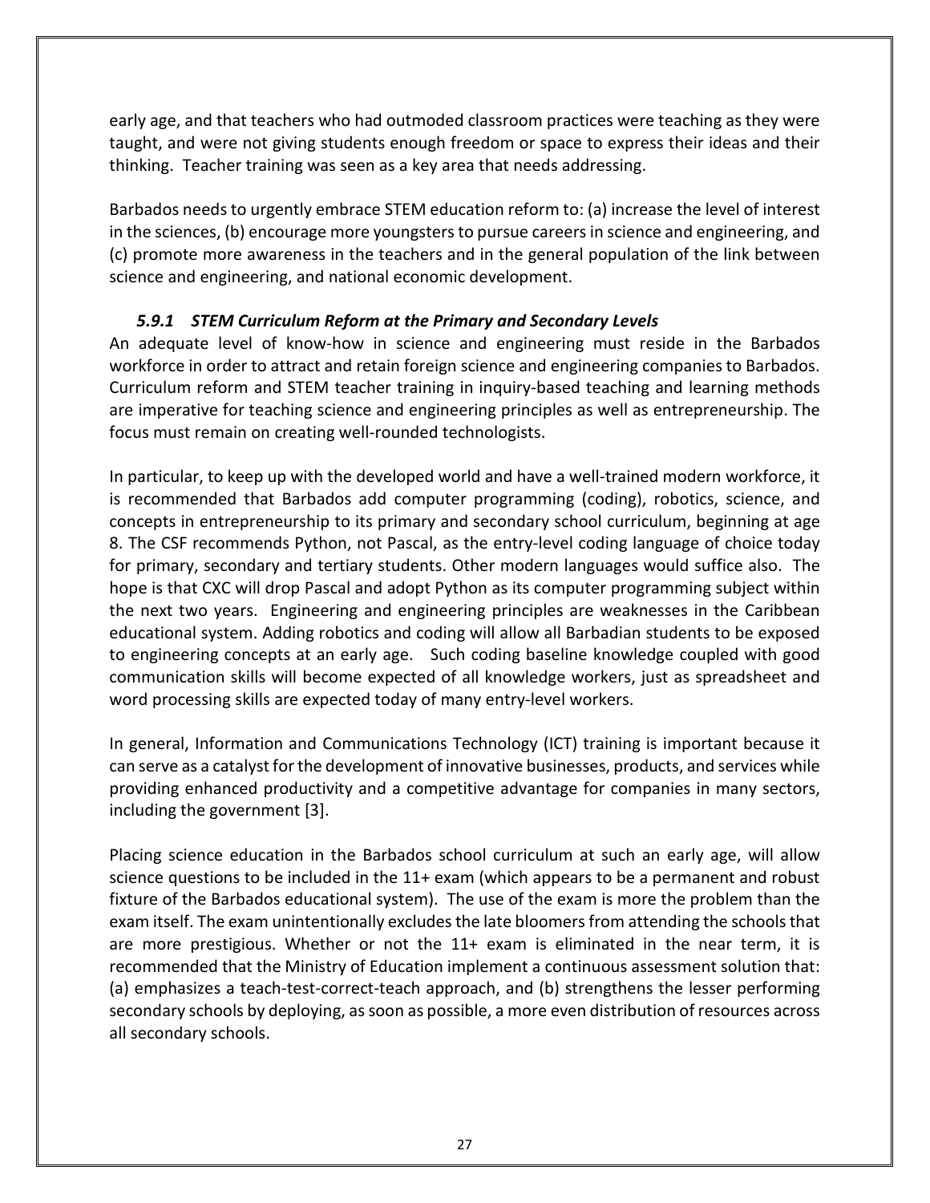early age, and that teachers who had outmoded classroom practices were teaching as they were taught, and were not giving students enough freedom or space to express their ideas and their thinking. Teacher training was seen as a key area that needs addressing.

Barbados needs to urgently embrace STEM education reform to: (a) increase the level of interest in the sciences, (b) encourage more youngsters to pursue careers in science and engineering, and (c) promote more awareness in the teachers and in the general population of the link between science and engineering, and national economic development.

### *5.9.1 STEM Curriculum Reform at the Primary and Secondary Levels*

An adequate level of know-how in science and engineering must reside in the Barbados workforce in order to attract and retain foreign science and engineering companies to Barbados. Curriculum reform and STEM teacher training in inquiry-based teaching and learning methods are imperative for teaching science and engineering principles as well as entrepreneurship. The focus must remain on creating well-rounded technologists.

In particular, to keep up with the developed world and have a well-trained modern workforce, it is recommended that Barbados add computer programming (coding), robotics, science, and concepts in entrepreneurship to its primary and secondary school curriculum, beginning at age 8. The CSF recommends Python, not Pascal, as the entry-level coding language of choice today for primary, secondary and tertiary students. Other modern languages would suffice also. The hope is that CXC will drop Pascal and adopt Python as its computer programming subject within the next two years. Engineering and engineering principles are weaknesses in the Caribbean educational system. Adding robotics and coding will allow all Barbadian students to be exposed to engineering concepts at an early age. Such coding baseline knowledge coupled with good communication skills will become expected of all knowledge workers, just as spreadsheet and word processing skills are expected today of many entry-level workers.

In general, Information and Communications Technology (ICT) training is important because it can serve as a catalyst for the development of innovative businesses, products, and services while providing enhanced productivity and a competitive advantage for companies in many sectors, including the government [3].

Placing science education in the Barbados school curriculum at such an early age, will allow science questions to be included in the 11+ exam (which appears to be a permanent and robust fixture of the Barbados educational system). The use of the exam is more the problem than the exam itself. The exam unintentionally excludes the late bloomers from attending the schools that are more prestigious. Whether or not the 11+ exam is eliminated in the near term, it is recommended that the Ministry of Education implement a continuous assessment solution that: (a) emphasizes a teach-test-correct-teach approach, and (b) strengthens the lesser performing secondary schools by deploying, as soon as possible, a more even distribution of resources across all secondary schools.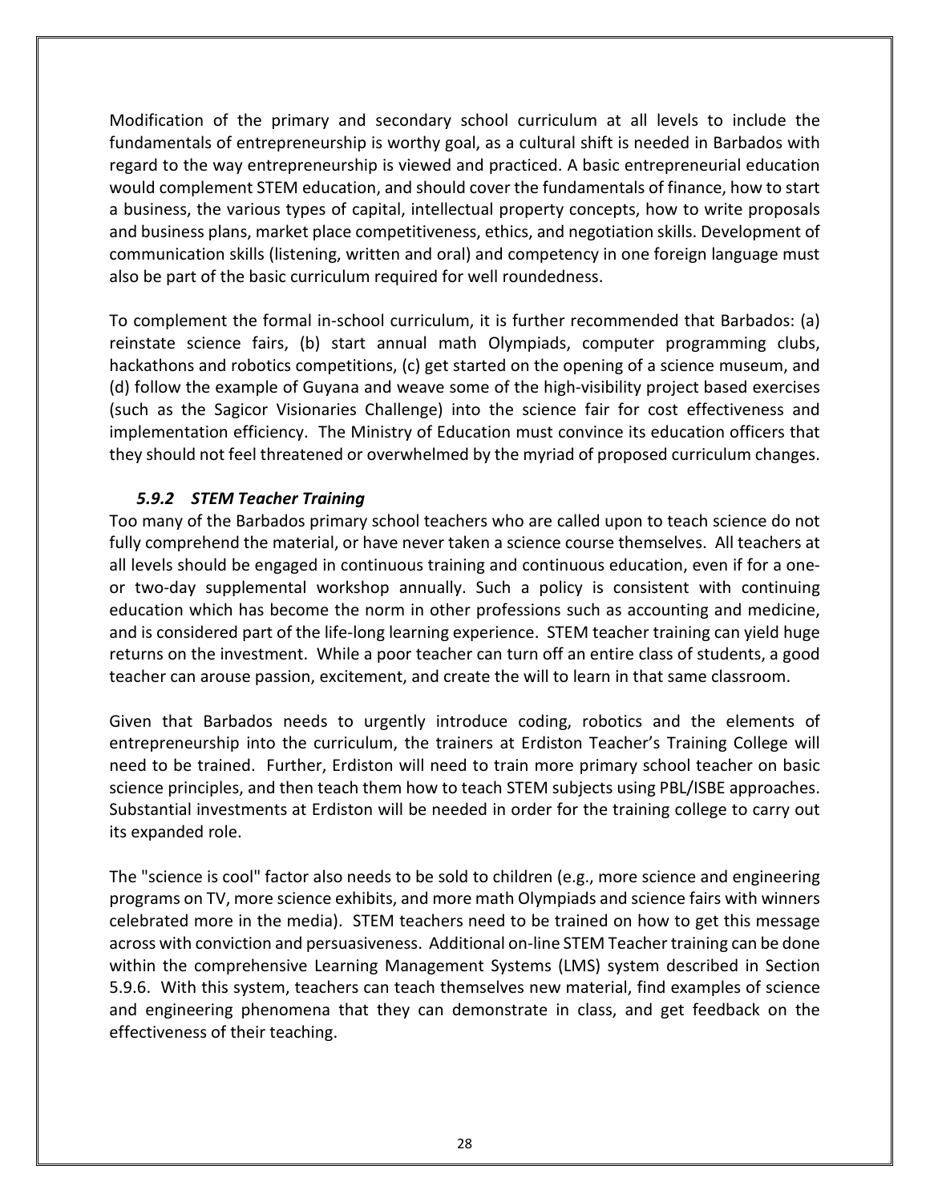Modification of the primary and secondary school curriculum at all levels to include the fundamentals of entrepreneurship is worthy goal, as a cultural shift is needed in Barbados with regard to the way entrepreneurship is viewed and practiced. A basic entrepreneurial education would complement STEM education, and should cover the fundamentals of finance, how to start a business, the various types of capital, intellectual property concepts, how to write proposals and business plans, market place competitiveness, ethics, and negotiation skills. Development of communication skills (listening, written and oral) and competency in one foreign language must also be part of the basic curriculum required for well roundedness.

To complement the formal in-school curriculum, it is further recommended that Barbados: (a) reinstate science fairs, (b) start annual math Olympiads, computer programming clubs, hackathons and robotics competitions, (c) get started on the opening of a science museum, and (d) follow the example of Guyana and weave some of the high-visibility project based exercises (such as the Sagicor Visionaries Challenge) into the science fair for cost effectiveness and implementation efficiency. The Ministry of Education must convince its education officers that they should not feel threatened or overwhelmed by the myriad of proposed curriculum changes.

### *5.9.2 STEM Teacher Training*

Too many of the Barbados primary school teachers who are called upon to teach science do not fully comprehend the material, or have never taken a science course themselves. All teachers at all levels should be engaged in continuous training and continuous education, even if for a one- or two-day supplemental workshop annually. Such a policy is consistent with continuing education which has become the norm in other professions such as accounting and medicine, and is considered part of the life-long learning experience. STEM teacher training can yield huge returns on the investment. While a poor teacher can turn off an entire class of students, a good teacher can arouse passion, excitement, and create the will to learn in that same classroom.

Given that Barbados needs to urgently introduce coding, robotics and the elements of entrepreneurship into the curriculum, the trainers at Erdiston Teacher's Training College will need to be trained. Further, Erdiston will need to train more primary school teacher on basic science principles, and then teach them how to teach STEM subjects using PBL/ISBE approaches. Substantial investments at Erdiston will be needed in order for the training college to carry out its expanded role.

The "science is cool" factor also needs to be sold to children (e.g., more science and engineering programs on TV, more science exhibits, and more math Olympiads and science fairs with winners celebrated more in the media). STEM teachers need to be trained on how to get this message across with conviction and persuasiveness. Additional on-line STEM Teacher training can be done within the comprehensive Learning Management Systems (LMS) system described in Section 5.9.6. With this system, teachers can teach themselves new material, find examples of science and engineering phenomena that they can demonstrate in class, and get feedback on the effectiveness of their teaching.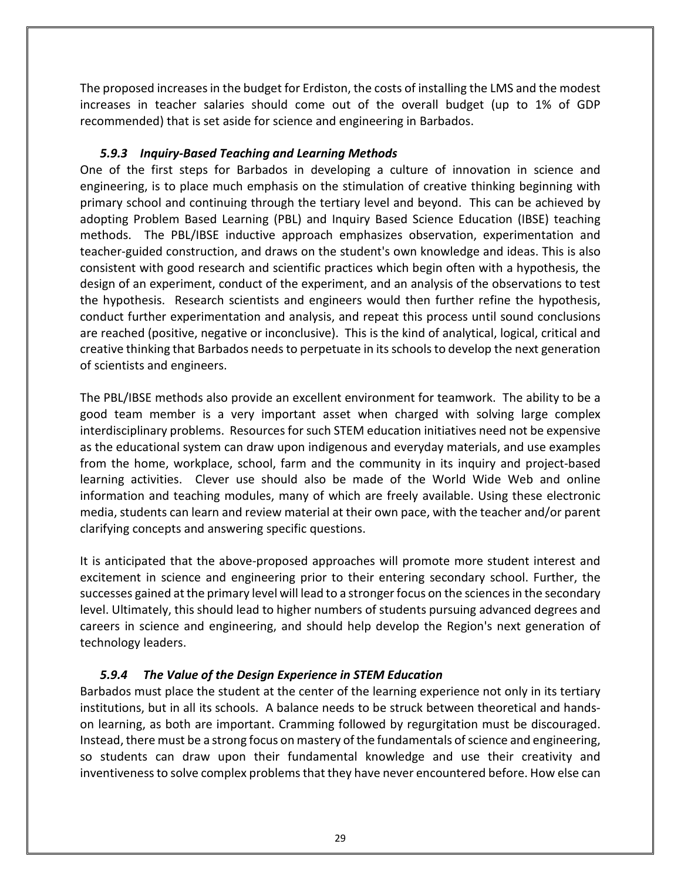The proposed increases in the budget for Erdiston, the costs of installing the LMS and the modest increases in teacher salaries should come out of the overall budget (up to 1% of GDP recommended) that is set aside for science and engineering in Barbados.

### *5.9.3 Inquiry-Based Teaching and Learning Methods*

One of the first steps for Barbados in developing a culture of innovation in science and engineering, is to place much emphasis on the stimulation of creative thinking beginning with primary school and continuing through the tertiary level and beyond. This can be achieved by adopting Problem Based Learning (PBL) and Inquiry Based Science Education (IBSE) teaching methods. The PBL/IBSE inductive approach emphasizes observation, experimentation and teacher-guided construction, and draws on the student's own knowledge and ideas. This is also consistent with good research and scientific practices which begin often with a hypothesis, the design of an experiment, conduct of the experiment, and an analysis of the observations to test the hypothesis. Research scientists and engineers would then further refine the hypothesis, conduct further experimentation and analysis, and repeat this process until sound conclusions are reached (positive, negative or inconclusive). This is the kind of analytical, logical, critical and creative thinking that Barbados needs to perpetuate in its schools to develop the next generation of scientists and engineers.

The PBL/IBSE methods also provide an excellent environment for teamwork. The ability to be a good team member is a very important asset when charged with solving large complex interdisciplinary problems. Resources for such STEM education initiatives need not be expensive as the educational system can draw upon indigenous and everyday materials, and use examples from the home, workplace, school, farm and the community in its inquiry and project-based learning activities. Clever use should also be made of the World Wide Web and online information and teaching modules, many of which are freely available. Using these electronic media, students can learn and review material at their own pace, with the teacher and/or parent clarifying concepts and answering specific questions.

It is anticipated that the above-proposed approaches will promote more student interest and excitement in science and engineering prior to their entering secondary school. Further, the successes gained at the primary level will lead to a stronger focus on the sciences in the secondary level. Ultimately, this should lead to higher numbers of students pursuing advanced degrees and careers in science and engineering, and should help develop the Region's next generation of technology leaders.

### *5.9.4 The Value of the Design Experience in STEM Education*

Barbados must place the student at the center of the learning experience not only in its tertiary institutions, but in all its schools. A balance needs to be struck between theoretical and hands-on learning, as both are important. Cramming followed by regurgitation must be discouraged. Instead, there must be a strong focus on mastery of the fundamentals of science and engineering, so students can draw upon their fundamental knowledge and use their creativity and inventiveness to solve complex problems that they have never encountered before. How else can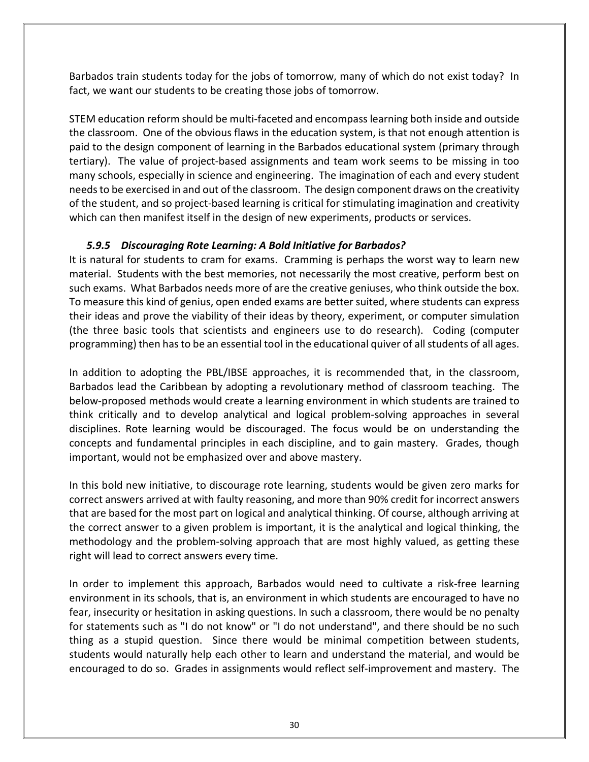Barbados train students today for the jobs of tomorrow, many of which do not exist today? In fact, we want our students to be creating those jobs of tomorrow.

STEM education reform should be multi-faceted and encompass learning both inside and outside the classroom. One of the obvious flaws in the education system, is that not enough attention is paid to the design component of learning in the Barbados educational system (primary through tertiary). The value of project-based assignments and team work seems to be missing in too many schools, especially in science and engineering. The imagination of each and every student needs to be exercised in and out of the classroom. The design component draws on the creativity of the student, and so project-based learning is critical for stimulating imagination and creativity which can then manifest itself in the design of new experiments, products or services.

#### *5.9.5 Discouraging Rote Learning: A Bold Initiative for Barbados?*

It is natural for students to cram for exams. Cramming is perhaps the worst way to learn new material. Students with the best memories, not necessarily the most creative, perform best on such exams. What Barbados needs more of are the creative geniuses, who think outside the box. To measure this kind of genius, open ended exams are better suited, where students can express their ideas and prove the viability of their ideas by theory, experiment, or computer simulation (the three basic tools that scientists and engineers use to do research). Coding (computer programming) then has to be an essential tool in the educational quiver of all students of all ages.

In addition to adopting the PBL/IBSE approaches, it is recommended that, in the classroom, Barbados lead the Caribbean by adopting a revolutionary method of classroom teaching. The below-proposed methods would create a learning environment in which students are trained to think critically and to develop analytical and logical problem-solving approaches in several disciplines. Rote learning would be discouraged. The focus would be on understanding the concepts and fundamental principles in each discipline, and to gain mastery. Grades, though important, would not be emphasized over and above mastery.

In this bold new initiative, to discourage rote learning, students would be given zero marks for correct answers arrived at with faulty reasoning, and more than 90% credit for incorrect answers that are based for the most part on logical and analytical thinking. Of course, although arriving at the correct answer to a given problem is important, it is the analytical and logical thinking, the methodology and the problem-solving approach that are most highly valued, as getting these right will lead to correct answers every time.

In order to implement this approach, Barbados would need to cultivate a risk-free learning environment in its schools, that is, an environment in which students are encouraged to have no fear, insecurity or hesitation in asking questions. In such a classroom, there would be no penalty for statements such as "I do not know" or "I do not understand", and there should be no such thing as a stupid question. Since there would be minimal competition between students, students would naturally help each other to learn and understand the material, and would be encouraged to do so. Grades in assignments would reflect self-improvement and mastery. The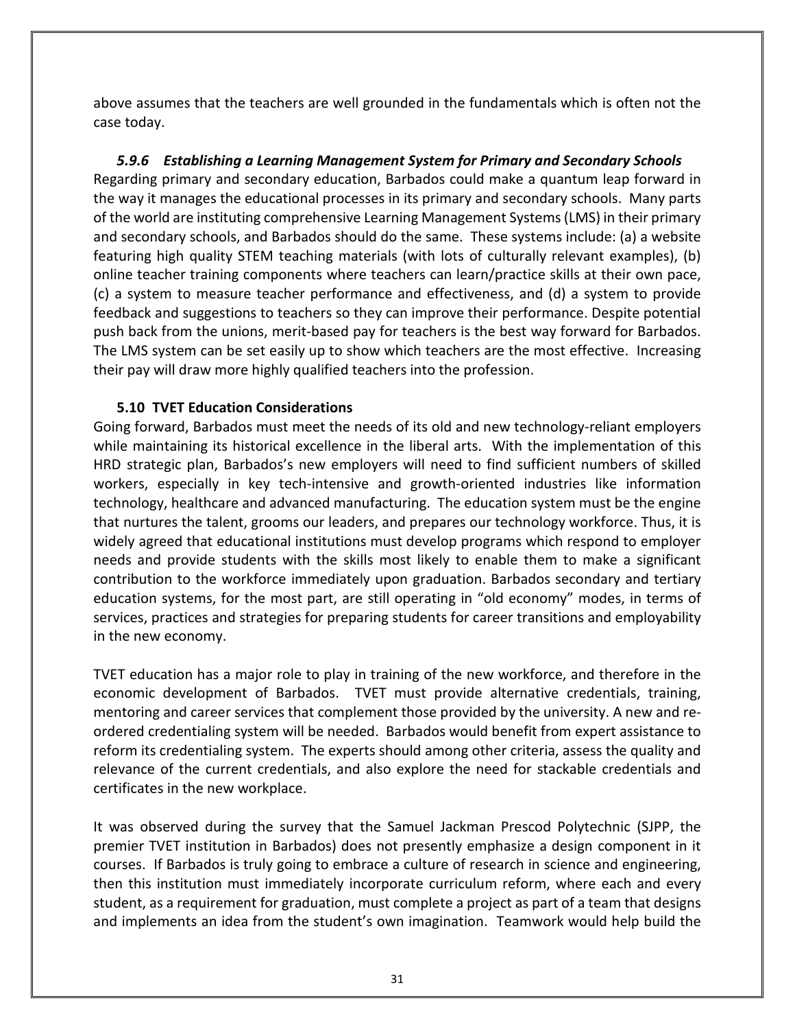above assumes that the teachers are well grounded in the fundamentals which is often not the case today.

#### *5.9.6 Establishing a Learning Management System for Primary and Secondary Schools*

Regarding primary and secondary education, Barbados could make a quantum leap forward in the way it manages the educational processes in its primary and secondary schools. Many parts of the world are instituting comprehensive Learning Management Systems (LMS) in their primary and secondary schools, and Barbados should do the same. These systems include: (a) a website featuring high quality STEM teaching materials (with lots of culturally relevant examples), (b) online teacher training components where teachers can learn/practice skills at their own pace, (c) a system to measure teacher performance and effectiveness, and (d) a system to provide feedback and suggestions to teachers so they can improve their performance. Despite potential push back from the unions, merit-based pay for teachers is the best way forward for Barbados. The LMS system can be set easily up to show which teachers are the most effective. Increasing their pay will draw more highly qualified teachers into the profession.

### 5.10 TVET Education Considerations

Going forward, Barbados must meet the needs of its old and new technology-reliant employers while maintaining its historical excellence in the liberal arts. With the implementation of this HRD strategic plan, Barbados's new employers will need to find sufficient numbers of skilled workers, especially in key tech-intensive and growth-oriented industries like information technology, healthcare and advanced manufacturing. The education system must be the engine that nurtures the talent, grooms our leaders, and prepares our technology workforce. Thus, it is widely agreed that educational institutions must develop programs which respond to employer needs and provide students with the skills most likely to enable them to make a significant contribution to the workforce immediately upon graduation. Barbados secondary and tertiary education systems, for the most part, are still operating in "old economy" modes, in terms of services, practices and strategies for preparing students for career transitions and employability in the new economy.

TVET education has a major role to play in training of the new workforce, and therefore in the economic development of Barbados. TVET must provide alternative credentials, training, mentoring and career services that complement those provided by the university. A new and re-ordered credentialing system will be needed. Barbados would benefit from expert assistance to reform its credentialing system. The experts should among other criteria, assess the quality and relevance of the current credentials, and also explore the need for stackable credentials and certificates in the new workplace.

It was observed during the survey that the Samuel Jackman Prescod Polytechnic (SJPP, the premier TVET institution in Barbados) does not presently emphasize a design component in it courses. If Barbados is truly going to embrace a culture of research in science and engineering, then this institution must immediately incorporate curriculum reform, where each and every student, as a requirement for graduation, must complete a project as part of a team that designs and implements an idea from the student's own imagination. Teamwork would help build the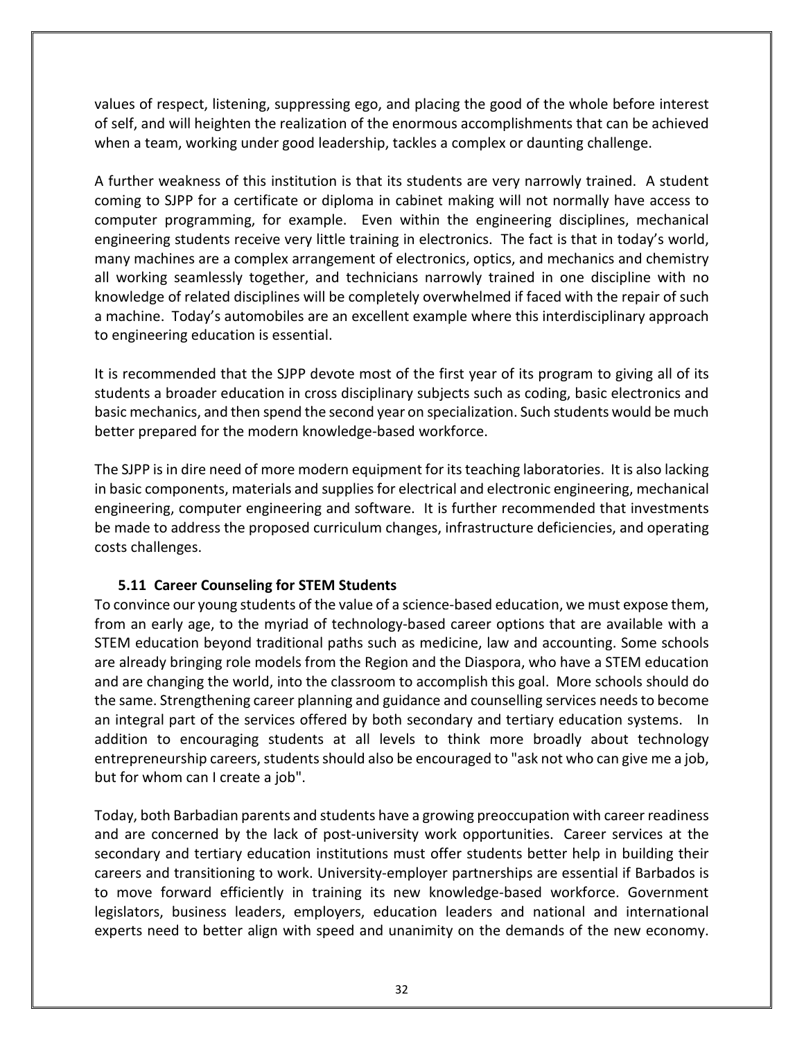values of respect, listening, suppressing ego, and placing the good of the whole before interest of self, and will heighten the realization of the enormous accomplishments that can be achieved when a team, working under good leadership, tackles a complex or daunting challenge.

A further weakness of this institution is that its students are very narrowly trained. A student coming to SJPP for a certificate or diploma in cabinet making will not normally have access to computer programming, for example. Even within the engineering disciplines, mechanical engineering students receive very little training in electronics. The fact is that in today's world, many machines are a complex arrangement of electronics, optics, and mechanics and chemistry all working seamlessly together, and technicians narrowly trained in one discipline with no knowledge of related disciplines will be completely overwhelmed if faced with the repair of such a machine. Today's automobiles are an excellent example where this interdisciplinary approach to engineering education is essential.

It is recommended that the SJPP devote most of the first year of its program to giving all of its students a broader education in cross disciplinary subjects such as coding, basic electronics and basic mechanics, and then spend the second year on specialization. Such students would be much better prepared for the modern knowledge-based workforce.

The SJPP is in dire need of more modern equipment for its teaching laboratories. It is also lacking in basic components, materials and supplies for electrical and electronic engineering, mechanical engineering, computer engineering and software. It is further recommended that investments be made to address the proposed curriculum changes, infrastructure deficiencies, and operating costs challenges.

### 5.11 Career Counseling for STEM Students

To convince our young students of the value of a science-based education, we must expose them, from an early age, to the myriad of technology-based career options that are available with a STEM education beyond traditional paths such as medicine, law and accounting. Some schools are already bringing role models from the Region and the Diaspora, who have a STEM education and are changing the world, into the classroom to accomplish this goal. More schools should do the same. Strengthening career planning and guidance and counselling services needs to become an integral part of the services offered by both secondary and tertiary education systems. In addition to encouraging students at all levels to think more broadly about technology entrepreneurship careers, students should also be encouraged to "ask not who can give me a job, but for whom can I create a job".

Today, both Barbadian parents and students have a growing preoccupation with career readiness and are concerned by the lack of post-university work opportunities. Career services at the secondary and tertiary education institutions must offer students better help in building their careers and transitioning to work. University-employer partnerships are essential if Barbados is to move forward efficiently in training its new knowledge-based workforce. Government legislators, business leaders, employers, education leaders and national and international experts need to better align with speed and unanimity on the demands of the new economy.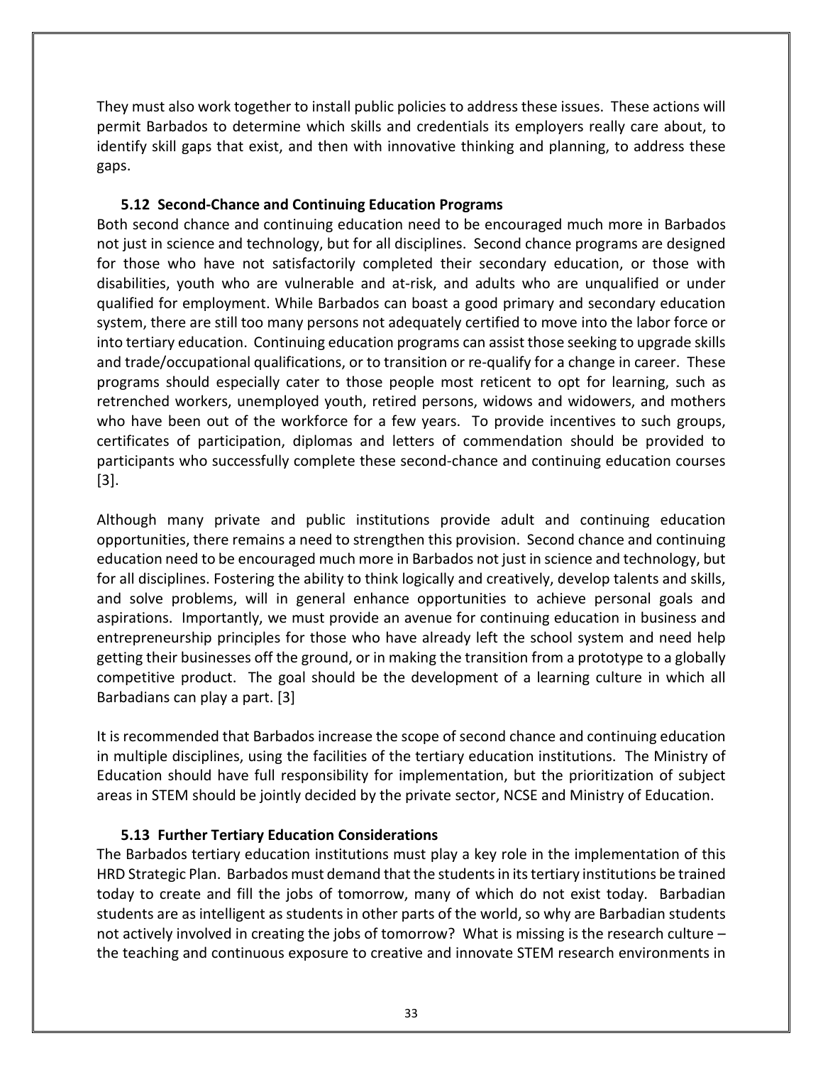They must also work together to install public policies to address these issues. These actions will permit Barbados to determine which skills and credentials its employers really care about, to identify skill gaps that exist, and then with innovative thinking and planning, to address these gaps.

### 5.12 Second-Chance and Continuing Education Programs

Both second chance and continuing education need to be encouraged much more in Barbados not just in science and technology, but for all disciplines. Second chance programs are designed for those who have not satisfactorily completed their secondary education, or those with disabilities, youth who are vulnerable and at-risk, and adults who are unqualified or under qualified for employment. While Barbados can boast a good primary and secondary education system, there are still too many persons not adequately certified to move into the labor force or into tertiary education. Continuing education programs can assist those seeking to upgrade skills and trade/occupational qualifications, or to transition or re-qualify for a change in career. These programs should especially cater to those people most reticent to opt for learning, such as retrenched workers, unemployed youth, retired persons, widows and widowers, and mothers who have been out of the workforce for a few years. To provide incentives to such groups, certificates of participation, diplomas and letters of commendation should be provided to participants who successfully complete these second-chance and continuing education courses [3].

Although many private and public institutions provide adult and continuing education opportunities, there remains a need to strengthen this provision. Second chance and continuing education need to be encouraged much more in Barbados not just in science and technology, but for all disciplines. Fostering the ability to think logically and creatively, develop talents and skills, and solve problems, will in general enhance opportunities to achieve personal goals and aspirations. Importantly, we must provide an avenue for continuing education in business and entrepreneurship principles for those who have already left the school system and need help getting their businesses off the ground, or in making the transition from a prototype to a globally competitive product. The goal should be the development of a learning culture in which all Barbadians can play a part. [3]

It is recommended that Barbados increase the scope of second chance and continuing education in multiple disciplines, using the facilities of the tertiary education institutions. The Ministry of Education should have full responsibility for implementation, but the prioritization of subject areas in STEM should be jointly decided by the private sector, NCSE and Ministry of Education.

### 5.13 Further Tertiary Education Considerations

The Barbados tertiary education institutions must play a key role in the implementation of this HRD Strategic Plan. Barbados must demand that the students in its tertiary institutions be trained today to create and fill the jobs of tomorrow, many of which do not exist today. Barbadian students are as intelligent as students in other parts of the world, so why are Barbadian students not actively involved in creating the jobs of tomorrow? What is missing is the research culture – the teaching and continuous exposure to creative and innovate STEM research environments in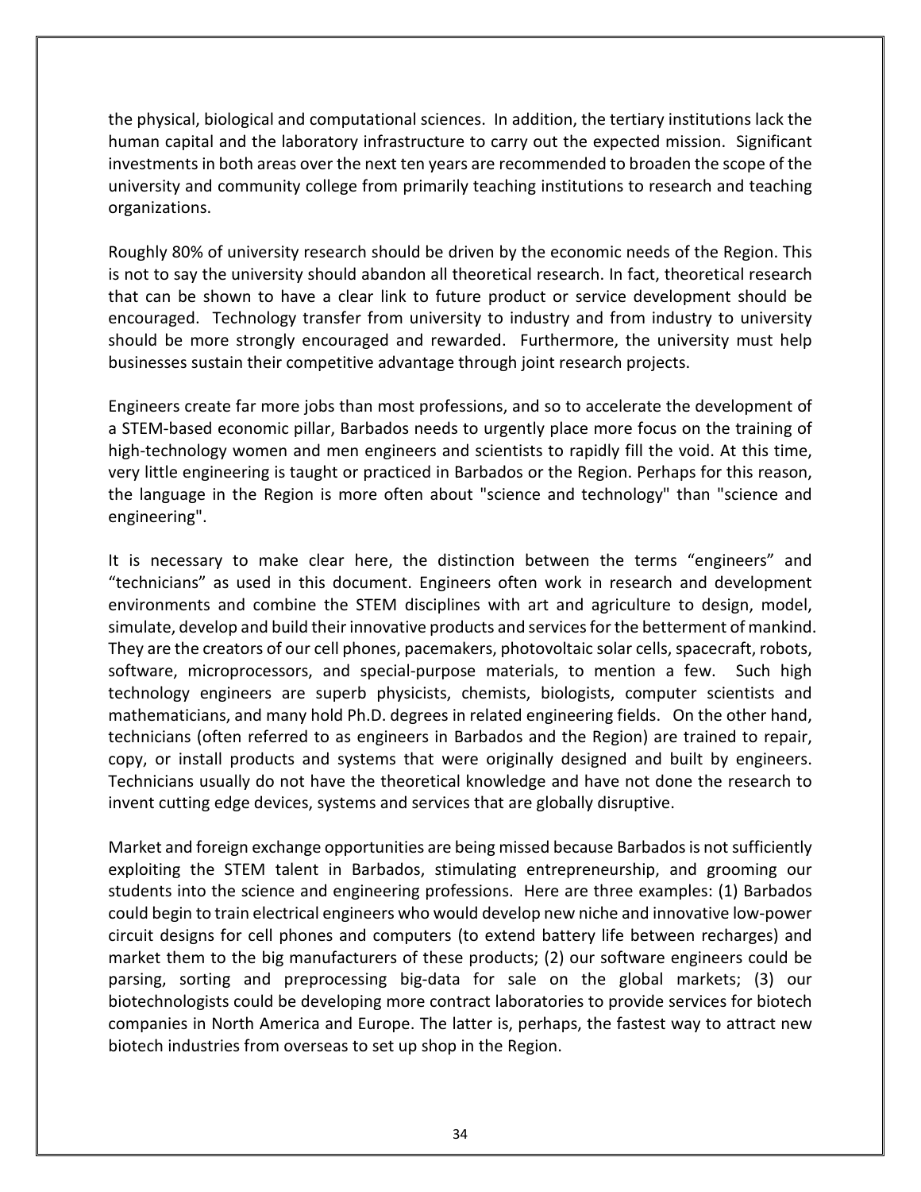the physical, biological and computational sciences. In addition, the tertiary institutions lack the human capital and the laboratory infrastructure to carry out the expected mission. Significant investments in both areas over the next ten years are recommended to broaden the scope of the university and community college from primarily teaching institutions to research and teaching organizations.

Roughly 80% of university research should be driven by the economic needs of the Region. This is not to say the university should abandon all theoretical research. In fact, theoretical research that can be shown to have a clear link to future product or service development should be encouraged. Technology transfer from university to industry and from industry to university should be more strongly encouraged and rewarded. Furthermore, the university must help businesses sustain their competitive advantage through joint research projects.

Engineers create far more jobs than most professions, and so to accelerate the development of a STEM-based economic pillar, Barbados needs to urgently place more focus on the training of high-technology women and men engineers and scientists to rapidly fill the void. At this time, very little engineering is taught or practiced in Barbados or the Region. Perhaps for this reason, the language in the Region is more often about "science and technology" than "science and engineering".

It is necessary to make clear here, the distinction between the terms “engineers” and “technicians” as used in this document. Engineers often work in research and development environments and combine the STEM disciplines with art and agriculture to design, model, simulate, develop and build their innovative products and services for the betterment of mankind. They are the creators of our cell phones, pacemakers, photovoltaic solar cells, spacecraft, robots, software, microprocessors, and special-purpose materials, to mention a few. Such high technology engineers are superb physicists, chemists, biologists, computer scientists and mathematicians, and many hold Ph.D. degrees in related engineering fields. On the other hand, technicians (often referred to as engineers in Barbados and the Region) are trained to repair, copy, or install products and systems that were originally designed and built by engineers. Technicians usually do not have the theoretical knowledge and have not done the research to invent cutting edge devices, systems and services that are globally disruptive.

Market and foreign exchange opportunities are being missed because Barbados is not sufficiently exploiting the STEM talent in Barbados, stimulating entrepreneurship, and grooming our students into the science and engineering professions. Here are three examples: (1) Barbados could begin to train electrical engineers who would develop new niche and innovative low-power circuit designs for cell phones and computers (to extend battery life between recharges) and market them to the big manufacturers of these products; (2) our software engineers could be parsing, sorting and preprocessing big-data for sale on the global markets; (3) our biotechnologists could be developing more contract laboratories to provide services for biotech companies in North America and Europe. The latter is, perhaps, the fastest way to attract new biotech industries from overseas to set up shop in the Region.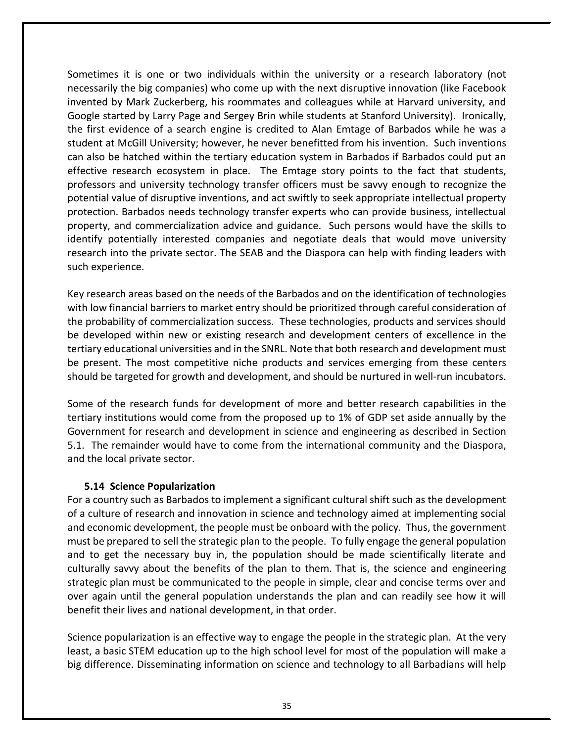Sometimes it is one or two individuals within the university or a research laboratory (not necessarily the big companies) who come up with the next disruptive innovation (like Facebook invented by Mark Zuckerberg, his roommates and colleagues while at Harvard university, and Google started by Larry Page and Sergey Brin while students at Stanford University). Ironically, the first evidence of a search engine is credited to Alan Emtage of Barbados while he was a student at McGill University; however, he never benefitted from his invention. Such inventions can also be hatched within the tertiary education system in Barbados if Barbados could put an effective research ecosystem in place. The Emtage story points to the fact that students, professors and university technology transfer officers must be savvy enough to recognize the potential value of disruptive inventions, and act swiftly to seek appropriate intellectual property protection. Barbados needs technology transfer experts who can provide business, intellectual property, and commercialization advice and guidance. Such persons would have the skills to identify potentially interested companies and negotiate deals that would move university research into the private sector. The SEAB and the Diaspora can help with finding leaders with such experience.

Key research areas based on the needs of the Barbados and on the identification of technologies with low financial barriers to market entry should be prioritized through careful consideration of the probability of commercialization success. These technologies, products and services should be developed within new or existing research and development centers of excellence in the tertiary educational universities and in the SNRL. Note that both research and development must be present. The most competitive niche products and services emerging from these centers should be targeted for growth and development, and should be nurtured in well-run incubators.

Some of the research funds for development of more and better research capabilities in the tertiary institutions would come from the proposed up to 1% of GDP set aside annually by the Government for research and development in science and engineering as described in Section 5.1. The remainder would have to come from the international community and the Diaspora, and the local private sector.

### 5.14 Science Popularization

For a country such as Barbados to implement a significant cultural shift such as the development of a culture of research and innovation in science and technology aimed at implementing social and economic development, the people must be onboard with the policy. Thus, the government must be prepared to sell the strategic plan to the people. To fully engage the general population and to get the necessary buy in, the population should be made scientifically literate and culturally savvy about the benefits of the plan to them. That is, the science and engineering strategic plan must be communicated to the people in simple, clear and concise terms over and over again until the general population understands the plan and can readily see how it will benefit their lives and national development, in that order.

Science popularization is an effective way to engage the people in the strategic plan. At the very least, a basic STEM education up to the high school level for most of the population will make a big difference. Disseminating information on science and technology to all Barbadians will help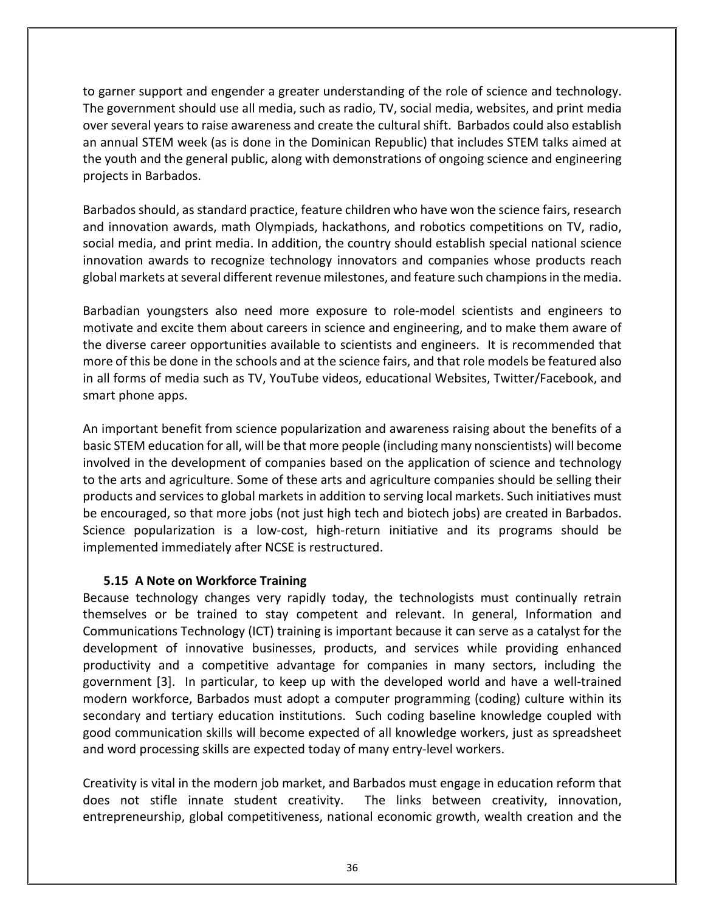to garner support and engender a greater understanding of the role of science and technology. The government should use all media, such as radio, TV, social media, websites, and print media over several years to raise awareness and create the cultural shift. Barbados could also establish an annual STEM week (as is done in the Dominican Republic) that includes STEM talks aimed at the youth and the general public, along with demonstrations of ongoing science and engineering projects in Barbados.

Barbados should, as standard practice, feature children who have won the science fairs, research and innovation awards, math Olympiads, hackathons, and robotics competitions on TV, radio, social media, and print media. In addition, the country should establish special national science innovation awards to recognize technology innovators and companies whose products reach global markets at several different revenue milestones, and feature such champions in the media.

Barbadian youngsters also need more exposure to role-model scientists and engineers to motivate and excite them about careers in science and engineering, and to make them aware of the diverse career opportunities available to scientists and engineers. It is recommended that more of this be done in the schools and at the science fairs, and that role models be featured also in all forms of media such as TV, YouTube videos, educational Websites, Twitter/Facebook, and smart phone apps.

An important benefit from science popularization and awareness raising about the benefits of a basic STEM education for all, will be that more people (including many nonscientists) will become involved in the development of companies based on the application of science and technology to the arts and agriculture. Some of these arts and agriculture companies should be selling their products and services to global markets in addition to serving local markets. Such initiatives must be encouraged, so that more jobs (not just high tech and biotech jobs) are created in Barbados. Science popularization is a low-cost, high-return initiative and its programs should be implemented immediately after NCSE is restructured.

### 5.15 A Note on Workforce Training

Because technology changes very rapidly today, the technologists must continually retrain themselves or be trained to stay competent and relevant. In general, Information and Communications Technology (ICT) training is important because it can serve as a catalyst for the development of innovative businesses, products, and services while providing enhanced productivity and a competitive advantage for companies in many sectors, including the government [3]. In particular, to keep up with the developed world and have a well-trained modern workforce, Barbados must adopt a computer programming (coding) culture within its secondary and tertiary education institutions. Such coding baseline knowledge coupled with good communication skills will become expected of all knowledge workers, just as spreadsheet and word processing skills are expected today of many entry-level workers.

Creativity is vital in the modern job market, and Barbados must engage in education reform that does not stifle innate student creativity. The links between creativity, innovation, entrepreneurship, global competitiveness, national economic growth, wealth creation and the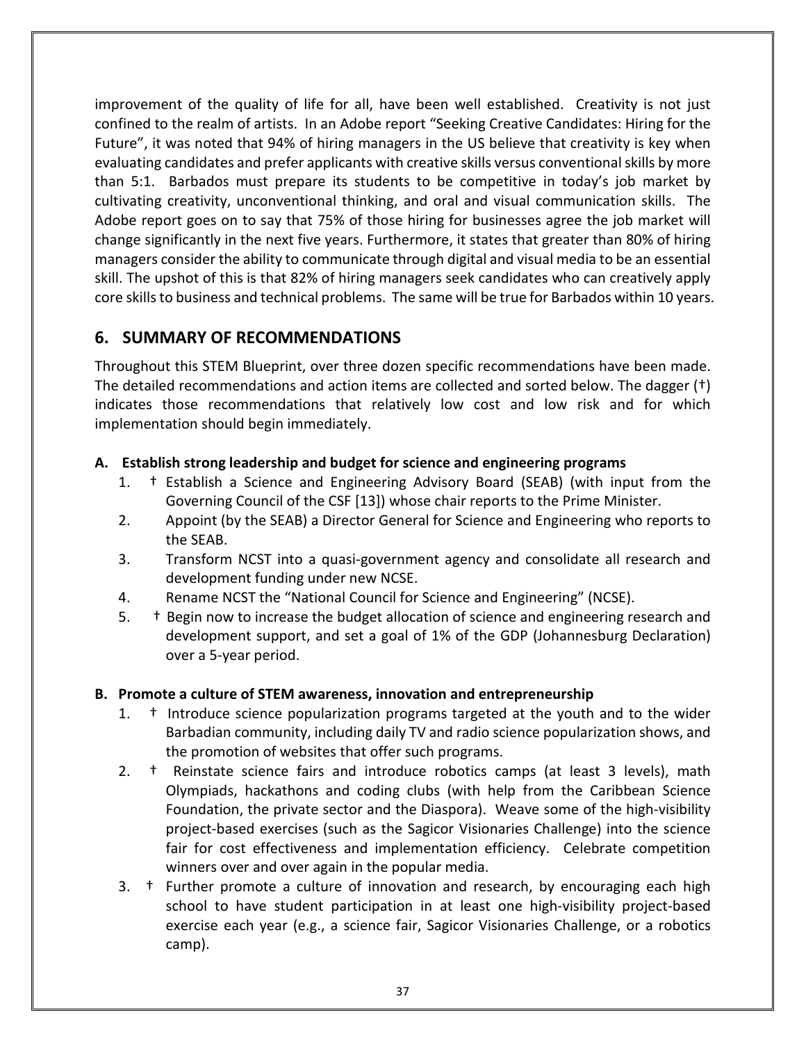improvement of the quality of life for all, have been well established. Creativity is not just confined to the realm of artists. In an Adobe report "Seeking Creative Candidates: Hiring for the Future", it was noted that 94% of hiring managers in the US believe that creativity is key when evaluating candidates and prefer applicants with creative skills versus conventional skills by more than 5:1. Barbados must prepare its students to be competitive in today's job market by cultivating creativity, unconventional thinking, and oral and visual communication skills. The Adobe report goes on to say that 75% of those hiring for businesses agree the job market will change significantly in the next five years. Furthermore, it states that greater than 80% of hiring managers consider the ability to communicate through digital and visual media to be an essential skill. The upshot of this is that 82% of hiring managers seek candidates who can creatively apply core skills to business and technical problems. The same will be true for Barbados within 10 years.

## 6. SUMMARY OF RECOMMENDATIONS

Throughout this STEM Blueprint, over three dozen specific recommendations have been made. The detailed recommendations and action items are collected and sorted below. The dagger (†) indicates those recommendations that relatively low cost and low risk and for which implementation should begin immediately.

### A. Establish strong leadership and budget for science and engineering programs

1. † Establish a Science and Engineering Advisory Board (SEAB) (with input from the Governing Council of the CSF [13]) whose chair reports to the Prime Minister.
2. Appoint (by the SEAB) a Director General for Science and Engineering who reports to the SEAB.
3. Transform NCST into a quasi-government agency and consolidate all research and development funding under new NCSE.
4. Rename NCST the "National Council for Science and Engineering" (NCSE).
5. † Begin now to increase the budget allocation of science and engineering research and development support, and set a goal of 1% of the GDP (Johannesburg Declaration) over a 5-year period.

### B. Promote a culture of STEM awareness, innovation and entrepreneurship

1. † Introduce science popularization programs targeted at the youth and to the wider Barbadian community, including daily TV and radio science popularization shows, and the promotion of websites that offer such programs.
2. † Reinstate science fairs and introduce robotics camps (at least 3 levels), math Olympiads, hackathons and coding clubs (with help from the Caribbean Science Foundation, the private sector and the Diaspora). Weave some of the high-visibility project-based exercises (such as the Sagicor Visionaries Challenge) into the science fair for cost effectiveness and implementation efficiency. Celebrate competition winners over and over again in the popular media.
3. † Further promote a culture of innovation and research, by encouraging each high school to have student participation in at least one high-visibility project-based exercise each year (e.g., a science fair, Sagicor Visionaries Challenge, or a robotics camp).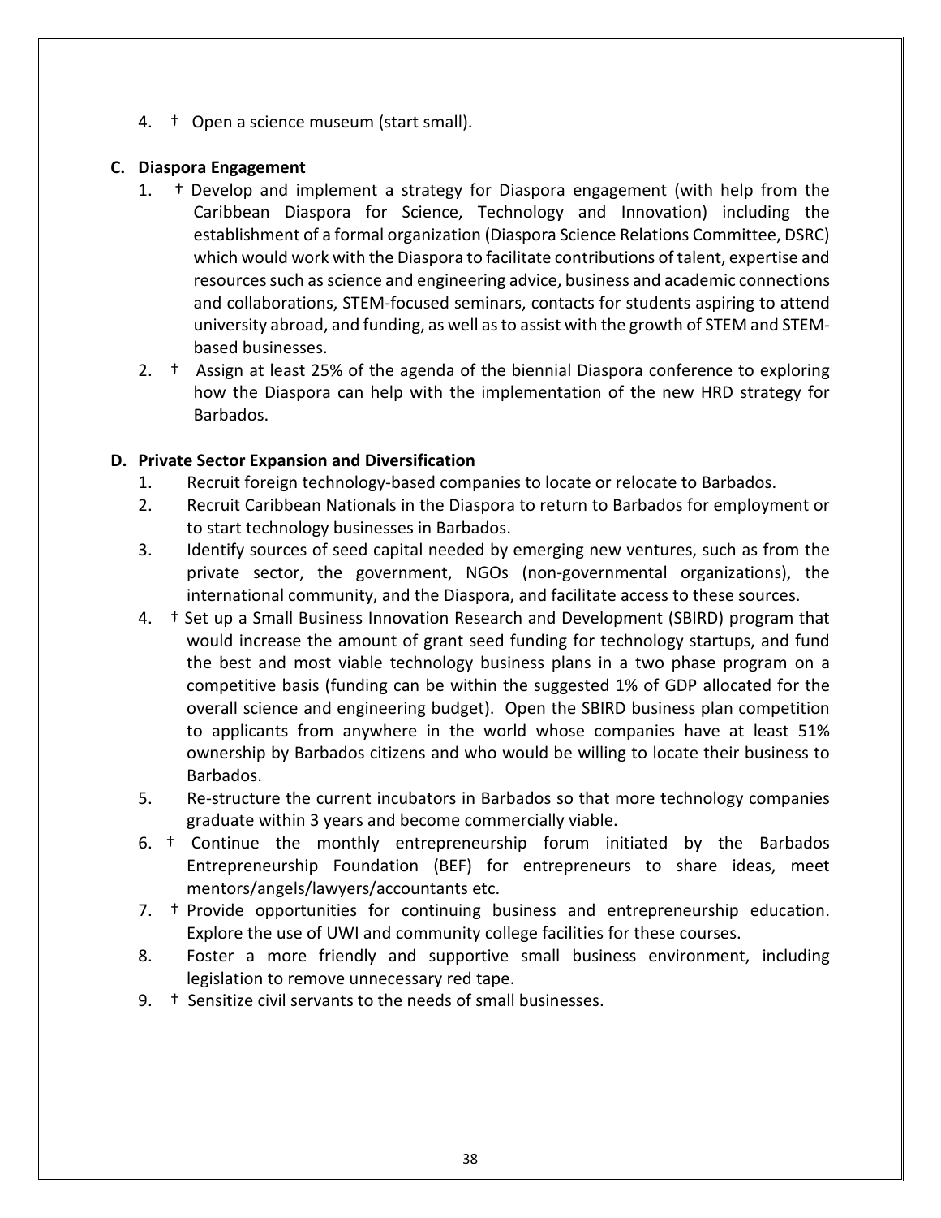4. † Open a science museum (start small).

**C. Diaspora Engagement**

1. † Develop and implement a strategy for Diaspora engagement (with help from the Caribbean Diaspora for Science, Technology and Innovation) including the establishment of a formal organization (Diaspora Science Relations Committee, DSRC) which would work with the Diaspora to facilitate contributions of talent, expertise and resources such as science and engineering advice, business and academic connections and collaborations, STEM-focused seminars, contacts for students aspiring to attend university abroad, and funding, as well as to assist with the growth of STEM and STEM-based businesses.
2. † Assign at least 25% of the agenda of the biennial Diaspora conference to exploring how the Diaspora can help with the implementation of the new HRD strategy for Barbados.

**D. Private Sector Expansion and Diversification**

1. Recruit foreign technology-based companies to locate or relocate to Barbados.
2. Recruit Caribbean Nationals in the Diaspora to return to Barbados for employment or to start technology businesses in Barbados.
3. Identify sources of seed capital needed by emerging new ventures, such as from the private sector, the government, NGOs (non-governmental organizations), the international community, and the Diaspora, and facilitate access to these sources.
4. † Set up a Small Business Innovation Research and Development (SBIRD) program that would increase the amount of grant seed funding for technology startups, and fund the best and most viable technology business plans in a two phase program on a competitive basis (funding can be within the suggested 1% of GDP allocated for the overall science and engineering budget). Open the SBIRD business plan competition to applicants from anywhere in the world whose companies have at least 51% ownership by Barbados citizens and who would be willing to locate their business to Barbados.
5. Re-structure the current incubators in Barbados so that more technology companies graduate within 3 years and become commercially viable.
6. † Continue the monthly entrepreneurship forum initiated by the Barbados Entrepreneurship Foundation (BEF) for entrepreneurs to share ideas, meet mentors/angels/lawyers/accountants etc.
7. † Provide opportunities for continuing business and entrepreneurship education. Explore the use of UWI and community college facilities for these courses.
8. Foster a more friendly and supportive small business environment, including legislation to remove unnecessary red tape.
9. † Sensitize civil servants to the needs of small businesses.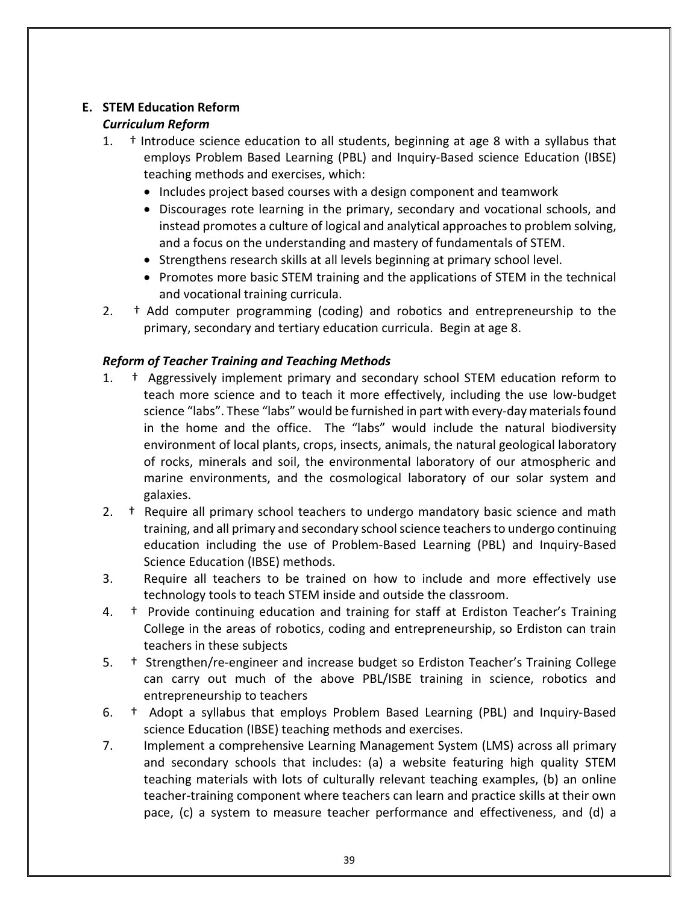## E. STEM Education Reform

### *Curriculum Reform*

1. † Introduce science education to all students, beginning at age 8 with a syllabus that employs Problem Based Learning (PBL) and Inquiry-Based science Education (IBSE) teaching methods and exercises, which:
   - Includes project based courses with a design component and teamwork
   - Discourages rote learning in the primary, secondary and vocational schools, and instead promotes a culture of logical and analytical approaches to problem solving, and a focus on the understanding and mastery of fundamentals of STEM.
   - Strengthens research skills at all levels beginning at primary school level.
   - Promotes more basic STEM training and the applications of STEM in the technical and vocational training curricula.
2. † Add computer programming (coding) and robotics and entrepreneurship to the primary, secondary and tertiary education curricula. Begin at age 8.

### *Reform of Teacher Training and Teaching Methods*

1. † Aggressively implement primary and secondary school STEM education reform to teach more science and to teach it more effectively, including the use low-budget science "labs". These "labs" would be furnished in part with every-day materials found in the home and the office. The "labs" would include the natural biodiversity environment of local plants, crops, insects, animals, the natural geological laboratory of rocks, minerals and soil, the environmental laboratory of our atmospheric and marine environments, and the cosmological laboratory of our solar system and galaxies.
2. † Require all primary school teachers to undergo mandatory basic science and math training, and all primary and secondary school science teachers to undergo continuing education including the use of Problem-Based Learning (PBL) and Inquiry-Based Science Education (IBSE) methods.
3. Require all teachers to be trained on how to include and more effectively use technology tools to teach STEM inside and outside the classroom.
4. † Provide continuing education and training for staff at Erdiston Teacher's Training College in the areas of robotics, coding and entrepreneurship, so Erdiston can train teachers in these subjects
5. † Strengthen/re-engineer and increase budget so Erdiston Teacher's Training College can carry out much of the above PBL/ISBE training in science, robotics and entrepreneurship to teachers
6. † Adopt a syllabus that employs Problem Based Learning (PBL) and Inquiry-Based science Education (IBSE) teaching methods and exercises.
7. Implement a comprehensive Learning Management System (LMS) across all primary and secondary schools that includes: (a) a website featuring high quality STEM teaching materials with lots of culturally relevant teaching examples, (b) an online teacher-training component where teachers can learn and practice skills at their own pace, (c) a system to measure teacher performance and effectiveness, and (d) a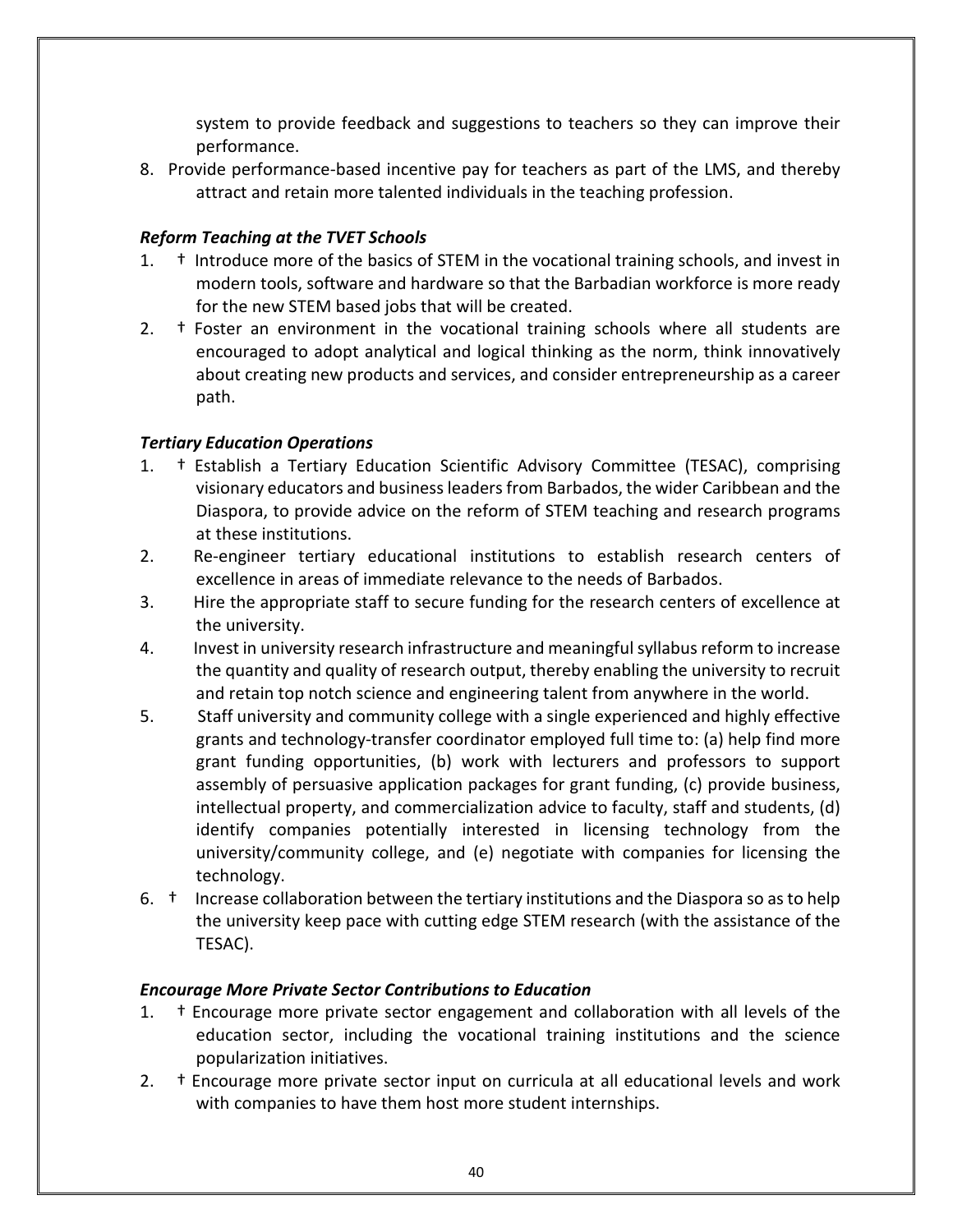system to provide feedback and suggestions to teachers so they can improve their performance.

8. Provide performance-based incentive pay for teachers as part of the LMS, and thereby attract and retain more talented individuals in the teaching profession.

***Reform Teaching at the TVET Schools***

1. † Introduce more of the basics of STEM in the vocational training schools, and invest in modern tools, software and hardware so that the Barbadian workforce is more ready for the new STEM based jobs that will be created.
2. † Foster an environment in the vocational training schools where all students are encouraged to adopt analytical and logical thinking as the norm, think innovatively about creating new products and services, and consider entrepreneurship as a career path.

***Tertiary Education Operations***

1. † Establish a Tertiary Education Scientific Advisory Committee (TESAC), comprising visionary educators and business leaders from Barbados, the wider Caribbean and the Diaspora, to provide advice on the reform of STEM teaching and research programs at these institutions.
2. Re-engineer tertiary educational institutions to establish research centers of excellence in areas of immediate relevance to the needs of Barbados.
3. Hire the appropriate staff to secure funding for the research centers of excellence at the university.
4. Invest in university research infrastructure and meaningful syllabus reform to increase the quantity and quality of research output, thereby enabling the university to recruit and retain top notch science and engineering talent from anywhere in the world.
5. Staff university and community college with a single experienced and highly effective grants and technology-transfer coordinator employed full time to: (a) help find more grant funding opportunities, (b) work with lecturers and professors to support assembly of persuasive application packages for grant funding, (c) provide business, intellectual property, and commercialization advice to faculty, staff and students, (d) identify companies potentially interested in licensing technology from the university/community college, and (e) negotiate with companies for licensing the technology.
6. † Increase collaboration between the tertiary institutions and the Diaspora so as to help the university keep pace with cutting edge STEM research (with the assistance of the TESAC).

***Encourage More Private Sector Contributions to Education***

1. † Encourage more private sector engagement and collaboration with all levels of the education sector, including the vocational training institutions and the science popularization initiatives.
2. † Encourage more private sector input on curricula at all educational levels and work with companies to have them host more student internships.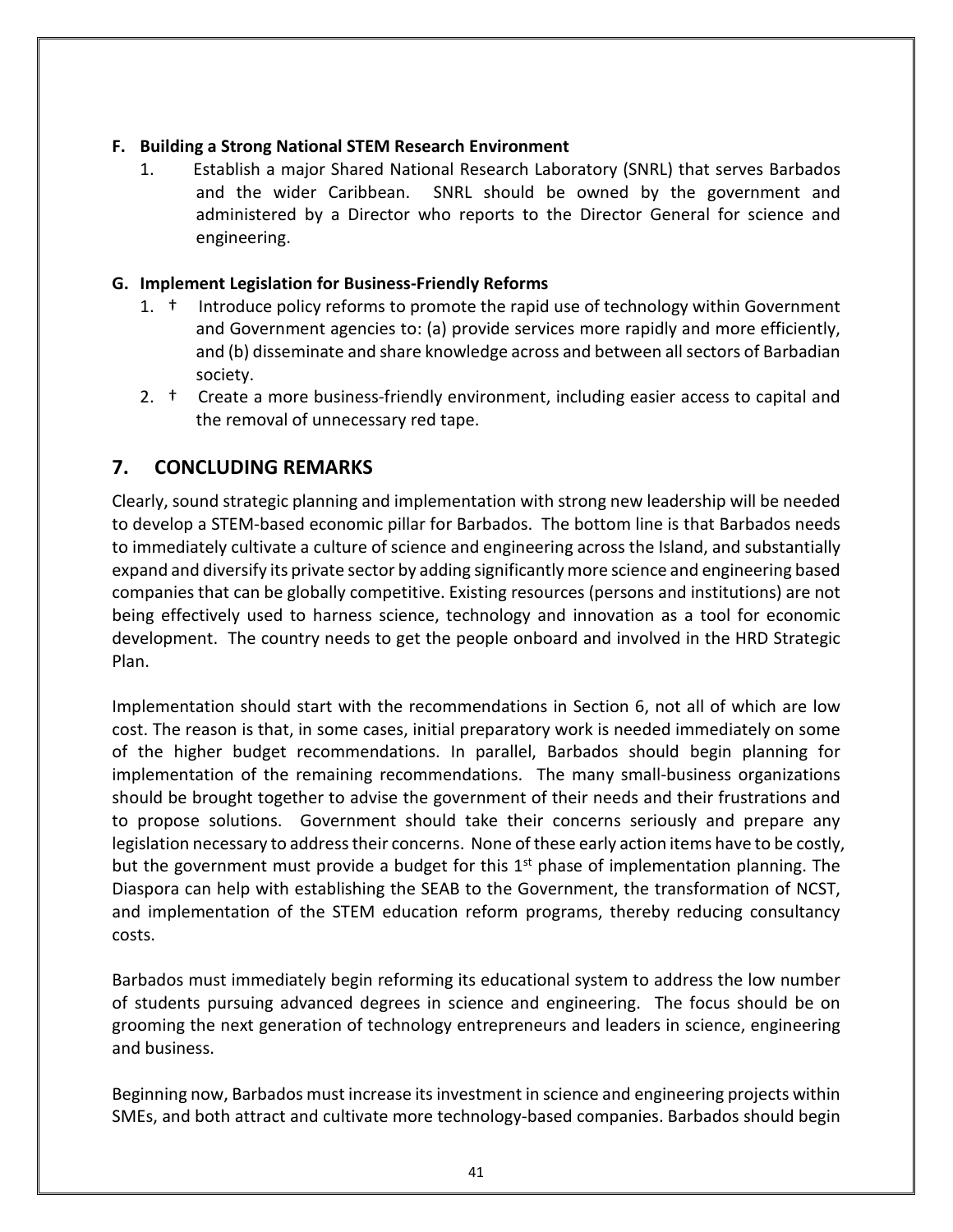### F. Building a Strong National STEM Research Environment

1. Establish a major Shared National Research Laboratory (SNRL) that serves Barbados and the wider Caribbean. SNRL should be owned by the government and administered by a Director who reports to the Director General for science and engineering.

### G. Implement Legislation for Business-Friendly Reforms

1. † Introduce policy reforms to promote the rapid use of technology within Government and Government agencies to: (a) provide services more rapidly and more efficiently, and (b) disseminate and share knowledge across and between all sectors of Barbadian society.
2. † Create a more business-friendly environment, including easier access to capital and the removal of unnecessary red tape.

## 7. CONCLUDING REMARKS

Clearly, sound strategic planning and implementation with strong new leadership will be needed to develop a STEM-based economic pillar for Barbados. The bottom line is that Barbados needs to immediately cultivate a culture of science and engineering across the Island, and substantially expand and diversify its private sector by adding significantly more science and engineering based companies that can be globally competitive. Existing resources (persons and institutions) are not being effectively used to harness science, technology and innovation as a tool for economic development. The country needs to get the people onboard and involved in the HRD Strategic Plan.

Implementation should start with the recommendations in Section 6, not all of which are low cost. The reason is that, in some cases, initial preparatory work is needed immediately on some of the higher budget recommendations. In parallel, Barbados should begin planning for implementation of the remaining recommendations. The many small-business organizations should be brought together to advise the government of their needs and their frustrations and to propose solutions. Government should take their concerns seriously and prepare any legislation necessary to address their concerns. None of these early action items have to be costly, but the government must provide a budget for this 1st phase of implementation planning. The Diaspora can help with establishing the SEAB to the Government, the transformation of NCST, and implementation of the STEM education reform programs, thereby reducing consultancy costs.

Barbados must immediately begin reforming its educational system to address the low number of students pursuing advanced degrees in science and engineering. The focus should be on grooming the next generation of technology entrepreneurs and leaders in science, engineering and business.

Beginning now, Barbados must increase its investment in science and engineering projects within SMEs, and both attract and cultivate more technology-based companies. Barbados should begin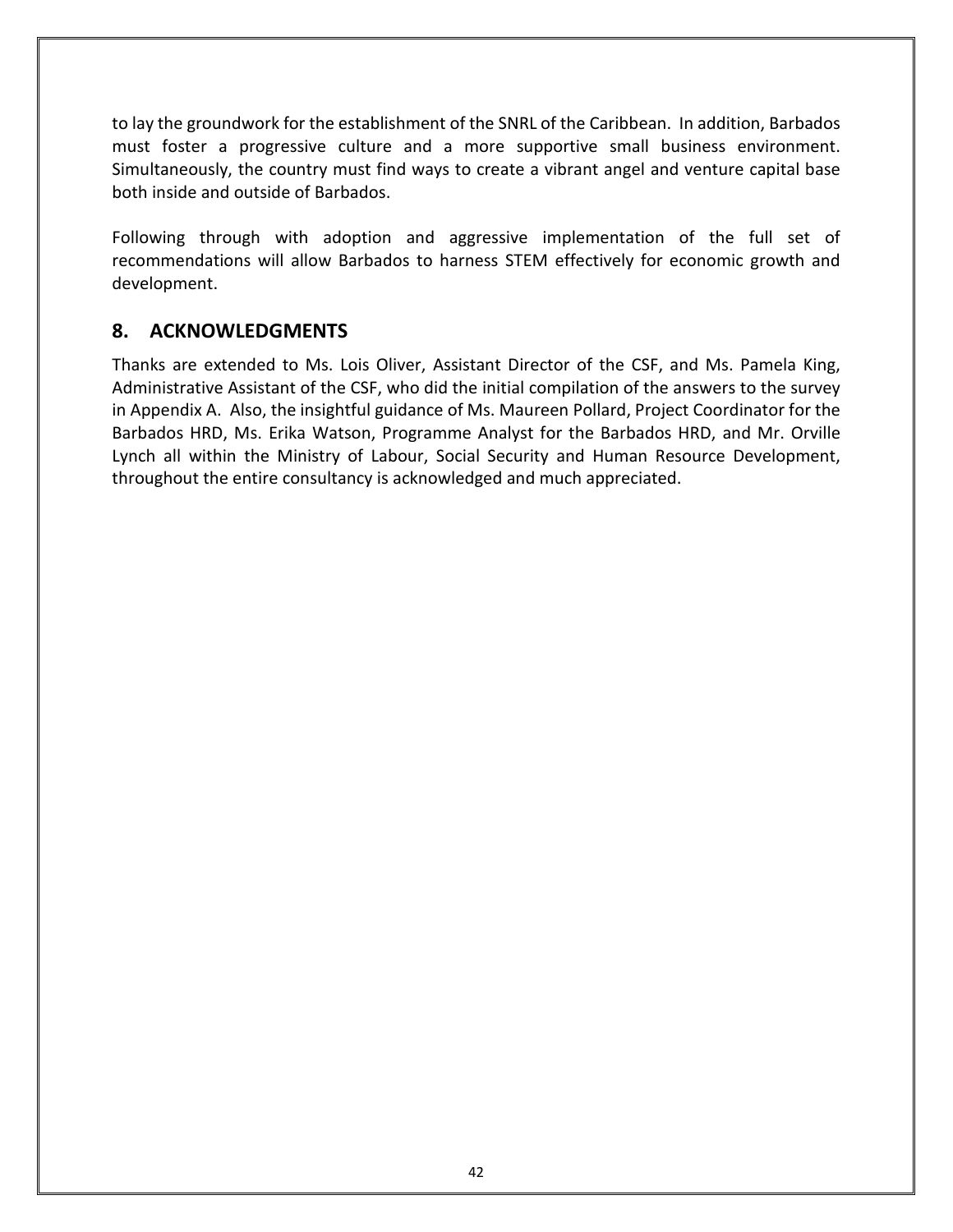to lay the groundwork for the establishment of the SNRL of the Caribbean. In addition, Barbados must foster a progressive culture and a more supportive small business environment. Simultaneously, the country must find ways to create a vibrant angel and venture capital base both inside and outside of Barbados.

Following through with adoption and aggressive implementation of the full set of recommendations will allow Barbados to harness STEM effectively for economic growth and development.

## 8. ACKNOWLEDGMENTS

Thanks are extended to Ms. Lois Oliver, Assistant Director of the CSF, and Ms. Pamela King, Administrative Assistant of the CSF, who did the initial compilation of the answers to the survey in Appendix A. Also, the insightful guidance of Ms. Maureen Pollard, Project Coordinator for the Barbados HRD, Ms. Erika Watson, Programme Analyst for the Barbados HRD, and Mr. Orville Lynch all within the Ministry of Labour, Social Security and Human Resource Development, throughout the entire consultancy is acknowledged and much appreciated.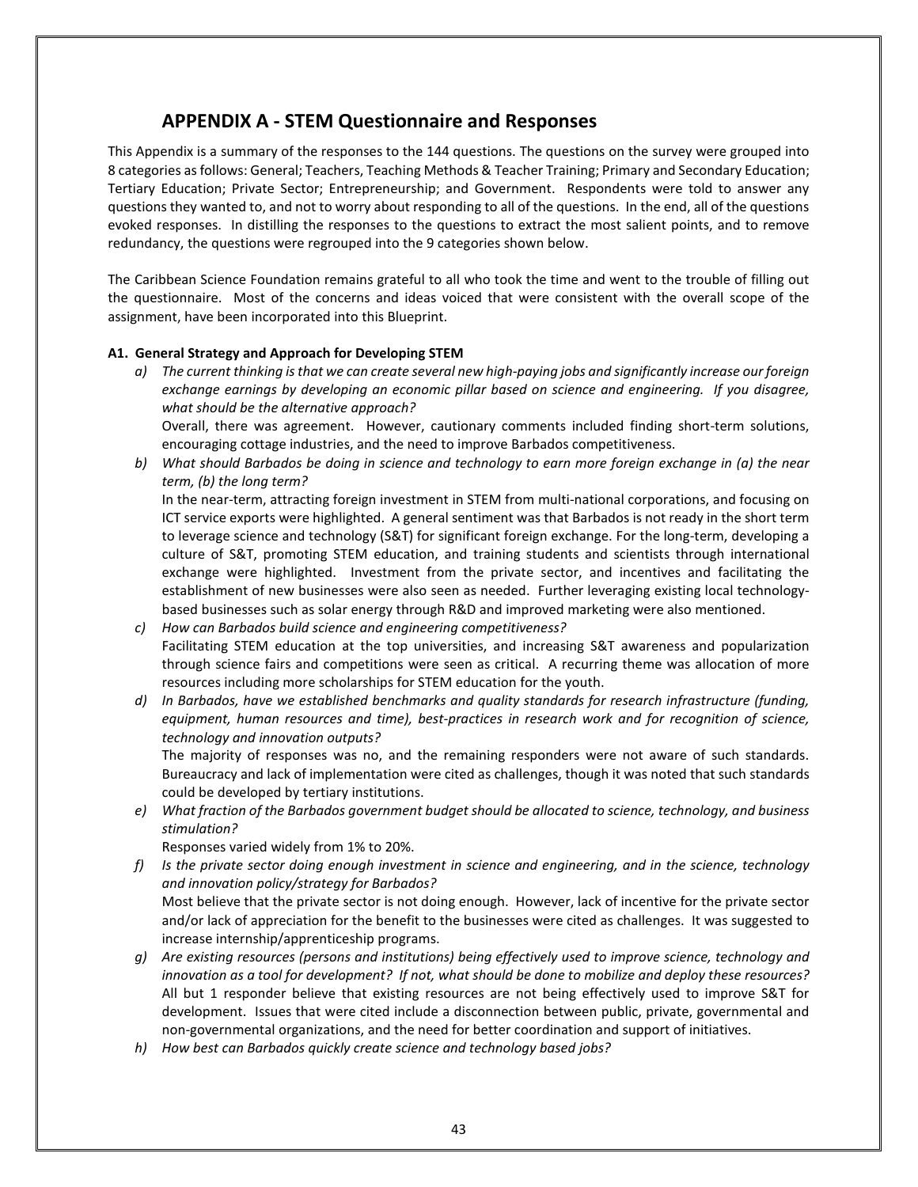## APPENDIX A - STEM Questionnaire and Responses

This Appendix is a summary of the responses to the 144 questions. The questions on the survey were grouped into 8 categories as follows: General; Teachers, Teaching Methods & Teacher Training; Primary and Secondary Education; Tertiary Education; Private Sector; Entrepreneurship; and Government. Respondents were told to answer any questions they wanted to, and not to worry about responding to all of the questions. In the end, all of the questions evoked responses. In distilling the responses to the questions to extract the most salient points, and to remove redundancy, the questions were regrouped into the 9 categories shown below.

The Caribbean Science Foundation remains grateful to all who took the time and went to the trouble of filling out the questionnaire. Most of the concerns and ideas voiced that were consistent with the overall scope of the assignment, have been incorporated into this Blueprint.

**A1. General Strategy and Approach for Developing STEM**

a) *The current thinking is that we can create several new high-paying jobs and significantly increase our foreign exchange earnings by developing an economic pillar based on science and engineering. If you disagree, what should be the alternative approach?*
   Overall, there was agreement. However, cautionary comments included finding short-term solutions, encouraging cottage industries, and the need to improve Barbados competitiveness.

b) *What should Barbados be doing in science and technology to earn more foreign exchange in (a) the near term, (b) the long term?*
   In the near-term, attracting foreign investment in STEM from multi-national corporations, and focusing on ICT service exports were highlighted. A general sentiment was that Barbados is not ready in the short term to leverage science and technology (S&T) for significant foreign exchange. For the long-term, developing a culture of S&T, promoting STEM education, and training students and scientists through international exchange were highlighted. Investment from the private sector, and incentives and facilitating the establishment of new businesses were also seen as needed. Further leveraging existing local technology-based businesses such as solar energy through R&D and improved marketing were also mentioned.

c) *How can Barbados build science and engineering competitiveness?*
   Facilitating STEM education at the top universities, and increasing S&T awareness and popularization through science fairs and competitions were seen as critical. A recurring theme was allocation of more resources including more scholarships for STEM education for the youth.

d) *In Barbados, have we established benchmarks and quality standards for research infrastructure (funding, equipment, human resources and time), best-practices in research work and for recognition of science, technology and innovation outputs?*
   The majority of responses was no, and the remaining responders were not aware of such standards. Bureaucracy and lack of implementation were cited as challenges, though it was noted that such standards could be developed by tertiary institutions.

e) *What fraction of the Barbados government budget should be allocated to science, technology, and business stimulation?*
   Responses varied widely from 1% to 20%.

f) *Is the private sector doing enough investment in science and engineering, and in the science, technology and innovation policy/strategy for Barbados?*
   Most believe that the private sector is not doing enough. However, lack of incentive for the private sector and/or lack of appreciation for the benefit to the businesses were cited as challenges. It was suggested to increase internship/apprenticeship programs.

g) *Are existing resources (persons and institutions) being effectively used to improve science, technology and innovation as a tool for development? If not, what should be done to mobilize and deploy these resources?*
   All but 1 responder believe that existing resources are not being effectively used to improve S&T for development. Issues that were cited include a disconnection between public, private, governmental and non-governmental organizations, and the need for better coordination and support of initiatives.

h) *How best can Barbados quickly create science and technology based jobs?*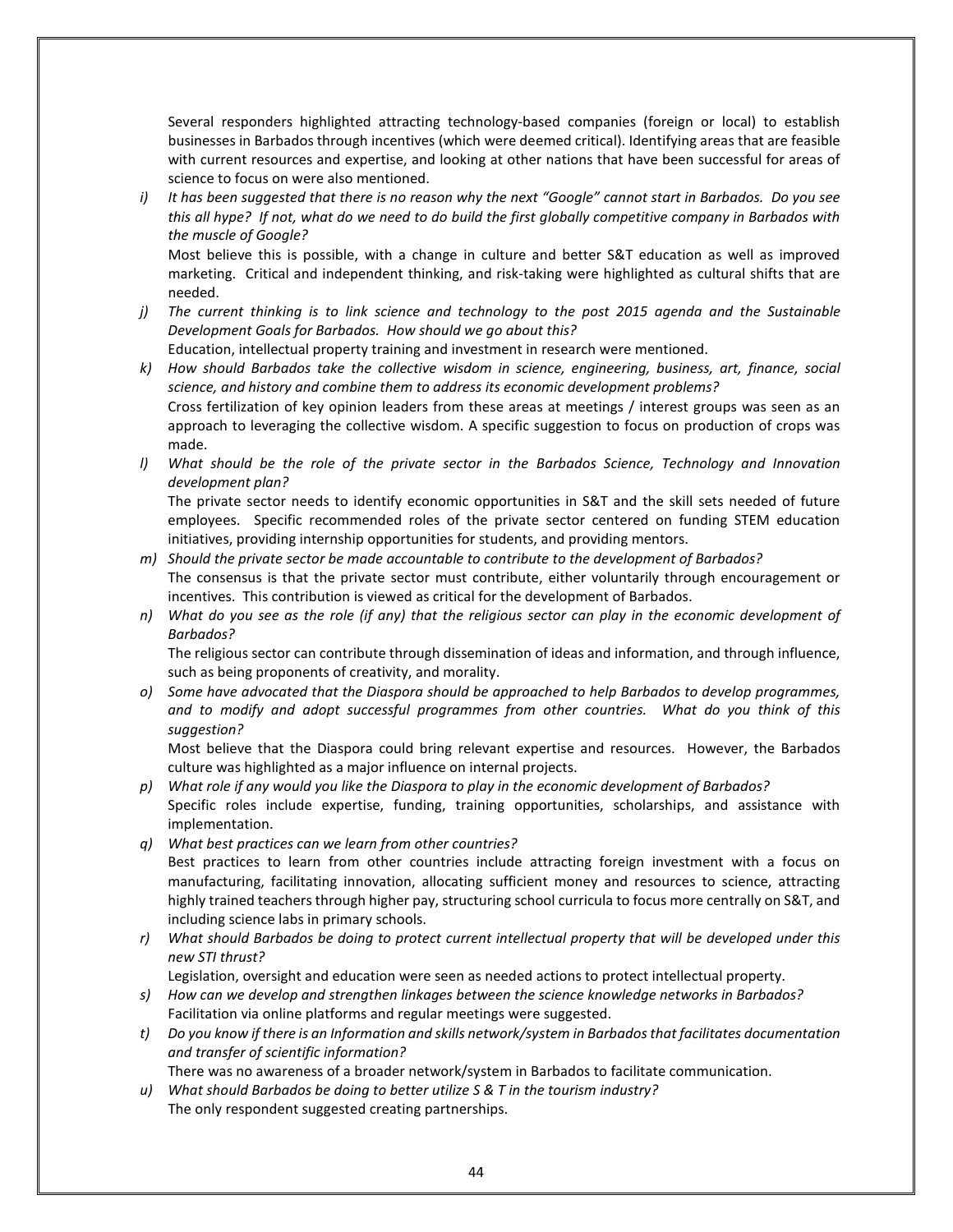Several responders highlighted attracting technology-based companies (foreign or local) to establish businesses in Barbados through incentives (which were deemed critical). Identifying areas that are feasible with current resources and expertise, and looking at other nations that have been successful for areas of science to focus on were also mentioned.

i) *It has been suggested that there is no reason why the next "Google" cannot start in Barbados. Do you see this all hype? If not, what do we need to do build the first globally competitive company in Barbados with the muscle of Google?*
   Most believe this is possible, with a change in culture and better S&T education as well as improved marketing. Critical and independent thinking, and risk-taking were highlighted as cultural shifts that are needed.

j) *The current thinking is to link science and technology to the post 2015 agenda and the Sustainable Development Goals for Barbados. How should we go about this?*
   Education, intellectual property training and investment in research were mentioned.

k) *How should Barbados take the collective wisdom in science, engineering, business, art, finance, social science, and history and combine them to address its economic development problems?*
   Cross fertilization of key opinion leaders from these areas at meetings / interest groups was seen as an approach to leveraging the collective wisdom. A specific suggestion to focus on production of crops was made.

l) *What should be the role of the private sector in the Barbados Science, Technology and Innovation development plan?*
   The private sector needs to identify economic opportunities in S&T and the skill sets needed of future employees. Specific recommended roles of the private sector centered on funding STEM education initiatives, providing internship opportunities for students, and providing mentors.

m) *Should the private sector be made accountable to contribute to the development of Barbados?*
   The consensus is that the private sector must contribute, either voluntarily through encouragement or incentives. This contribution is viewed as critical for the development of Barbados.

n) *What do you see as the role (if any) that the religious sector can play in the economic development of Barbados?*
   The religious sector can contribute through dissemination of ideas and information, and through influence, such as being proponents of creativity, and morality.

o) *Some have advocated that the Diaspora should be approached to help Barbados to develop programmes, and to modify and adopt successful programmes from other countries. What do you think of this suggestion?*
   Most believe that the Diaspora could bring relevant expertise and resources. However, the Barbados culture was highlighted as a major influence on internal projects.

p) *What role if any would you like the Diaspora to play in the economic development of Barbados?*
   Specific roles include expertise, funding, training opportunities, scholarships, and assistance with implementation.

q) *What best practices can we learn from other countries?*
   Best practices to learn from other countries include attracting foreign investment with a focus on manufacturing, facilitating innovation, allocating sufficient money and resources to science, attracting highly trained teachers through higher pay, structuring school curricula to focus more centrally on S&T, and including science labs in primary schools.

r) *What should Barbados be doing to protect current intellectual property that will be developed under this new STI thrust?*
   Legislation, oversight and education were seen as needed actions to protect intellectual property.

s) *How can we develop and strengthen linkages between the science knowledge networks in Barbados?*
   Facilitation via online platforms and regular meetings were suggested.

t) *Do you know if there is an Information and skills network/system in Barbados that facilitates documentation and transfer of scientific information?*
   There was no awareness of a broader network/system in Barbados to facilitate communication.

u) *What should Barbados be doing to better utilize S & T in the tourism industry?*
   The only respondent suggested creating partnerships.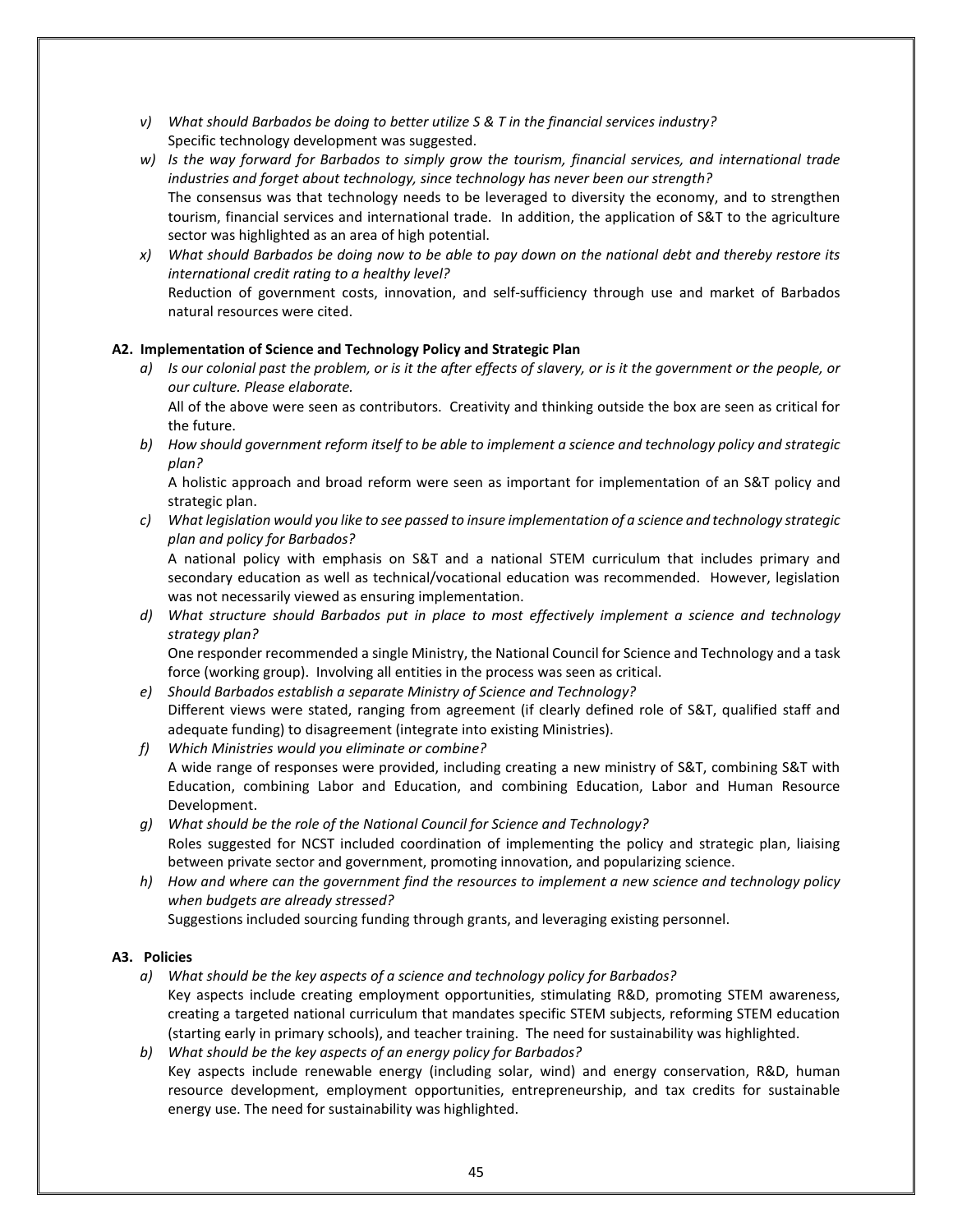v) *What should Barbados be doing to better utilize S & T in the financial services industry?*
   Specific technology development was suggested.

w) *Is the way forward for Barbados to simply grow the tourism, financial services, and international trade industries and forget about technology, since technology has never been our strength?*
   The consensus was that technology needs to be leveraged to diversity the economy, and to strengthen tourism, financial services and international trade. In addition, the application of S&T to the agriculture sector was highlighted as an area of high potential.

x) *What should Barbados be doing now to be able to pay down on the national debt and thereby restore its international credit rating to a healthy level?*
   Reduction of government costs, innovation, and self-sufficiency through use and market of Barbados natural resources were cited.

**A2. Implementation of Science and Technology Policy and Strategic Plan**

a) *Is our colonial past the problem, or is it the after effects of slavery, or is it the government or the people, or our culture. Please elaborate.*
   All of the above were seen as contributors. Creativity and thinking outside the box are seen as critical for the future.

b) *How should government reform itself to be able to implement a science and technology policy and strategic plan?*
   A holistic approach and broad reform were seen as important for implementation of an S&T policy and strategic plan.

c) *What legislation would you like to see passed to insure implementation of a science and technology strategic plan and policy for Barbados?*
   A national policy with emphasis on S&T and a national STEM curriculum that includes primary and secondary education as well as technical/vocational education was recommended. However, legislation was not necessarily viewed as ensuring implementation.

d) *What structure should Barbados put in place to most effectively implement a science and technology strategy plan?*
   One responder recommended a single Ministry, the National Council for Science and Technology and a task force (working group). Involving all entities in the process was seen as critical.

e) *Should Barbados establish a separate Ministry of Science and Technology?*
   Different views were stated, ranging from agreement (if clearly defined role of S&T, qualified staff and adequate funding) to disagreement (integrate into existing Ministries).

f) *Which Ministries would you eliminate or combine?*
   A wide range of responses were provided, including creating a new ministry of S&T, combining S&T with Education, combining Labor and Education, and combining Education, Labor and Human Resource Development.

g) *What should be the role of the National Council for Science and Technology?*
   Roles suggested for NCST included coordination of implementing the policy and strategic plan, liaising between private sector and government, promoting innovation, and popularizing science.

h) *How and where can the government find the resources to implement a new science and technology policy when budgets are already stressed?*
   Suggestions included sourcing funding through grants, and leveraging existing personnel.

**A3. Policies**

a) *What should be the key aspects of a science and technology policy for Barbados?*
   Key aspects include creating employment opportunities, stimulating R&D, promoting STEM awareness, creating a targeted national curriculum that mandates specific STEM subjects, reforming STEM education (starting early in primary schools), and teacher training. The need for sustainability was highlighted.

b) *What should be the key aspects of an energy policy for Barbados?*
   Key aspects include renewable energy (including solar, wind) and energy conservation, R&D, human resource development, employment opportunities, entrepreneurship, and tax credits for sustainable energy use. The need for sustainability was highlighted.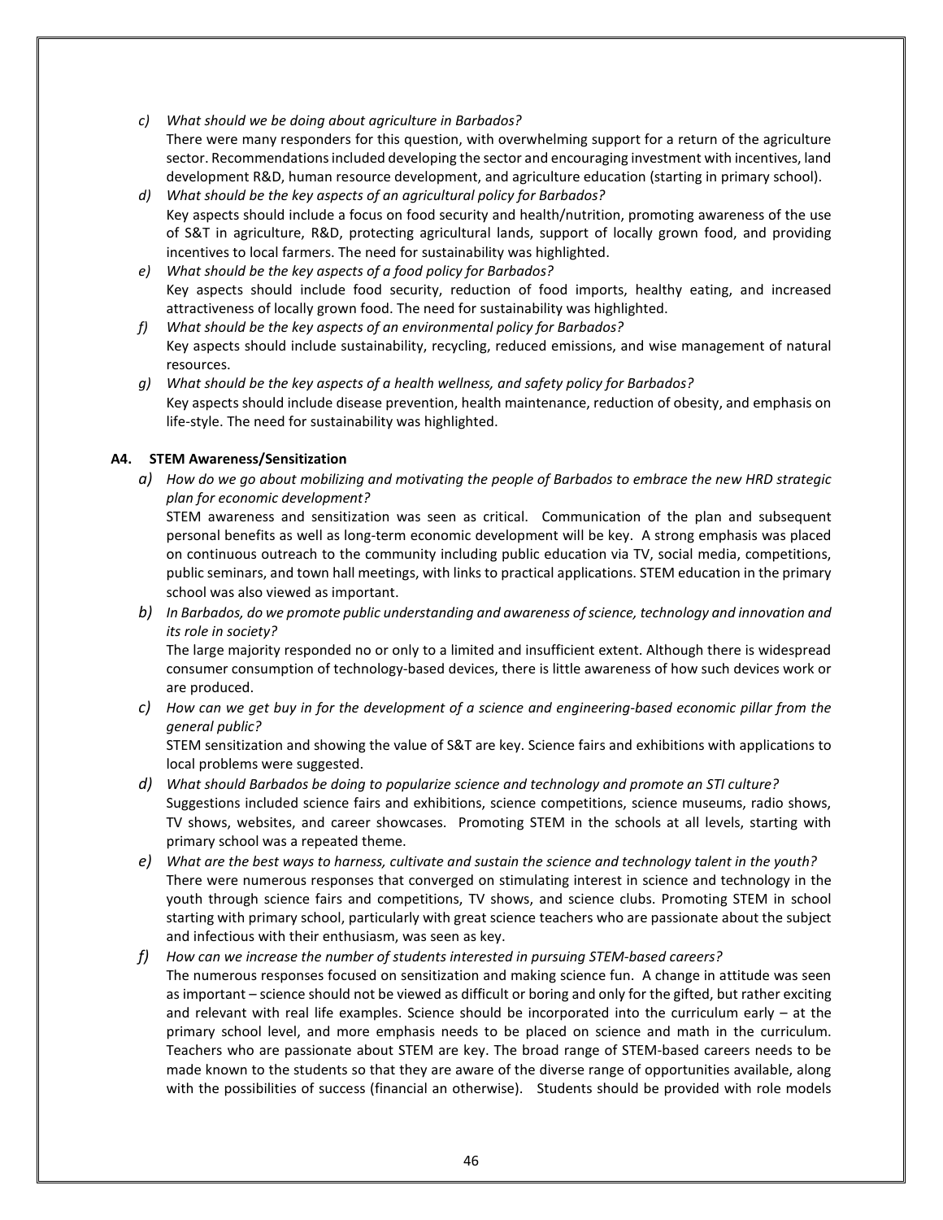c) *What should we be doing about agriculture in Barbados?*
   There were many responders for this question, with overwhelming support for a return of the agriculture sector. Recommendations included developing the sector and encouraging investment with incentives, land development R&D, human resource development, and agriculture education (starting in primary school).

d) *What should be the key aspects of an agricultural policy for Barbados?*
   Key aspects should include a focus on food security and health/nutrition, promoting awareness of the use of S&T in agriculture, R&D, protecting agricultural lands, support of locally grown food, and providing incentives to local farmers. The need for sustainability was highlighted.

e) *What should be the key aspects of a food policy for Barbados?*
   Key aspects should include food security, reduction of food imports, healthy eating, and increased attractiveness of locally grown food. The need for sustainability was highlighted.

f) *What should be the key aspects of an environmental policy for Barbados?*
   Key aspects should include sustainability, recycling, reduced emissions, and wise management of natural resources.

g) *What should be the key aspects of a health wellness, and safety policy for Barbados?*
   Key aspects should include disease prevention, health maintenance, reduction of obesity, and emphasis on life-style. The need for sustainability was highlighted.

**A4. STEM Awareness/Sensitization**

a) *How do we go about mobilizing and motivating the people of Barbados to embrace the new HRD strategic plan for economic development?*
   STEM awareness and sensitization was seen as critical. Communication of the plan and subsequent personal benefits as well as long-term economic development will be key. A strong emphasis was placed on continuous outreach to the community including public education via TV, social media, competitions, public seminars, and town hall meetings, with links to practical applications. STEM education in the primary school was also viewed as important.

b) *In Barbados, do we promote public understanding and awareness of science, technology and innovation and its role in society?*
   The large majority responded no or only to a limited and insufficient extent. Although there is widespread consumer consumption of technology-based devices, there is little awareness of how such devices work or are produced.

c) *How can we get buy in for the development of a science and engineering-based economic pillar from the general public?*
   STEM sensitization and showing the value of S&T are key. Science fairs and exhibitions with applications to local problems were suggested.

d) *What should Barbados be doing to popularize science and technology and promote an STI culture?*
   Suggestions included science fairs and exhibitions, science competitions, science museums, radio shows, TV shows, websites, and career showcases. Promoting STEM in the schools at all levels, starting with primary school was a repeated theme.

e) *What are the best ways to harness, cultivate and sustain the science and technology talent in the youth?*
   There were numerous responses that converged on stimulating interest in science and technology in the youth through science fairs and competitions, TV shows, and science clubs. Promoting STEM in school starting with primary school, particularly with great science teachers who are passionate about the subject and infectious with their enthusiasm, was seen as key.

f) *How can we increase the number of students interested in pursuing STEM-based careers?*
   The numerous responses focused on sensitization and making science fun. A change in attitude was seen as important – science should not be viewed as difficult or boring and only for the gifted, but rather exciting and relevant with real life examples. Science should be incorporated into the curriculum early – at the primary school level, and more emphasis needs to be placed on science and math in the curriculum. Teachers who are passionate about STEM are key. The broad range of STEM-based careers needs to be made known to the students so that they are aware of the diverse range of opportunities available, along with the possibilities of success (financial an otherwise). Students should be provided with role models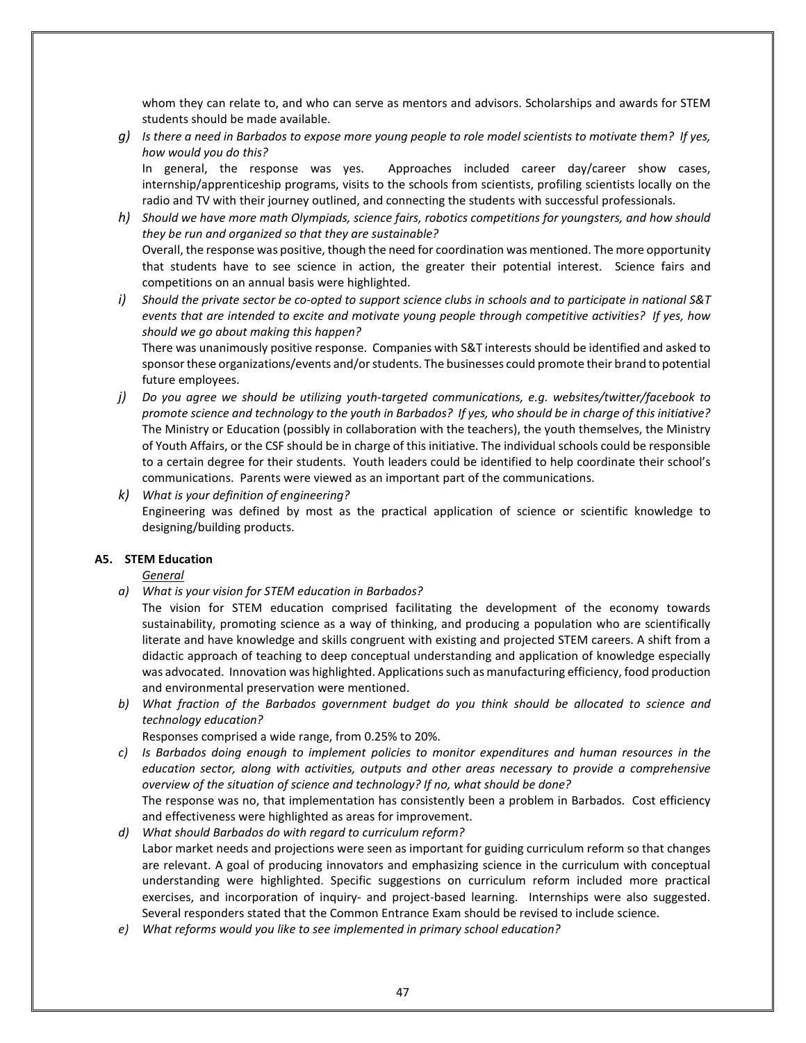whom they can relate to, and who can serve as mentors and advisors. Scholarships and awards for STEM students should be made available.

g) *Is there a need in Barbados to expose more young people to role model scientists to motivate them? If yes, how would you do this?*
In general, the response was yes. Approaches included career day/career show cases, internship/apprenticeship programs, visits to the schools from scientists, profiling scientists locally on the radio and TV with their journey outlined, and connecting the students with successful professionals.

h) *Should we have more math Olympiads, science fairs, robotics competitions for youngsters, and how should they be run and organized so that they are sustainable?*
Overall, the response was positive, though the need for coordination was mentioned. The more opportunity that students have to see science in action, the greater their potential interest. Science fairs and competitions on an annual basis were highlighted.

i) *Should the private sector be co-opted to support science clubs in schools and to participate in national S&T events that are intended to excite and motivate young people through competitive activities? If yes, how should we go about making this happen?*
There was unanimously positive response. Companies with S&T interests should be identified and asked to sponsor these organizations/events and/or students. The businesses could promote their brand to potential future employees.

j) *Do you agree we should be utilizing youth-targeted communications, e.g. websites/twitter/facebook to promote science and technology to the youth in Barbados? If yes, who should be in charge of this initiative?*
The Ministry or Education (possibly in collaboration with the teachers), the youth themselves, the Ministry of Youth Affairs, or the CSF should be in charge of this initiative. The individual schools could be responsible to a certain degree for their students. Youth leaders could be identified to help coordinate their school's communications. Parents were viewed as an important part of the communications.

k) *What is your definition of engineering?*
Engineering was defined by most as the practical application of science or scientific knowledge to designing/building products.

**A5. STEM Education**

<u>General</u>

a) *What is your vision for STEM education in Barbados?*
The vision for STEM education comprised facilitating the development of the economy towards sustainability, promoting science as a way of thinking, and producing a population who are scientifically literate and have knowledge and skills congruent with existing and projected STEM careers. A shift from a didactic approach of teaching to deep conceptual understanding and application of knowledge especially was advocated. Innovation was highlighted. Applications such as manufacturing efficiency, food production and environmental preservation were mentioned.

b) *What fraction of the Barbados government budget do you think should be allocated to science and technology education?*
Responses comprised a wide range, from 0.25% to 20%.

c) *Is Barbados doing enough to implement policies to monitor expenditures and human resources in the education sector, along with activities, outputs and other areas necessary to provide a comprehensive overview of the situation of science and technology? If no, what should be done?*
The response was no, that implementation has consistently been a problem in Barbados. Cost efficiency and effectiveness were highlighted as areas for improvement.

d) *What should Barbados do with regard to curriculum reform?*
Labor market needs and projections were seen as important for guiding curriculum reform so that changes are relevant. A goal of producing innovators and emphasizing science in the curriculum with conceptual understanding were highlighted. Specific suggestions on curriculum reform included more practical exercises, and incorporation of inquiry- and project-based learning. Internships were also suggested. Several responders stated that the Common Entrance Exam should be revised to include science.

e) *What reforms would you like to see implemented in primary school education?*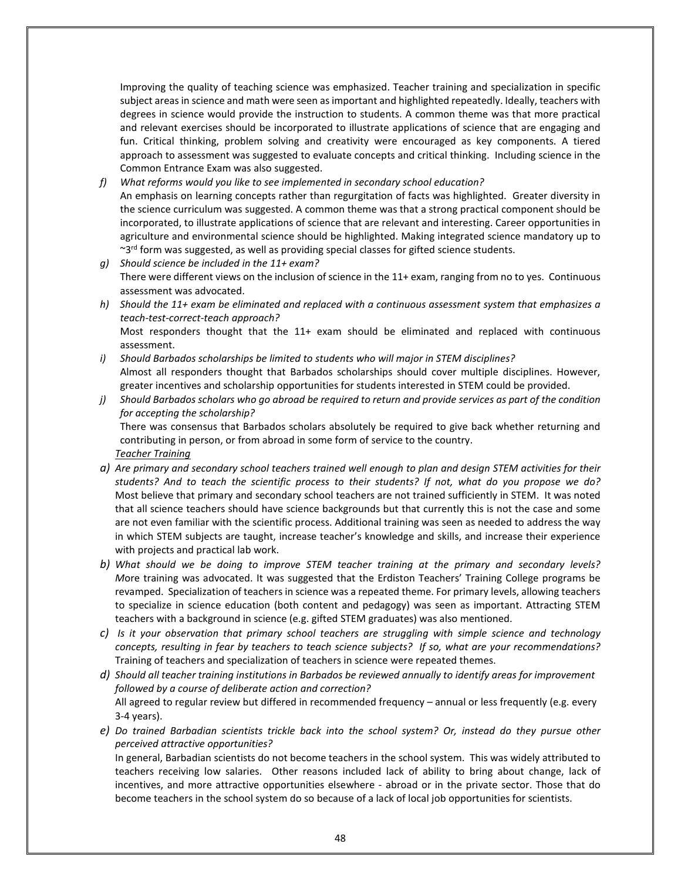Improving the quality of teaching science was emphasized. Teacher training and specialization in specific subject areas in science and math were seen as important and highlighted repeatedly. Ideally, teachers with degrees in science would provide the instruction to students. A common theme was that more practical and relevant exercises should be incorporated to illustrate applications of science that are engaging and fun. Critical thinking, problem solving and creativity were encouraged as key components. A tiered approach to assessment was suggested to evaluate concepts and critical thinking. Including science in the Common Entrance Exam was also suggested.

f) *What reforms would you like to see implemented in secondary school education?*
An emphasis on learning concepts rather than regurgitation of facts was highlighted. Greater diversity in the science curriculum was suggested. A common theme was that a strong practical component should be incorporated, to illustrate applications of science that are relevant and interesting. Career opportunities in agriculture and environmental science should be highlighted. Making integrated science mandatory up to ~3rd form was suggested, as well as providing special classes for gifted science students.

g) *Should science be included in the 11+ exam?*
There were different views on the inclusion of science in the 11+ exam, ranging from no to yes. Continuous assessment was advocated.

h) *Should the 11+ exam be eliminated and replaced with a continuous assessment system that emphasizes a teach-test-correct-teach approach?*
Most responders thought that the 11+ exam should be eliminated and replaced with continuous assessment.

i) *Should Barbados scholarships be limited to students who will major in STEM disciplines?*
Almost all responders thought that Barbados scholarships should cover multiple disciplines. However, greater incentives and scholarship opportunities for students interested in STEM could be provided.

j) *Should Barbados scholars who go abroad be required to return and provide services as part of the condition for accepting the scholarship?*
There was consensus that Barbados scholars absolutely be required to give back whether returning and contributing in person, or from abroad in some form of service to the country.

<u>Teacher Training</u>

a) *Are primary and secondary school teachers trained well enough to plan and design STEM activities for their students? And to teach the scientific process to their students? If not, what do you propose we do?* Most believe that primary and secondary school teachers are not trained sufficiently in STEM. It was noted that all science teachers should have science backgrounds but that currently this is not the case and some are not even familiar with the scientific process. Additional training was seen as needed to address the way in which STEM subjects are taught, increase teacher's knowledge and skills, and increase their experience with projects and practical lab work.

b) *What should we be doing to improve STEM teacher training at the primary and secondary levels?* More training was advocated. It was suggested that the Erdiston Teachers' Training College programs be revamped. Specialization of teachers in science was a repeated theme. For primary levels, allowing teachers to specialize in science education (both content and pedagogy) was seen as important. Attracting STEM teachers with a background in science (e.g. gifted STEM graduates) was also mentioned.

c) *Is it your observation that primary school teachers are struggling with simple science and technology concepts, resulting in fear by teachers to teach science subjects? If so, what are your recommendations?* Training of teachers and specialization of teachers in science were repeated themes.

d) *Should all teacher training institutions in Barbados be reviewed annually to identify areas for improvement followed by a course of deliberate action and correction?*
All agreed to regular review but differed in recommended frequency – annual or less frequently (e.g. every 3-4 years).

e) *Do trained Barbadian scientists trickle back into the school system? Or, instead do they pursue other perceived attractive opportunities?*
In general, Barbadian scientists do not become teachers in the school system. This was widely attributed to teachers receiving low salaries. Other reasons included lack of ability to bring about change, lack of incentives, and more attractive opportunities elsewhere - abroad or in the private sector. Those that do become teachers in the school system do so because of a lack of local job opportunities for scientists.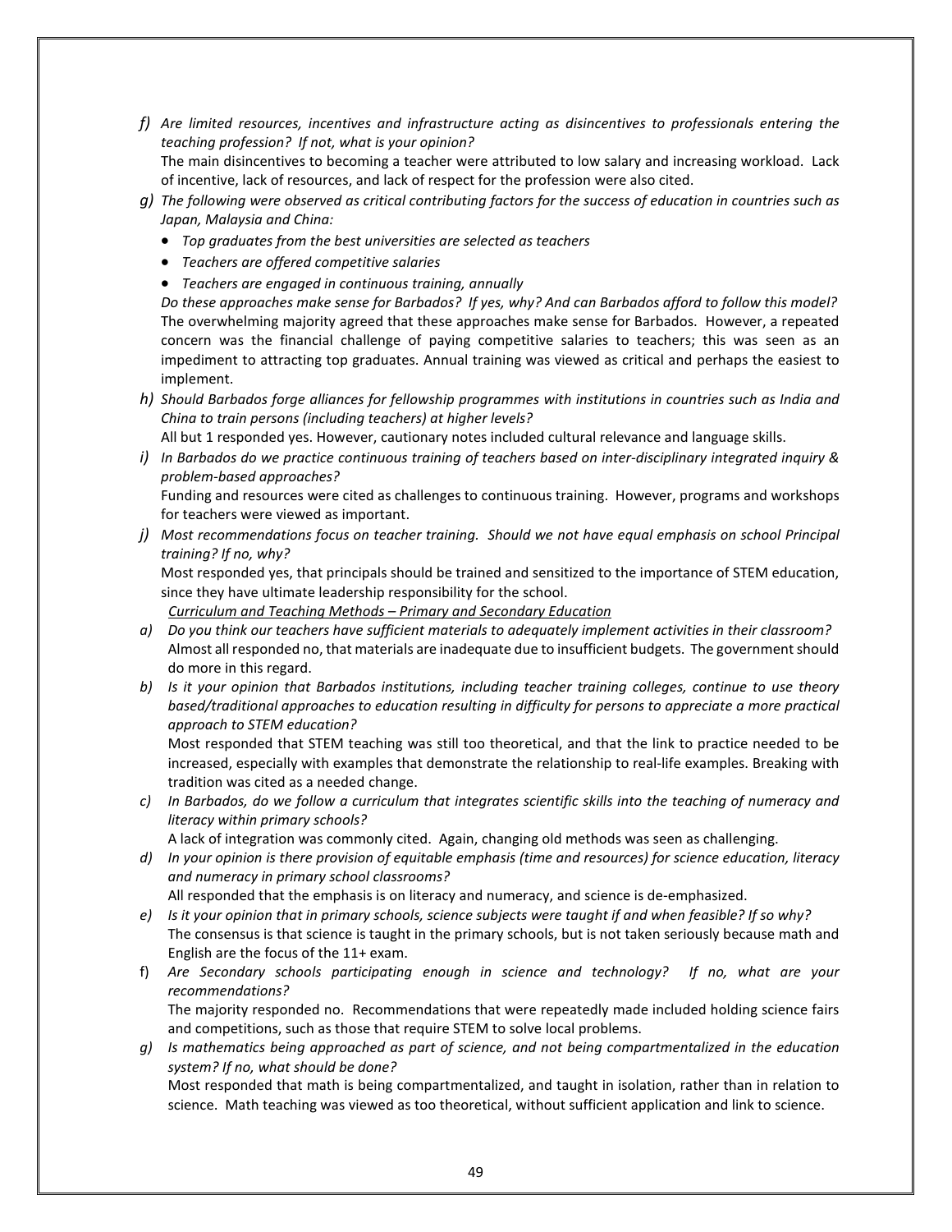f) *Are limited resources, incentives and infrastructure acting as disincentives to professionals entering the teaching profession? If not, what is your opinion?*
   The main disincentives to becoming a teacher were attributed to low salary and increasing workload. Lack of incentive, lack of resources, and lack of respect for the profession were also cited.

g) *The following were observed as critical contributing factors for the success of education in countries such as Japan, Malaysia and China:*
   - *Top graduates from the best universities are selected as teachers*
   - *Teachers are offered competitive salaries*
   - *Teachers are engaged in continuous training, annually*

   *Do these approaches make sense for Barbados? If yes, why? And can Barbados afford to follow this model?*
   The overwhelming majority agreed that these approaches make sense for Barbados. However, a repeated concern was the financial challenge of paying competitive salaries to teachers; this was seen as an impediment to attracting top graduates. Annual training was viewed as critical and perhaps the easiest to implement.

h) *Should Barbados forge alliances for fellowship programmes with institutions in countries such as India and China to train persons (including teachers) at higher levels?*
   All but 1 responded yes. However, cautionary notes included cultural relevance and language skills.

i) *In Barbados do we practice continuous training of teachers based on inter-disciplinary integrated inquiry & problem-based approaches?*
   Funding and resources were cited as challenges to continuous training. However, programs and workshops for teachers were viewed as important.

j) *Most recommendations focus on teacher training. Should we not have equal emphasis on school Principal training? If no, why?*
   Most responded yes, that principals should be trained and sensitized to the importance of STEM education, since they have ultimate leadership responsibility for the school.

*<u>Curriculum and Teaching Methods – Primary and Secondary Education</u>*

a) *Do you think our teachers have sufficient materials to adequately implement activities in their classroom?*
   Almost all responded no, that materials are inadequate due to insufficient budgets. The government should do more in this regard.

b) *Is it your opinion that Barbados institutions, including teacher training colleges, continue to use theory based/traditional approaches to education resulting in difficulty for persons to appreciate a more practical approach to STEM education?*
   Most responded that STEM teaching was still too theoretical, and that the link to practice needed to be increased, especially with examples that demonstrate the relationship to real-life examples. Breaking with tradition was cited as a needed change.

c) *In Barbados, do we follow a curriculum that integrates scientific skills into the teaching of numeracy and literacy within primary schools?*
   A lack of integration was commonly cited. Again, changing old methods was seen as challenging.

d) *In your opinion is there provision of equitable emphasis (time and resources) for science education, literacy and numeracy in primary school classrooms?*
   All responded that the emphasis is on literacy and numeracy, and science is de-emphasized.

e) *Is it your opinion that in primary schools, science subjects were taught if and when feasible? If so why?*
   The consensus is that science is taught in the primary schools, but is not taken seriously because math and English are the focus of the 11+ exam.

f) *Are Secondary schools participating enough in science and technology? If no, what are your recommendations?*
   The majority responded no. Recommendations that were repeatedly made included holding science fairs and competitions, such as those that require STEM to solve local problems.

g) *Is mathematics being approached as part of science, and not being compartmentalized in the education system? If no, what should be done?*
   Most responded that math is being compartmentalized, and taught in isolation, rather than in relation to science. Math teaching was viewed as too theoretical, without sufficient application and link to science.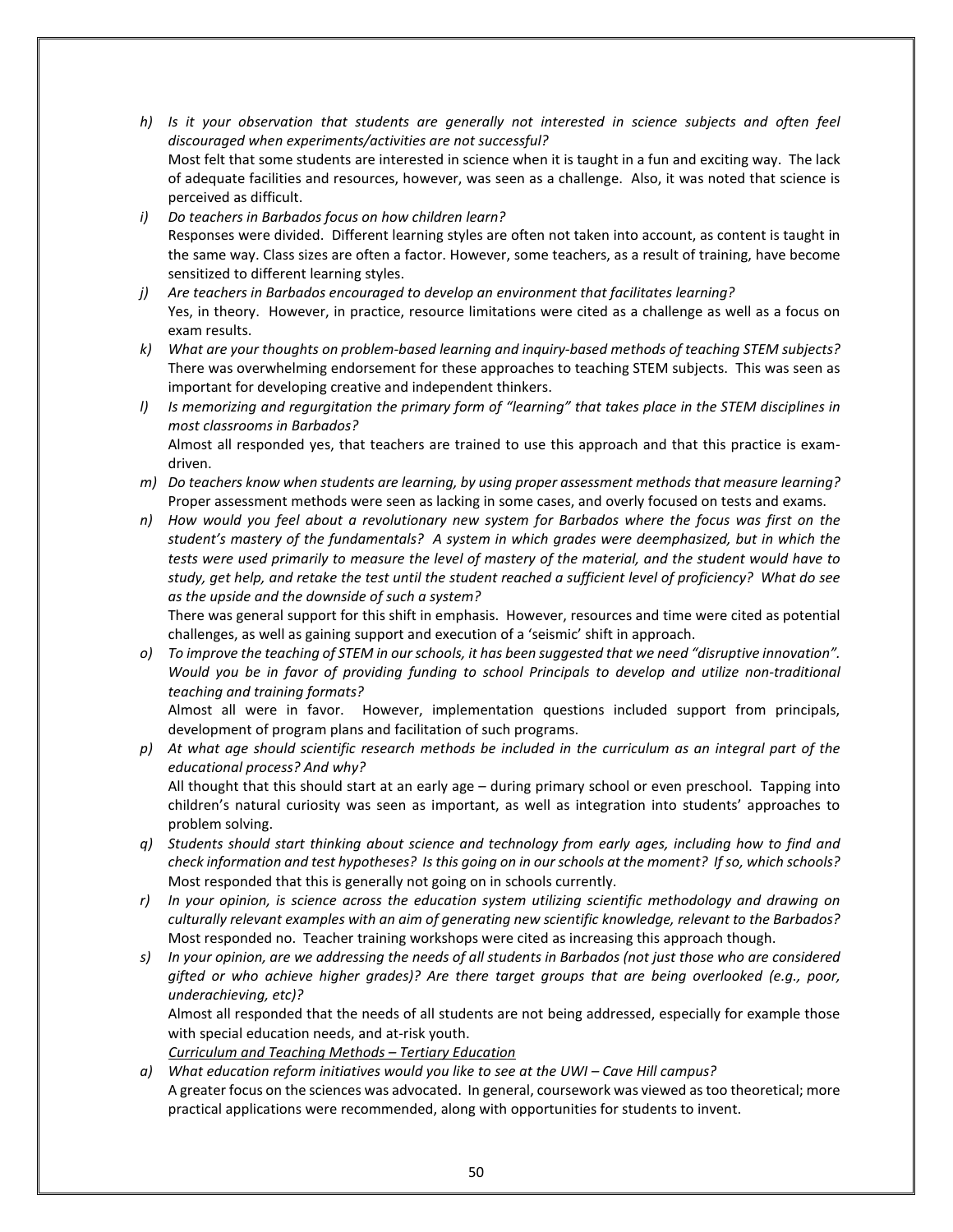h) *Is it your observation that students are generally not interested in science subjects and often feel discouraged when experiments/activities are not successful?*
   Most felt that some students are interested in science when it is taught in a fun and exciting way. The lack of adequate facilities and resources, however, was seen as a challenge. Also, it was noted that science is perceived as difficult.

i) *Do teachers in Barbados focus on how children learn?*
   Responses were divided. Different learning styles are often not taken into account, as content is taught in the same way. Class sizes are often a factor. However, some teachers, as a result of training, have become sensitized to different learning styles.

j) *Are teachers in Barbados encouraged to develop an environment that facilitates learning?*
   Yes, in theory. However, in practice, resource limitations were cited as a challenge as well as a focus on exam results.

k) *What are your thoughts on problem-based learning and inquiry-based methods of teaching STEM subjects?*
   There was overwhelming endorsement for these approaches to teaching STEM subjects. This was seen as important for developing creative and independent thinkers.

l) *Is memorizing and regurgitation the primary form of "learning" that takes place in the STEM disciplines in most classrooms in Barbados?*
   Almost all responded yes, that teachers are trained to use this approach and that this practice is exam-driven.

m) *Do teachers know when students are learning, by using proper assessment methods that measure learning?*
   Proper assessment methods were seen as lacking in some cases, and overly focused on tests and exams.

n) *How would you feel about a revolutionary new system for Barbados where the focus was first on the student's mastery of the fundamentals? A system in which grades were deemphasized, but in which the tests were used primarily to measure the level of mastery of the material, and the student would have to study, get help, and retake the test until the student reached a sufficient level of proficiency? What do see as the upside and the downside of such a system?*
   There was general support for this shift in emphasis. However, resources and time were cited as potential challenges, as well as gaining support and execution of a 'seismic' shift in approach.

o) *To improve the teaching of STEM in our schools, it has been suggested that we need "disruptive innovation". Would you be in favor of providing funding to school Principals to develop and utilize non-traditional teaching and training formats?*
   Almost all were in favor. However, implementation questions included support from principals, development of program plans and facilitation of such programs.

p) *At what age should scientific research methods be included in the curriculum as an integral part of the educational process? And why?*
   All thought that this should start at an early age – during primary school or even preschool. Tapping into children's natural curiosity was seen as important, as well as integration into students' approaches to problem solving.

q) *Students should start thinking about science and technology from early ages, including how to find and check information and test hypotheses? Is this going on in our schools at the moment? If so, which schools?*
   Most responded that this is generally not going on in schools currently.

r) *In your opinion, is science across the education system utilizing scientific methodology and drawing on culturally relevant examples with an aim of generating new scientific knowledge, relevant to the Barbados?*
   Most responded no. Teacher training workshops were cited as increasing this approach though.

s) *In your opinion, are we addressing the needs of all students in Barbados (not just those who are considered gifted or who achieve higher grades)? Are there target groups that are being overlooked (e.g., poor, underachieving, etc)?*
   Almost all responded that the needs of all students are not being addressed, especially for example those with special education needs, and at-risk youth.

*<u>Curriculum and Teaching Methods – Tertiary Education</u>*

a) *What education reform initiatives would you like to see at the UWI – Cave Hill campus?*
   A greater focus on the sciences was advocated. In general, coursework was viewed as too theoretical; more practical applications were recommended, along with opportunities for students to invent.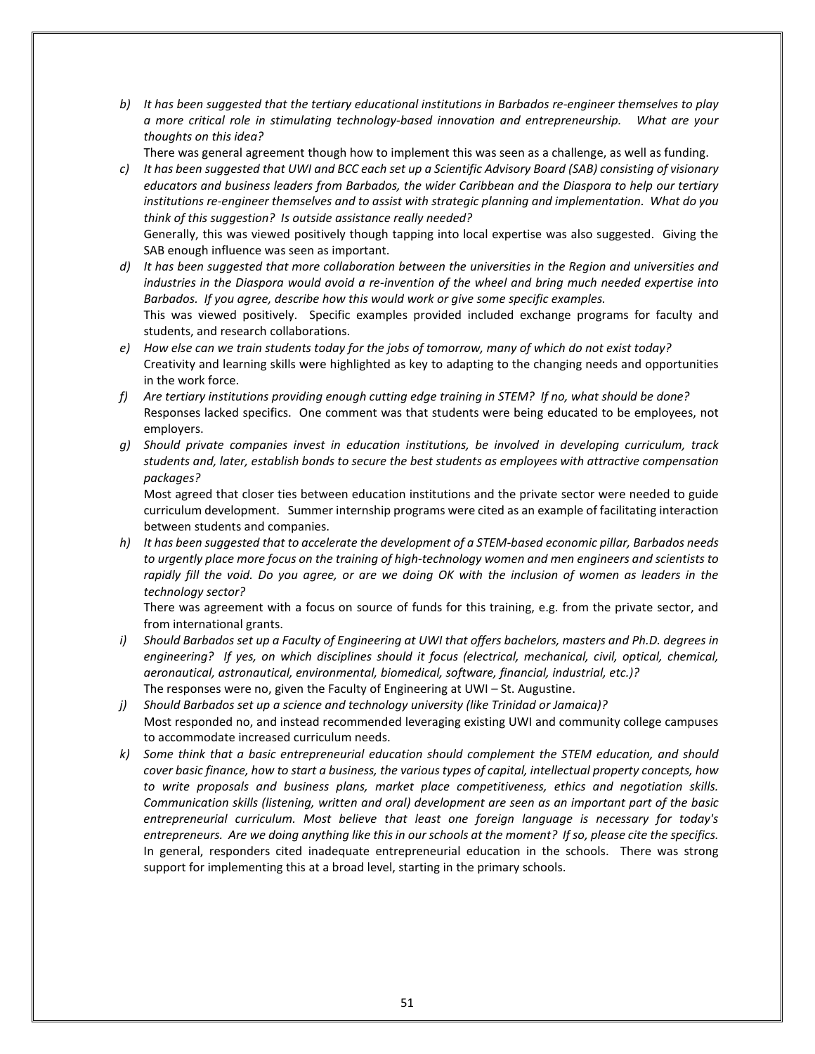b) *It has been suggested that the tertiary educational institutions in Barbados re-engineer themselves to play a more critical role in stimulating technology-based innovation and entrepreneurship. What are your thoughts on this idea?*

   There was general agreement though how to implement this was seen as a challenge, as well as funding.

c) *It has been suggested that UWI and BCC each set up a Scientific Advisory Board (SAB) consisting of visionary educators and business leaders from Barbados, the wider Caribbean and the Diaspora to help our tertiary institutions re-engineer themselves and to assist with strategic planning and implementation. What do you think of this suggestion? Is outside assistance really needed?*

   Generally, this was viewed positively though tapping into local expertise was also suggested. Giving the SAB enough influence was seen as important.

d) *It has been suggested that more collaboration between the universities in the Region and universities and industries in the Diaspora would avoid a re-invention of the wheel and bring much needed expertise into Barbados. If you agree, describe how this would work or give some specific examples.*

   This was viewed positively. Specific examples provided included exchange programs for faculty and students, and research collaborations.

e) *How else can we train students today for the jobs of tomorrow, many of which do not exist today?*

   Creativity and learning skills were highlighted as key to adapting to the changing needs and opportunities in the work force.

f) *Are tertiary institutions providing enough cutting edge training in STEM? If no, what should be done?*

   Responses lacked specifics. One comment was that students were being educated to be employees, not employers.

g) *Should private companies invest in education institutions, be involved in developing curriculum, track students and, later, establish bonds to secure the best students as employees with attractive compensation packages?*

   Most agreed that closer ties between education institutions and the private sector were needed to guide curriculum development. Summer internship programs were cited as an example of facilitating interaction between students and companies.

h) *It has been suggested that to accelerate the development of a STEM-based economic pillar, Barbados needs to urgently place more focus on the training of high-technology women and men engineers and scientists to rapidly fill the void. Do you agree, or are we doing OK with the inclusion of women as leaders in the technology sector?*

   There was agreement with a focus on source of funds for this training, e.g. from the private sector, and from international grants.

i) *Should Barbados set up a Faculty of Engineering at UWI that offers bachelors, masters and Ph.D. degrees in engineering? If yes, on which disciplines should it focus (electrical, mechanical, civil, optical, chemical, aeronautical, astronautical, environmental, biomedical, software, financial, industrial, etc.)?*

   The responses were no, given the Faculty of Engineering at UWI – St. Augustine.

j) *Should Barbados set up a science and technology university (like Trinidad or Jamaica)?*

   Most responded no, and instead recommended leveraging existing UWI and community college campuses to accommodate increased curriculum needs.

k) *Some think that a basic entrepreneurial education should complement the STEM education, and should cover basic finance, how to start a business, the various types of capital, intellectual property concepts, how to write proposals and business plans, market place competitiveness, ethics and negotiation skills. Communication skills (listening, written and oral) development are seen as an important part of the basic entrepreneurial curriculum. Most believe that least one foreign language is necessary for today's entrepreneurs. Are we doing anything like this in our schools at the moment? If so, please cite the specifics.*

   In general, responders cited inadequate entrepreneurial education in the schools. There was strong support for implementing this at a broad level, starting in the primary schools.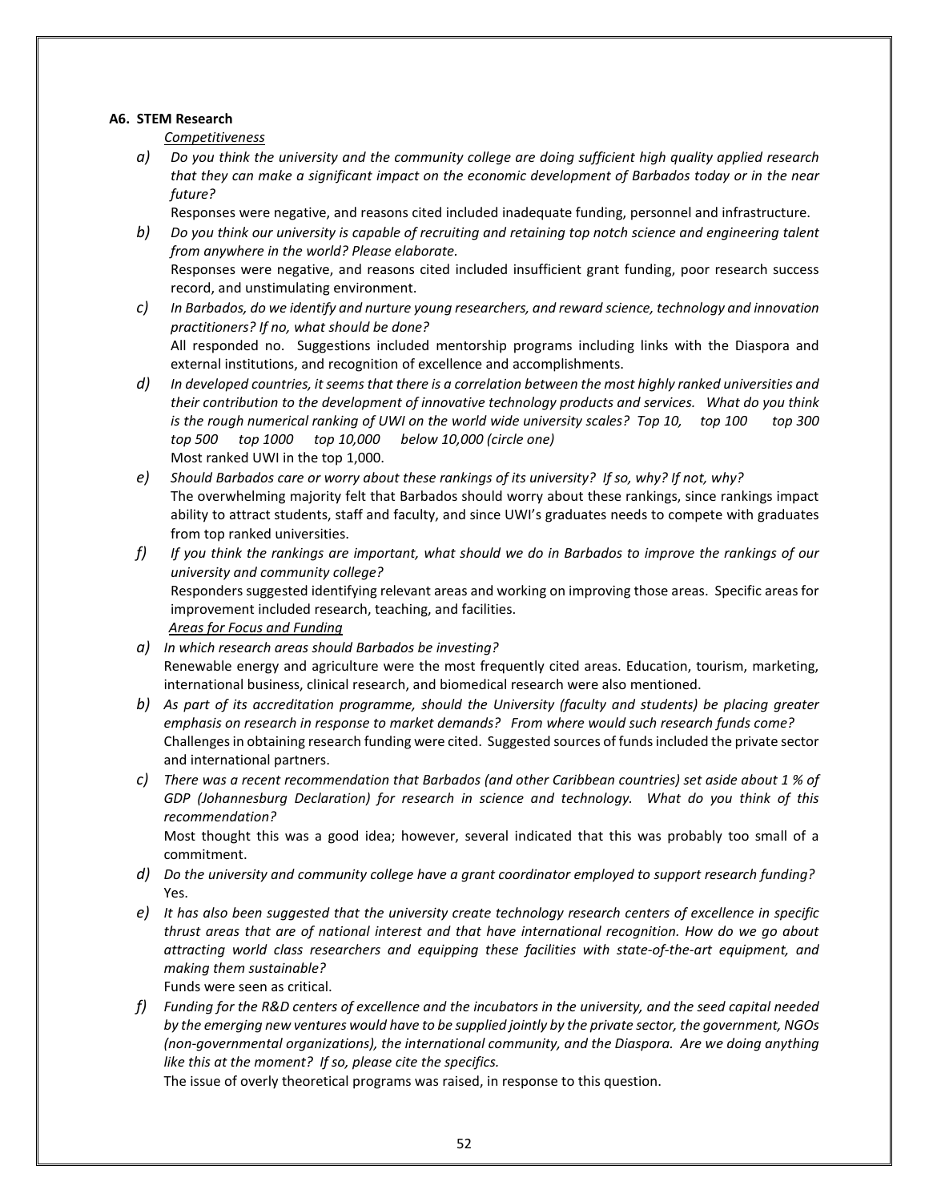**A6. STEM Research**

*Competitiveness*

*a) Do you think the university and the community college are doing sufficient high quality applied research that they can make a significant impact on the economic development of Barbados today or in the near future?*

Responses were negative, and reasons cited included inadequate funding, personnel and infrastructure.

*b) Do you think our university is capable of recruiting and retaining top notch science and engineering talent from anywhere in the world? Please elaborate.*

Responses were negative, and reasons cited included insufficient grant funding, poor research success record, and unstimulating environment.

*c) In Barbados, do we identify and nurture young researchers, and reward science, technology and innovation practitioners? If no, what should be done?*

All responded no. Suggestions included mentorship programs including links with the Diaspora and external institutions, and recognition of excellence and accomplishments.

*d) In developed countries, it seems that there is a correlation between the most highly ranked universities and their contribution to the development of innovative technology products and services. What do you think is the rough numerical ranking of UWI on the world wide university scales? Top 10, top 100 top 300 top 500 top 1000 top 10,000 below 10,000 (circle one)*

Most ranked UWI in the top 1,000.

*e) Should Barbados care or worry about these rankings of its university? If so, why? If not, why?*

The overwhelming majority felt that Barbados should worry about these rankings, since rankings impact ability to attract students, staff and faculty, and since UWI's graduates needs to compete with graduates from top ranked universities.

*f) If you think the rankings are important, what should we do in Barbados to improve the rankings of our university and community college?*

Responders suggested identifying relevant areas and working on improving those areas. Specific areas for improvement included research, teaching, and facilities.

*Areas for Focus and Funding*

*a) In which research areas should Barbados be investing?*

Renewable energy and agriculture were the most frequently cited areas. Education, tourism, marketing, international business, clinical research, and biomedical research were also mentioned.

*b) As part of its accreditation programme, should the University (faculty and students) be placing greater emphasis on research in response to market demands? From where would such research funds come?*

Challenges in obtaining research funding were cited. Suggested sources of funds included the private sector and international partners.

*c) There was a recent recommendation that Barbados (and other Caribbean countries) set aside about 1 % of GDP (Johannesburg Declaration) for research in science and technology. What do you think of this recommendation?*

Most thought this was a good idea; however, several indicated that this was probably too small of a commitment.

*d) Do the university and community college have a grant coordinator employed to support research funding?*

Yes.

*e) It has also been suggested that the university create technology research centers of excellence in specific thrust areas that are of national interest and that have international recognition. How do we go about attracting world class researchers and equipping these facilities with state-of-the-art equipment, and making them sustainable?*

Funds were seen as critical.

*f) Funding for the R&D centers of excellence and the incubators in the university, and the seed capital needed by the emerging new ventures would have to be supplied jointly by the private sector, the government, NGOs (non-governmental organizations), the international community, and the Diaspora. Are we doing anything like this at the moment? If so, please cite the specifics.*

The issue of overly theoretical programs was raised, in response to this question.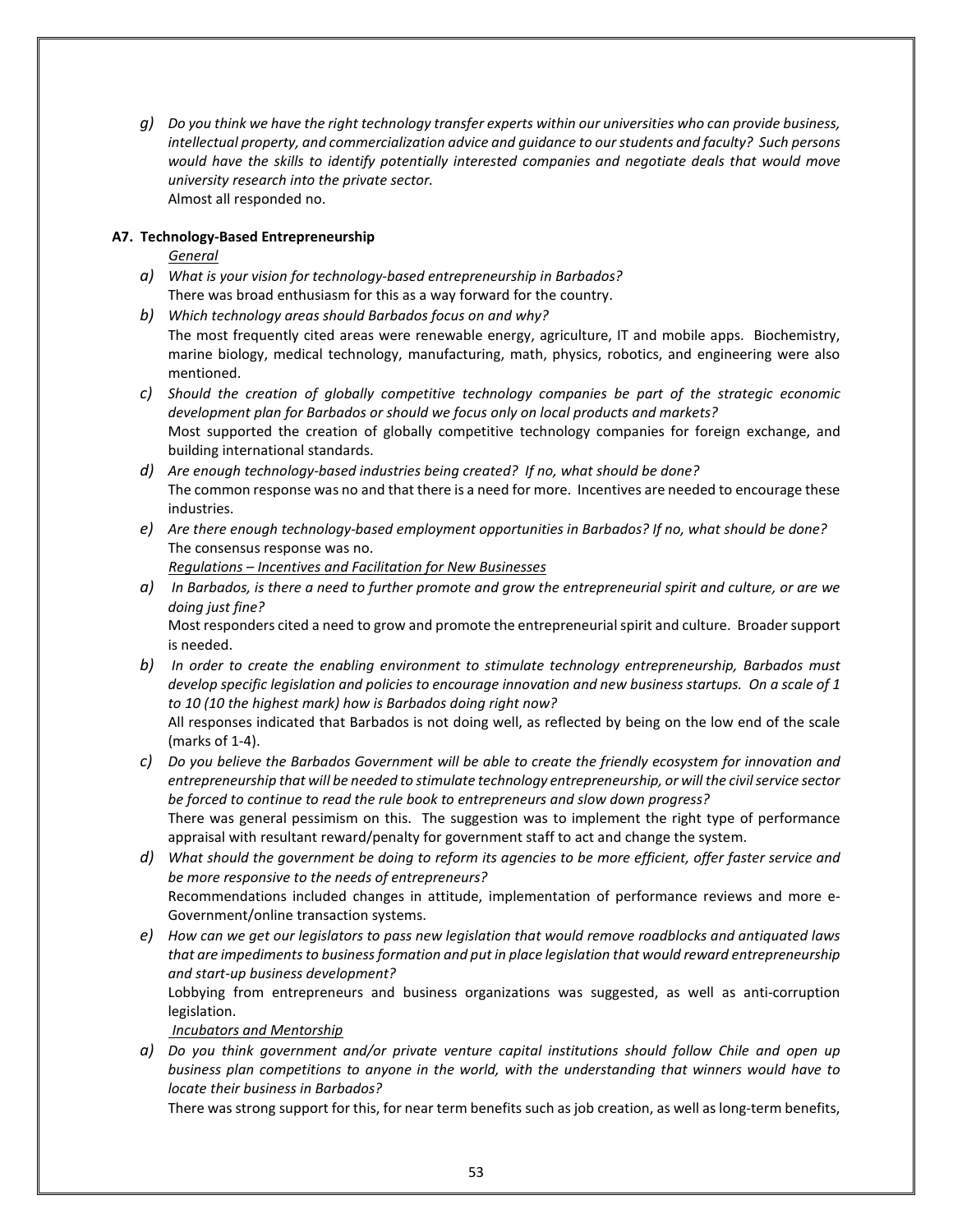*g) Do you think we have the right technology transfer experts within our universities who can provide business, intellectual property, and commercialization advice and guidance to our students and faculty? Such persons would have the skills to identify potentially interested companies and negotiate deals that would move university research into the private sector.*

Almost all responded no.

**A7. Technology-Based Entrepreneurship**

*General*

*a) What is your vision for technology-based entrepreneurship in Barbados?*

There was broad enthusiasm for this as a way forward for the country.

*b) Which technology areas should Barbados focus on and why?*

The most frequently cited areas were renewable energy, agriculture, IT and mobile apps. Biochemistry, marine biology, medical technology, manufacturing, math, physics, robotics, and engineering were also mentioned.

*c) Should the creation of globally competitive technology companies be part of the strategic economic development plan for Barbados or should we focus only on local products and markets?*

Most supported the creation of globally competitive technology companies for foreign exchange, and building international standards.

*d) Are enough technology-based industries being created? If no, what should be done?*

The common response was no and that there is a need for more. Incentives are needed to encourage these industries.

*e) Are there enough technology-based employment opportunities in Barbados? If no, what should be done?*

The consensus response was no.

*Regulations – Incentives and Facilitation for New Businesses*

*a) In Barbados, is there a need to further promote and grow the entrepreneurial spirit and culture, or are we doing just fine?*

Most responders cited a need to grow and promote the entrepreneurial spirit and culture. Broader support is needed.

*b) In order to create the enabling environment to stimulate technology entrepreneurship, Barbados must develop specific legislation and policies to encourage innovation and new business startups. On a scale of 1 to 10 (10 the highest mark) how is Barbados doing right now?*

All responses indicated that Barbados is not doing well, as reflected by being on the low end of the scale (marks of 1-4).

*c) Do you believe the Barbados Government will be able to create the friendly ecosystem for innovation and entrepreneurship that will be needed to stimulate technology entrepreneurship, or will the civil service sector be forced to continue to read the rule book to entrepreneurs and slow down progress?*

There was general pessimism on this. The suggestion was to implement the right type of performance appraisal with resultant reward/penalty for government staff to act and change the system.

*d) What should the government be doing to reform its agencies to be more efficient, offer faster service and be more responsive to the needs of entrepreneurs?*

Recommendations included changes in attitude, implementation of performance reviews and more e-Government/online transaction systems.

*e) How can we get our legislators to pass new legislation that would remove roadblocks and antiquated laws that are impediments to business formation and put in place legislation that would reward entrepreneurship and start-up business development?*

Lobbying from entrepreneurs and business organizations was suggested, as well as anti-corruption legislation.

*Incubators and Mentorship*

*a) Do you think government and/or private venture capital institutions should follow Chile and open up business plan competitions to anyone in the world, with the understanding that winners would have to locate their business in Barbados?*

There was strong support for this, for near term benefits such as job creation, as well as long-term benefits,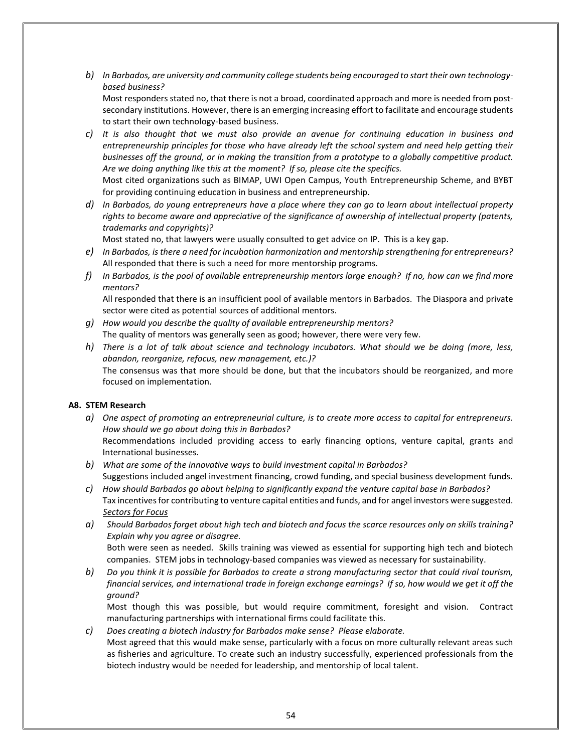b) *In Barbados, are university and community college students being encouraged to start their own technology-based business?*
   Most responders stated no, that there is not a broad, coordinated approach and more is needed from post-secondary institutions. However, there is an emerging increasing effort to facilitate and encourage students to start their own technology-based business.

c) *It is also thought that we must also provide an avenue for continuing education in business and entrepreneurship principles for those who have already left the school system and need help getting their businesses off the ground, or in making the transition from a prototype to a globally competitive product. Are we doing anything like this at the moment? If so, please cite the specifics.*
   Most cited organizations such as BIMAP, UWI Open Campus, Youth Entrepreneurship Scheme, and BYBT for providing continuing education in business and entrepreneurship.

d) *In Barbados, do young entrepreneurs have a place where they can go to learn about intellectual property rights to become aware and appreciative of the significance of ownership of intellectual property (patents, trademarks and copyrights)?*
   Most stated no, that lawyers were usually consulted to get advice on IP. This is a key gap.

e) *In Barbados, is there a need for incubation harmonization and mentorship strengthening for entrepreneurs?*
   All responded that there is such a need for more mentorship programs.

f) *In Barbados, is the pool of available entrepreneurship mentors large enough? If no, how can we find more mentors?*
   All responded that there is an insufficient pool of available mentors in Barbados. The Diaspora and private sector were cited as potential sources of additional mentors.

g) *How would you describe the quality of available entrepreneurship mentors?*
   The quality of mentors was generally seen as good; however, there were very few.

h) *There is a lot of talk about science and technology incubators. What should we be doing (more, less, abandon, reorganize, refocus, new management, etc.)?*
   The consensus was that more should be done, but that the incubators should be reorganized, and more focused on implementation.

**A8. STEM Research**

a) *One aspect of promoting an entrepreneurial culture, is to create more access to capital for entrepreneurs. How should we go about doing this in Barbados?*
   Recommendations included providing access to early financing options, venture capital, grants and International businesses.

b) *What are some of the innovative ways to build investment capital in Barbados?*
   Suggestions included angel investment financing, crowd funding, and special business development funds.

c) *How should Barbados go about helping to significantly expand the venture capital base in Barbados?*
   Tax incentives for contributing to venture capital entities and funds, and for angel investors were suggested.

<u>*Sectors for Focus*</u>

a) *Should Barbados forget about high tech and biotech and focus the scarce resources only on skills training? Explain why you agree or disagree.*
   Both were seen as needed. Skills training was viewed as essential for supporting high tech and biotech companies. STEM jobs in technology-based companies was viewed as necessary for sustainability.

b) *Do you think it is possible for Barbados to create a strong manufacturing sector that could rival tourism, financial services, and international trade in foreign exchange earnings? If so, how would we get it off the ground?*
   Most though this was possible, but would require commitment, foresight and vision. Contract manufacturing partnerships with international firms could facilitate this.

c) *Does creating a biotech industry for Barbados make sense? Please elaborate.*
   Most agreed that this would make sense, particularly with a focus on more culturally relevant areas such as fisheries and agriculture. To create such an industry successfully, experienced professionals from the biotech industry would be needed for leadership, and mentorship of local talent.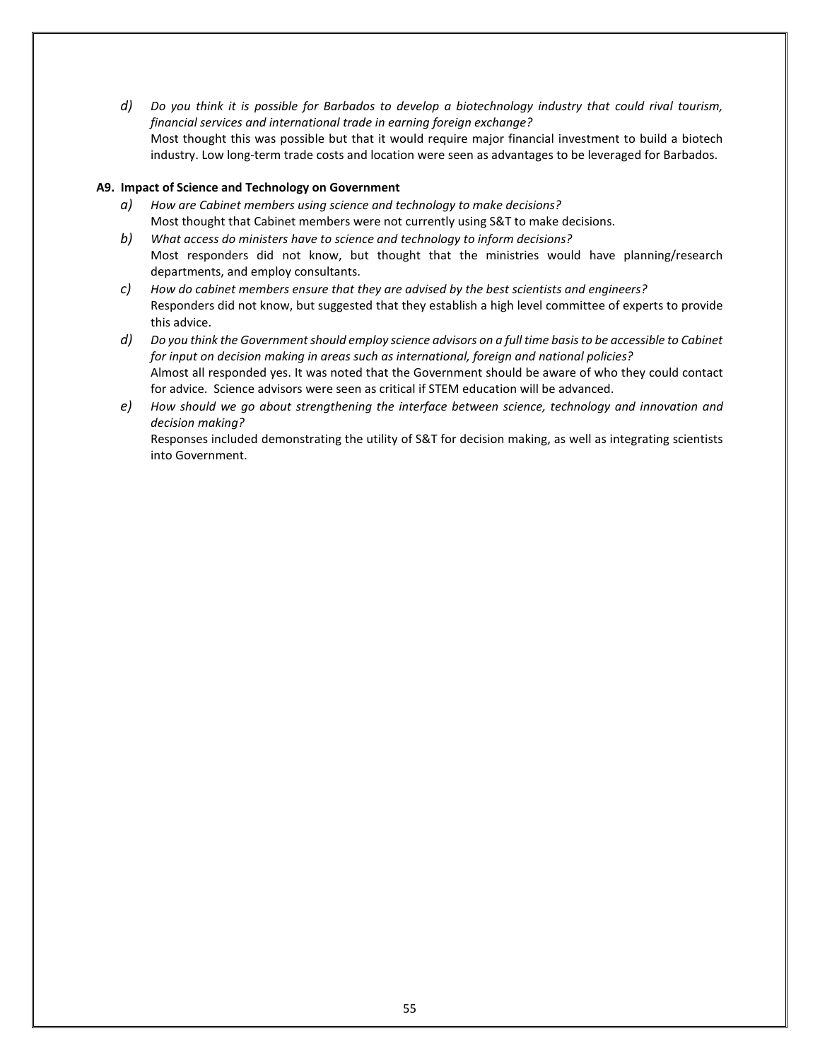*d) Do you think it is possible for Barbados to develop a biotechnology industry that could rival tourism, financial services and international trade in earning foreign exchange?*
Most thought this was possible but that it would require major financial investment to build a biotech industry. Low long-term trade costs and location were seen as advantages to be leveraged for Barbados.

**A9. Impact of Science and Technology on Government**

*a) How are Cabinet members using science and technology to make decisions?*
Most thought that Cabinet members were not currently using S&T to make decisions.

*b) What access do ministers have to science and technology to inform decisions?*
Most responders did not know, but thought that the ministries would have planning/research departments, and employ consultants.

*c) How do cabinet members ensure that they are advised by the best scientists and engineers?*
Responders did not know, but suggested that they establish a high level committee of experts to provide this advice.

*d) Do you think the Government should employ science advisors on a full time basis to be accessible to Cabinet for input on decision making in areas such as international, foreign and national policies?*
Almost all responded yes. It was noted that the Government should be aware of who they could contact for advice. Science advisors were seen as critical if STEM education will be advanced.

*e) How should we go about strengthening the interface between science, technology and innovation and decision making?*
Responses included demonstrating the utility of S&T for decision making, as well as integrating scientists into Government.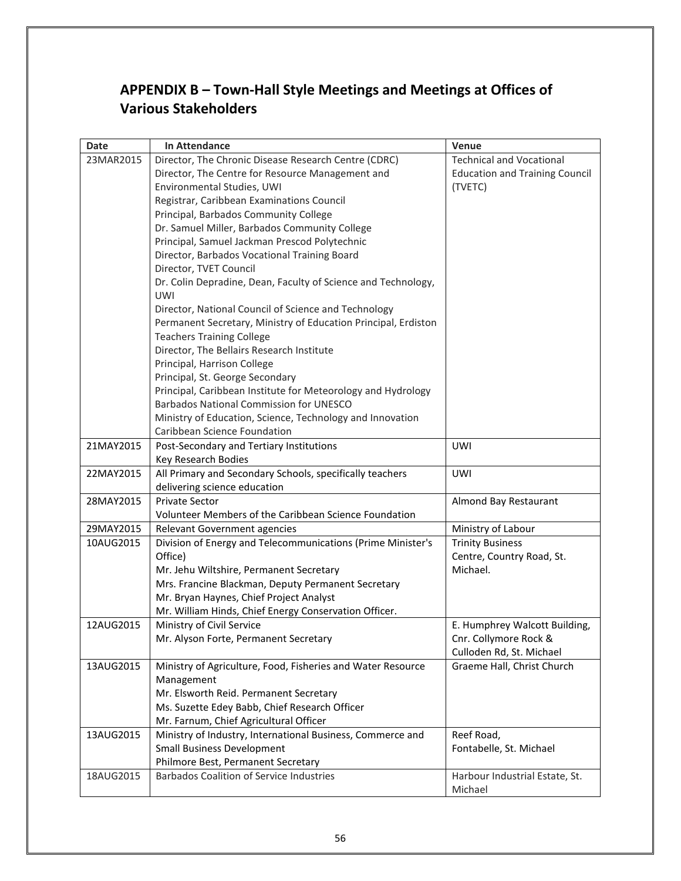## APPENDIX B – Town-Hall Style Meetings and Meetings at Offices of Various Stakeholders

| Date | In Attendance | Venue |
|---|---|---|
| 23MAR2015 | Director, The Chronic Disease Research Centre (CDRC)<br>Director, The Centre for Resource Management and Environmental Studies, UWI<br>Registrar, Caribbean Examinations Council<br>Principal, Barbados Community College<br>Dr. Samuel Miller, Barbados Community College<br>Principal, Samuel Jackman Prescod Polytechnic<br>Director, Barbados Vocational Training Board<br>Director, TVET Council<br>Dr. Colin Depradine, Dean, Faculty of Science and Technology, UWI<br>Director, National Council of Science and Technology<br>Permanent Secretary, Ministry of Education Principal, Erdiston Teachers Training College<br>Director, The Bellairs Research Institute<br>Principal, Harrison College<br>Principal, St. George Secondary<br>Principal, Caribbean Institute for Meteorology and Hydrology<br>Barbados National Commission for UNESCO<br>Ministry of Education, Science, Technology and Innovation<br>Caribbean Science Foundation | Technical and Vocational Education and Training Council (TVETC) |
| 21MAY2015 | Post-Secondary and Tertiary Institutions<br>Key Research Bodies | UWI |
| 22MAY2015 | All Primary and Secondary Schools, specifically teachers delivering science education | UWI |
| 28MAY2015 | Private Sector<br>Volunteer Members of the Caribbean Science Foundation | Almond Bay Restaurant |
| 29MAY2015 | Relevant Government agencies | Ministry of Labour |
| 10AUG2015 | Division of Energy and Telecommunications (Prime Minister's Office)<br>Mr. Jehu Wiltshire, Permanent Secretary<br>Mrs. Francine Blackman, Deputy Permanent Secretary<br>Mr. Bryan Haynes, Chief Project Analyst<br>Mr. William Hinds, Chief Energy Conservation Officer. | Trinity Business Centre, Country Road, St. Michael. |
| 12AUG2015 | Ministry of Civil Service<br>Mr. Alyson Forte, Permanent Secretary | E. Humphrey Walcott Building, Cnr. Collymore Rock & Culloden Rd, St. Michael |
| 13AUG2015 | Ministry of Agriculture, Food, Fisheries and Water Resource Management<br>Mr. Elsworth Reid. Permanent Secretary<br>Ms. Suzette Edey Babb, Chief Research Officer<br>Mr. Farnum, Chief Agricultural Officer | Graeme Hall, Christ Church |
| 13AUG2015 | Ministry of Industry, International Business, Commerce and Small Business Development<br>Philmore Best, Permanent Secretary | Reef Road, Fontabelle, St. Michael |
| 18AUG2015 | Barbados Coalition of Service Industries | Harbour Industrial Estate, St. Michael |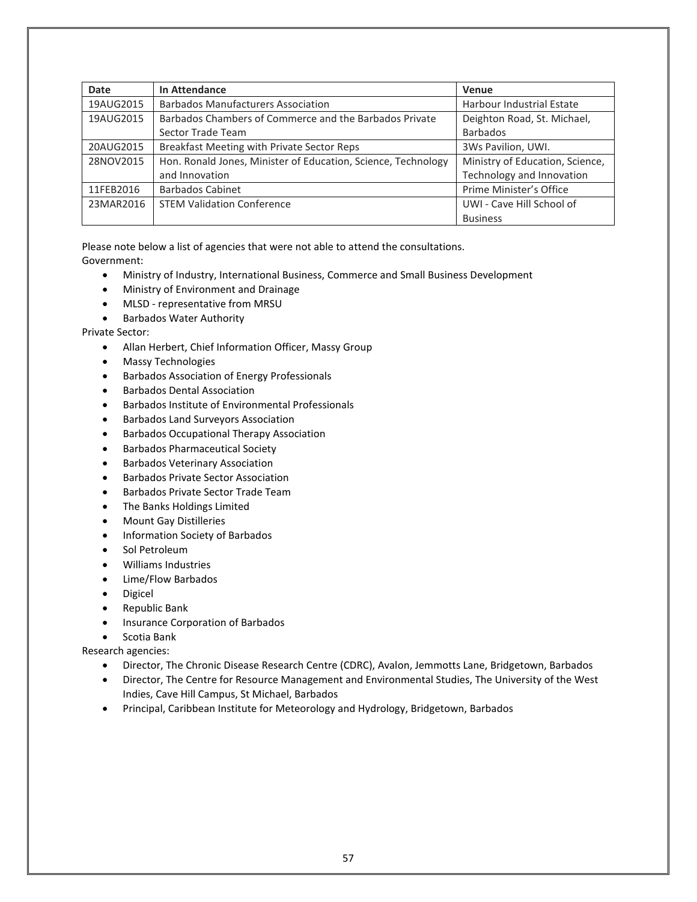| Date | In Attendance | Venue |
|---|---|---|
| 19AUG2015 | Barbados Manufacturers Association | Harbour Industrial Estate |
| 19AUG2015 | Barbados Chambers of Commerce and the Barbados Private Sector Trade Team | Deighton Road, St. Michael, Barbados |
| 20AUG2015 | Breakfast Meeting with Private Sector Reps | 3Ws Pavilion, UWI. |
| 28NOV2015 | Hon. Ronald Jones, Minister of Education, Science, Technology and Innovation | Ministry of Education, Science, Technology and Innovation |
| 11FEB2016 | Barbados Cabinet | Prime Minister's Office |
| 23MAR2016 | STEM Validation Conference | UWI - Cave Hill School of Business |

Please note below a list of agencies that were not able to attend the consultations.

Government:

- Ministry of Industry, International Business, Commerce and Small Business Development
- Ministry of Environment and Drainage
- MLSD - representative from MRSU
- Barbados Water Authority

Private Sector:

- Allan Herbert, Chief Information Officer, Massy Group
- Massy Technologies
- Barbados Association of Energy Professionals
- Barbados Dental Association
- Barbados Institute of Environmental Professionals
- Barbados Land Surveyors Association
- Barbados Occupational Therapy Association
- Barbados Pharmaceutical Society
- Barbados Veterinary Association
- Barbados Private Sector Association
- Barbados Private Sector Trade Team
- The Banks Holdings Limited
- Mount Gay Distilleries
- Information Society of Barbados
- Sol Petroleum
- Williams Industries
- Lime/Flow Barbados
- Digicel
- Republic Bank
- Insurance Corporation of Barbados
- Scotia Bank

Research agencies:

- Director, The Chronic Disease Research Centre (CDRC), Avalon, Jemmotts Lane, Bridgetown, Barbados
- Director, The Centre for Resource Management and Environmental Studies, The University of the West Indies, Cave Hill Campus, St Michael, Barbados
- Principal, Caribbean Institute for Meteorology and Hydrology, Bridgetown, Barbados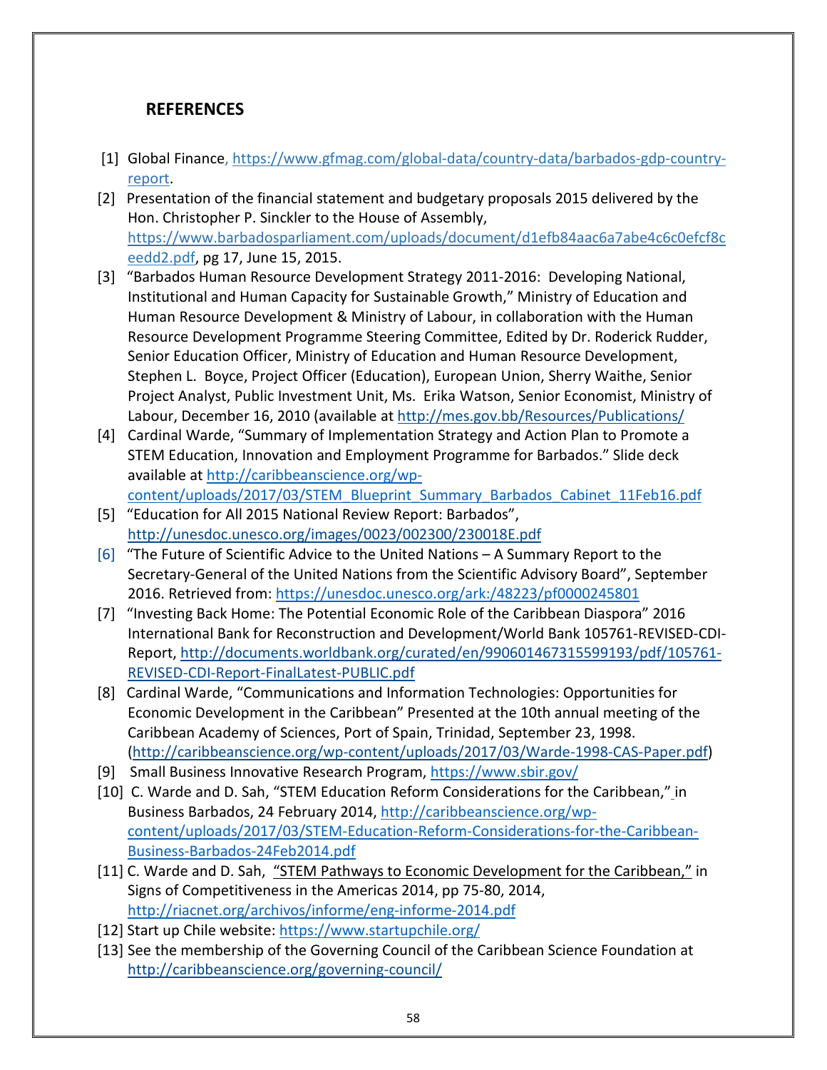## REFERENCES

[1] Global Finance, https://www.gfmag.com/global-data/country-data/barbados-gdp-country-report.

[2] Presentation of the financial statement and budgetary proposals 2015 delivered by the Hon. Christopher P. Sinckler to the House of Assembly, https://www.barbadosparliament.com/uploads/document/d1efb84aac6a7abe4c6c0efcf8ceedd2.pdf, pg 17, June 15, 2015.

[3] "Barbados Human Resource Development Strategy 2011-2016: Developing National, Institutional and Human Capacity for Sustainable Growth," Ministry of Education and Human Resource Development & Ministry of Labour, in collaboration with the Human Resource Development Programme Steering Committee, Edited by Dr. Roderick Rudder, Senior Education Officer, Ministry of Education and Human Resource Development, Stephen L. Boyce, Project Officer (Education), European Union, Sherry Waithe, Senior Project Analyst, Public Investment Unit, Ms. Erika Watson, Senior Economist, Ministry of Labour, December 16, 2010 (available at http://mes.gov.bb/Resources/Publications/

[4] Cardinal Warde, "Summary of Implementation Strategy and Action Plan to Promote a STEM Education, Innovation and Employment Programme for Barbados." Slide deck available at http://caribbeanscience.org/wp-content/uploads/2017/03/STEM_Blueprint_Summary_Barbados_Cabinet_11Feb16.pdf

[5] "Education for All 2015 National Review Report: Barbados", http://unesdoc.unesco.org/images/0023/002300/230018E.pdf

[6] "The Future of Scientific Advice to the United Nations – A Summary Report to the Secretary-General of the United Nations from the Scientific Advisory Board", September 2016. Retrieved from: https://unesdoc.unesco.org/ark:/48223/pf0000245801

[7] "Investing Back Home: The Potential Economic Role of the Caribbean Diaspora" 2016 International Bank for Reconstruction and Development/World Bank 105761-REVISED-CDI-Report, http://documents.worldbank.org/curated/en/990601467315599193/pdf/105761-REVISED-CDI-Report-FinalLatest-PUBLIC.pdf

[8] Cardinal Warde, "Communications and Information Technologies: Opportunities for Economic Development in the Caribbean" Presented at the 10th annual meeting of the Caribbean Academy of Sciences, Port of Spain, Trinidad, September 23, 1998. (http://caribbeanscience.org/wp-content/uploads/2017/03/Warde-1998-CAS-Paper.pdf)

[9] Small Business Innovative Research Program, https://www.sbir.gov/

[10] C. Warde and D. Sah, "STEM Education Reform Considerations for the Caribbean," in Business Barbados, 24 February 2014, http://caribbeanscience.org/wp-content/uploads/2017/03/STEM-Education-Reform-Considerations-for-the-Caribbean-Business-Barbados-24Feb2014.pdf

[11] C. Warde and D. Sah, "STEM Pathways to Economic Development for the Caribbean," in Signs of Competitiveness in the Americas 2014, pp 75-80, 2014, http://riacnet.org/archivos/informe/eng-informe-2014.pdf

[12] Start up Chile website: https://www.startupchile.org/

[13] See the membership of the Governing Council of the Caribbean Science Foundation at http://caribbeanscience.org/governing-council/